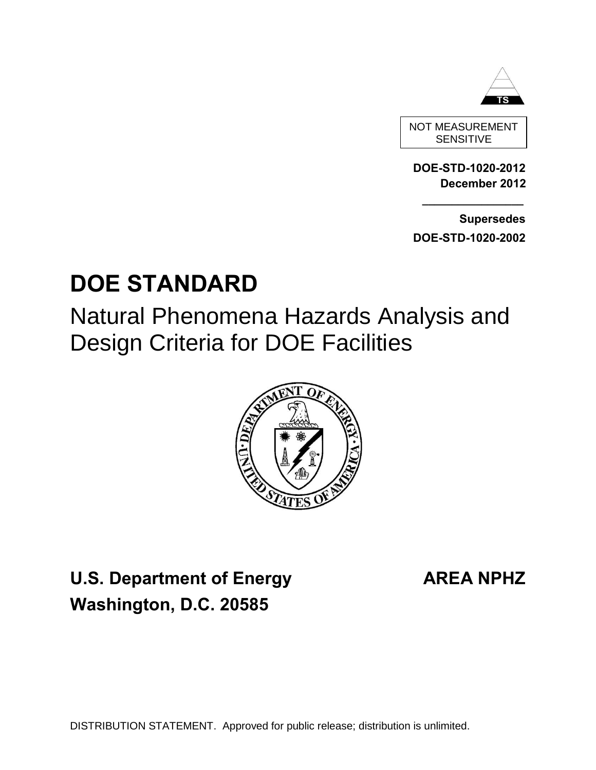TS

NOT MEASUREMENT SENSITIVE

**DOE-STD-1020-2012**
**December 2012**

**Supersedes**
**DOE-STD-1020-2002**

# DOE STANDARD

## Natural Phenomena Hazards Analysis and Design Criteria for DOE Facilities

**U.S. Department of Energy**
**Washington, D.C. 20585**

**AREA NPHZ**

DISTRIBUTION STATEMENT. Approved for public release; distribution is unlimited.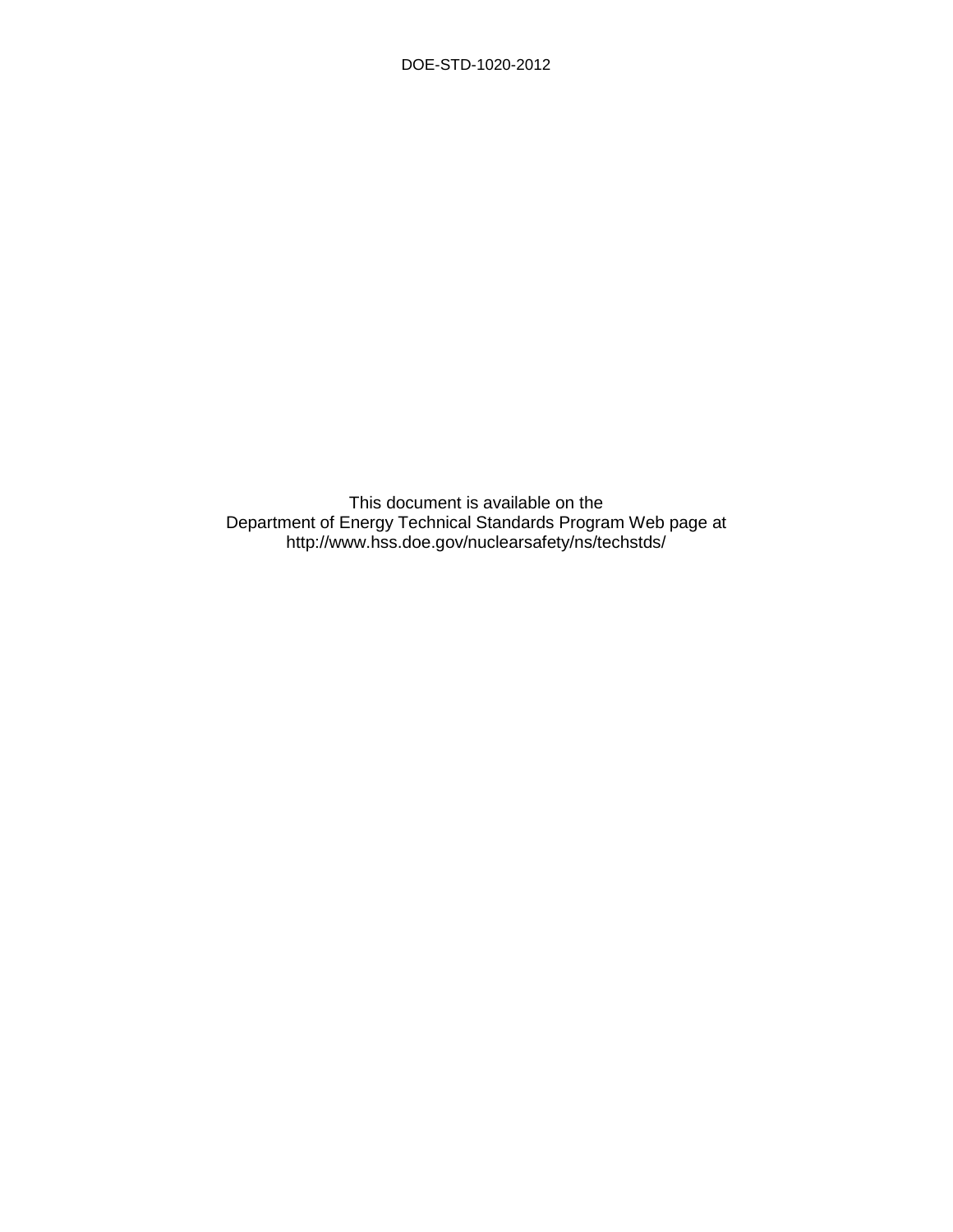This document is available on the
Department of Energy Technical Standards Program Web page at
http://www.hss.doe.gov/nuclearsafety/ns/techstds/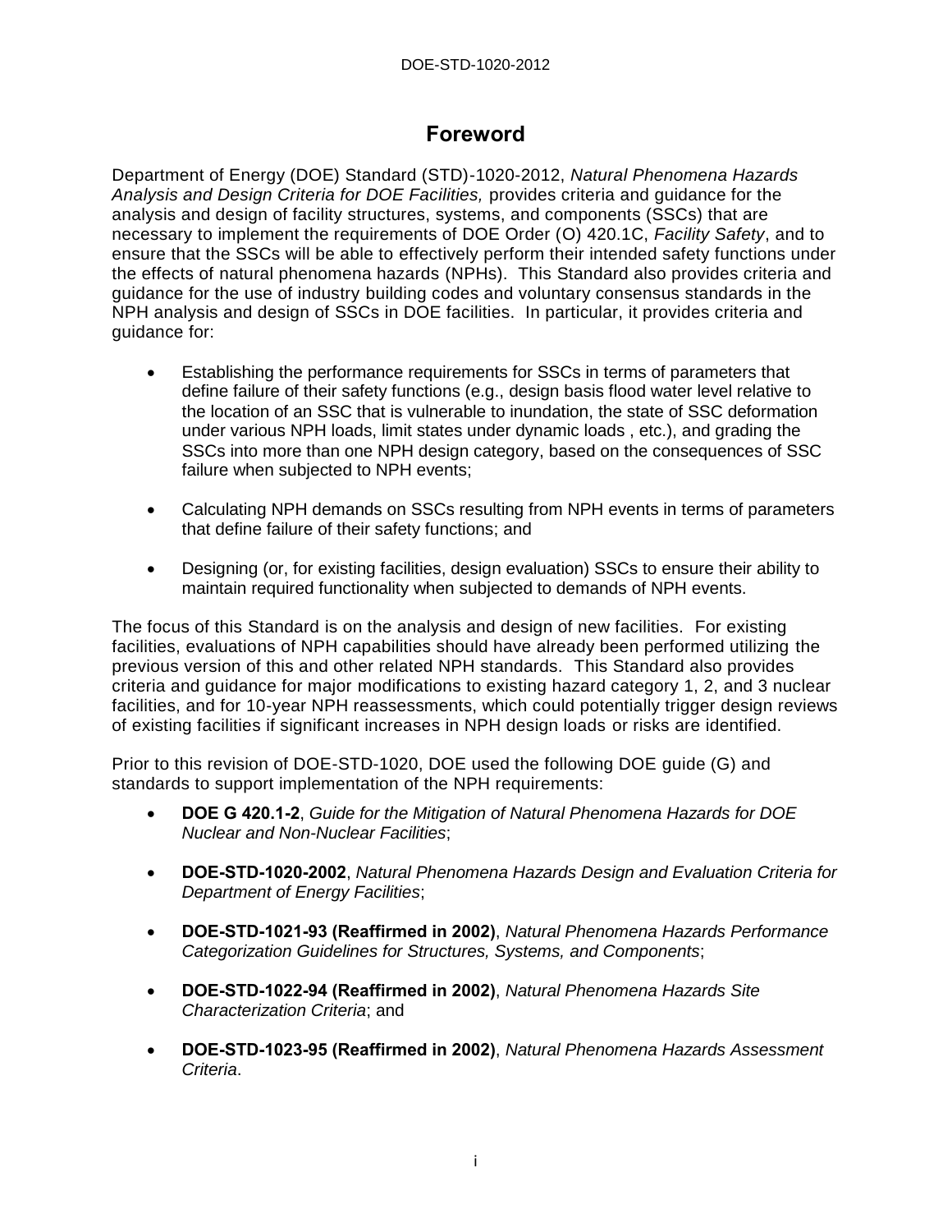# Foreword

Department of Energy (DOE) Standard (STD)-1020-2012, *Natural Phenomena Hazards Analysis and Design Criteria for DOE Facilities,* provides criteria and guidance for the analysis and design of facility structures, systems, and components (SSCs) that are necessary to implement the requirements of DOE Order (O) 420.1C, *Facility Safety*, and to ensure that the SSCs will be able to effectively perform their intended safety functions under the effects of natural phenomena hazards (NPHs). This Standard also provides criteria and guidance for the use of industry building codes and voluntary consensus standards in the NPH analysis and design of SSCs in DOE facilities. In particular, it provides criteria and guidance for:

- Establishing the performance requirements for SSCs in terms of parameters that define failure of their safety functions (e.g., design basis flood water level relative to the location of an SSC that is vulnerable to inundation, the state of SSC deformation under various NPH loads, limit states under dynamic loads , etc.), and grading the SSCs into more than one NPH design category, based on the consequences of SSC failure when subjected to NPH events;
- Calculating NPH demands on SSCs resulting from NPH events in terms of parameters that define failure of their safety functions; and
- Designing (or, for existing facilities, design evaluation) SSCs to ensure their ability to maintain required functionality when subjected to demands of NPH events.

The focus of this Standard is on the analysis and design of new facilities. For existing facilities, evaluations of NPH capabilities should have already been performed utilizing the previous version of this and other related NPH standards. This Standard also provides criteria and guidance for major modifications to existing hazard category 1, 2, and 3 nuclear facilities, and for 10-year NPH reassessments, which could potentially trigger design reviews of existing facilities if significant increases in NPH design loads or risks are identified.

Prior to this revision of DOE-STD-1020, DOE used the following DOE guide (G) and standards to support implementation of the NPH requirements:

- **DOE G 420.1-2**, *Guide for the Mitigation of Natural Phenomena Hazards for DOE Nuclear and Non-Nuclear Facilities*;
- **DOE-STD-1020-2002**, *Natural Phenomena Hazards Design and Evaluation Criteria for Department of Energy Facilities*;
- **DOE-STD-1021-93 (Reaffirmed in 2002)**, *Natural Phenomena Hazards Performance Categorization Guidelines for Structures, Systems, and Components*;
- **DOE-STD-1022-94 (Reaffirmed in 2002)**, *Natural Phenomena Hazards Site Characterization Criteria*; and
- **DOE-STD-1023-95 (Reaffirmed in 2002)**, *Natural Phenomena Hazards Assessment Criteria*.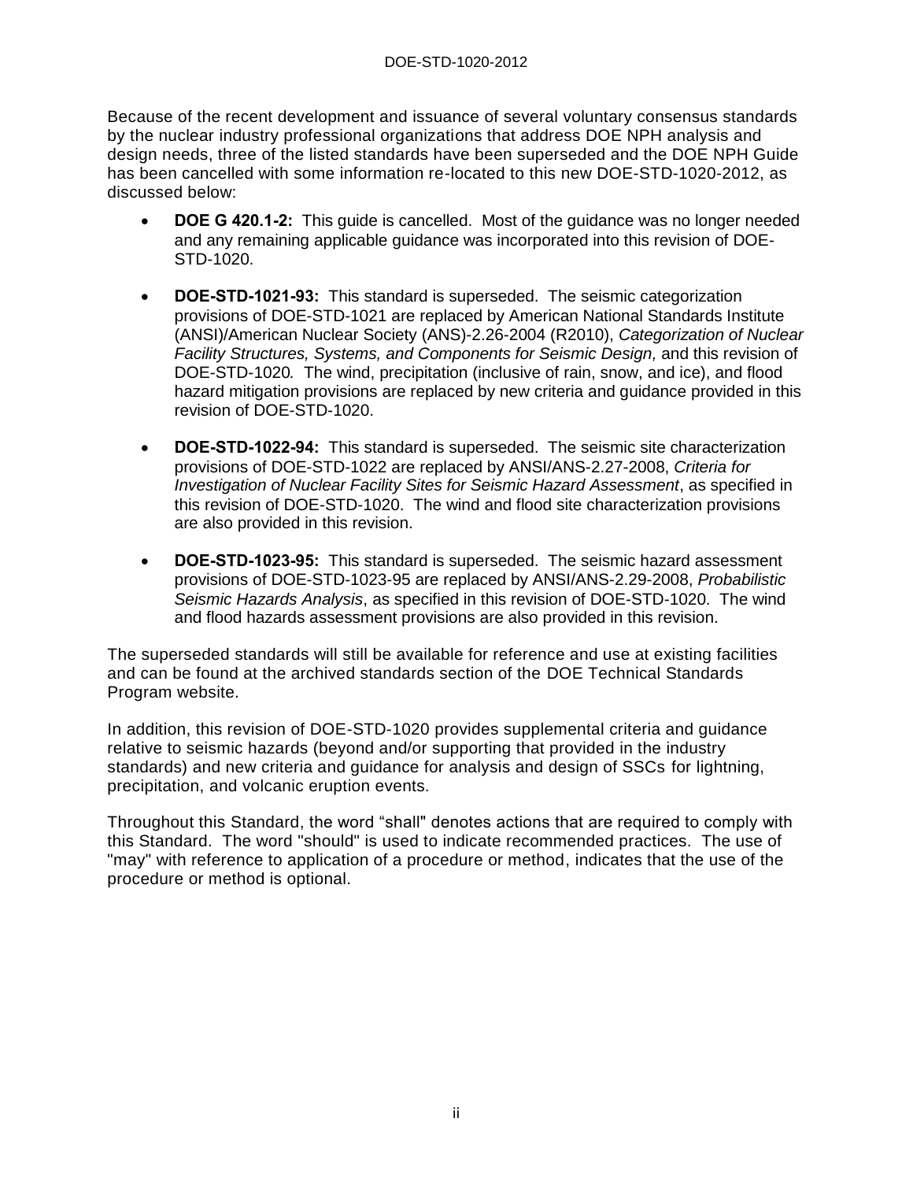Because of the recent development and issuance of several voluntary consensus standards by the nuclear industry professional organizations that address DOE NPH analysis and design needs, three of the listed standards have been superseded and the DOE NPH Guide has been cancelled with some information re-located to this new DOE-STD-1020-2012, as discussed below:

- **DOE G 420.1-2:** This guide is cancelled. Most of the guidance was no longer needed and any remaining applicable guidance was incorporated into this revision of DOE-STD-1020.

- **DOE-STD-1021-93:** This standard is superseded. The seismic categorization provisions of DOE-STD-1021 are replaced by American National Standards Institute (ANSI)/American Nuclear Society (ANS)-2.26-2004 (R2010), *Categorization of Nuclear Facility Structures, Systems, and Components for Seismic Design,* and this revision of DOE-STD-1020. The wind, precipitation (inclusive of rain, snow, and ice), and flood hazard mitigation provisions are replaced by new criteria and guidance provided in this revision of DOE-STD-1020.

- **DOE-STD-1022-94:** This standard is superseded. The seismic site characterization provisions of DOE-STD-1022 are replaced by ANSI/ANS-2.27-2008, *Criteria for Investigation of Nuclear Facility Sites for Seismic Hazard Assessment*, as specified in this revision of DOE-STD-1020. The wind and flood site characterization provisions are also provided in this revision.

- **DOE-STD-1023-95:** This standard is superseded. The seismic hazard assessment provisions of DOE-STD-1023-95 are replaced by ANSI/ANS-2.29-2008, *Probabilistic Seismic Hazards Analysis*, as specified in this revision of DOE-STD-1020. The wind and flood hazards assessment provisions are also provided in this revision.

The superseded standards will still be available for reference and use at existing facilities and can be found at the archived standards section of the DOE Technical Standards Program website.

In addition, this revision of DOE-STD-1020 provides supplemental criteria and guidance relative to seismic hazards (beyond and/or supporting that provided in the industry standards) and new criteria and guidance for analysis and design of SSCs for lightning, precipitation, and volcanic eruption events.

Throughout this Standard, the word "shall" denotes actions that are required to comply with this Standard. The word "should" is used to indicate recommended practices. The use of "may" with reference to application of a procedure or method, indicates that the use of the procedure or method is optional.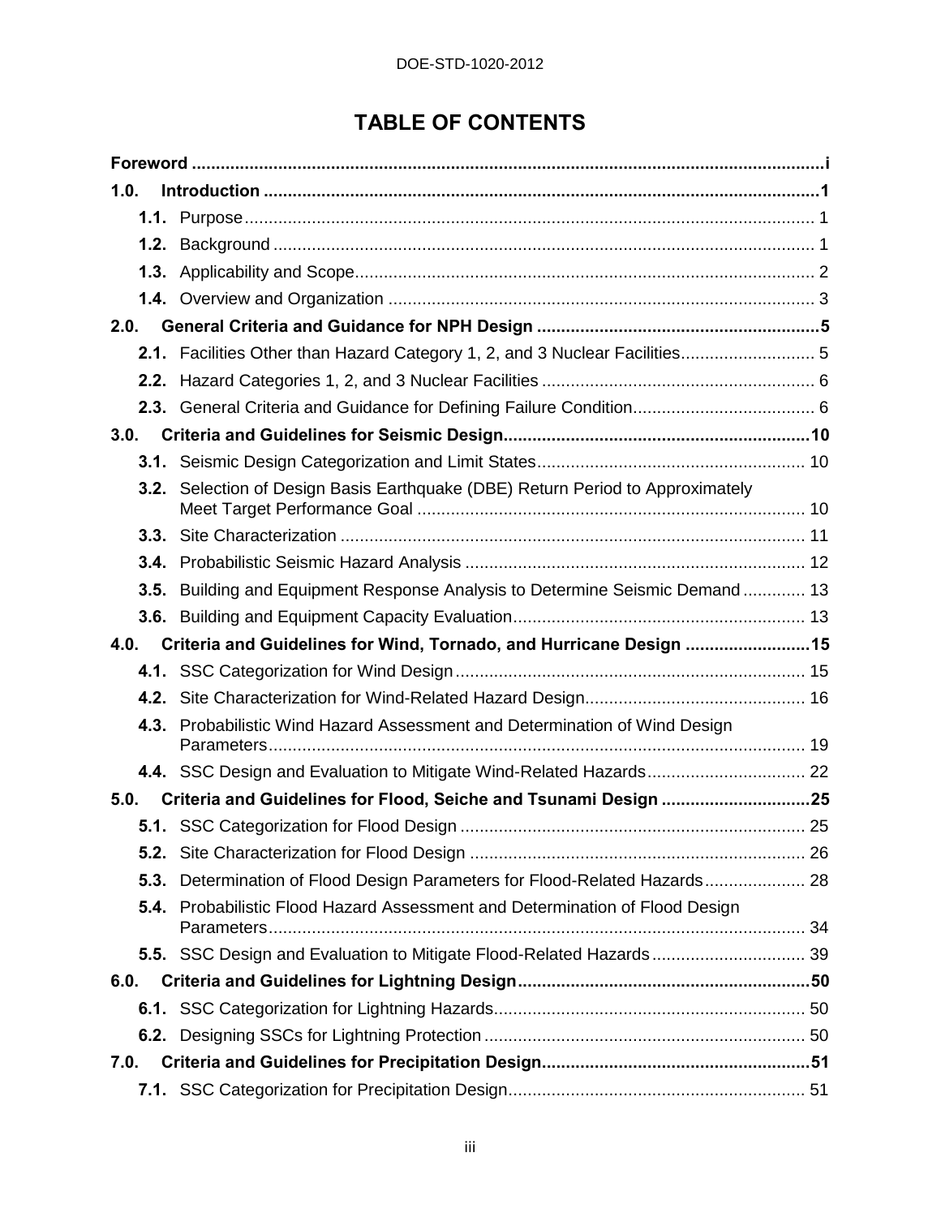# TABLE OF CONTENTS

**Foreword** ..................................................................................................................i

**1.0. Introduction** ..................................................................................................................1

- **1.1.** Purpose ..................................................................................................................1
- **1.2.** Background ..................................................................................................................1
- **1.3.** Applicability and Scope ..................................................................................................................2
- **1.4.** Overview and Organization ..................................................................................................................3

**2.0. General Criteria and Guidance for NPH Design** ..................................................................................................................5

- **2.1.** Facilities Other than Hazard Category 1, 2, and 3 Nuclear Facilities ..................................................................................................................5
- **2.2.** Hazard Categories 1, 2, and 3 Nuclear Facilities ..................................................................................................................6
- **2.3.** General Criteria and Guidance for Defining Failure Condition ..................................................................................................................6

**3.0. Criteria and Guidelines for Seismic Design** ..................................................................................................................10

- **3.1.** Seismic Design Categorization and Limit States ..................................................................................................................10
- **3.2.** Selection of Design Basis Earthquake (DBE) Return Period to Approximately Meet Target Performance Goal ..................................................................................................................10
- **3.3.** Site Characterization ..................................................................................................................11
- **3.4.** Probabilistic Seismic Hazard Analysis ..................................................................................................................12
- **3.5.** Building and Equipment Response Analysis to Determine Seismic Demand ..................................................................................................................13
- **3.6.** Building and Equipment Capacity Evaluation ..................................................................................................................13

**4.0. Criteria and Guidelines for Wind, Tornado, and Hurricane Design** ..................................................................................................................15

- **4.1.** SSC Categorization for Wind Design ..................................................................................................................15
- **4.2.** Site Characterization for Wind-Related Hazard Design ..................................................................................................................16
- **4.3.** Probabilistic Wind Hazard Assessment and Determination of Wind Design Parameters ..................................................................................................................19
- **4.4.** SSC Design and Evaluation to Mitigate Wind-Related Hazards ..................................................................................................................22

**5.0. Criteria and Guidelines for Flood, Seiche and Tsunami Design** ..................................................................................................................25

- **5.1.** SSC Categorization for Flood Design ..................................................................................................................25
- **5.2.** Site Characterization for Flood Design ..................................................................................................................26
- **5.3.** Determination of Flood Design Parameters for Flood-Related Hazards ..................................................................................................................28
- **5.4.** Probabilistic Flood Hazard Assessment and Determination of Flood Design Parameters ..................................................................................................................34
- **5.5.** SSC Design and Evaluation to Mitigate Flood-Related Hazards ..................................................................................................................39

**6.0. Criteria and Guidelines for Lightning Design** ..................................................................................................................50

- **6.1.** SSC Categorization for Lightning Hazards ..................................................................................................................50
- **6.2.** Designing SSCs for Lightning Protection ..................................................................................................................50

**7.0. Criteria and Guidelines for Precipitation Design** ..................................................................................................................51

- **7.1.** SSC Categorization for Precipitation Design ..................................................................................................................51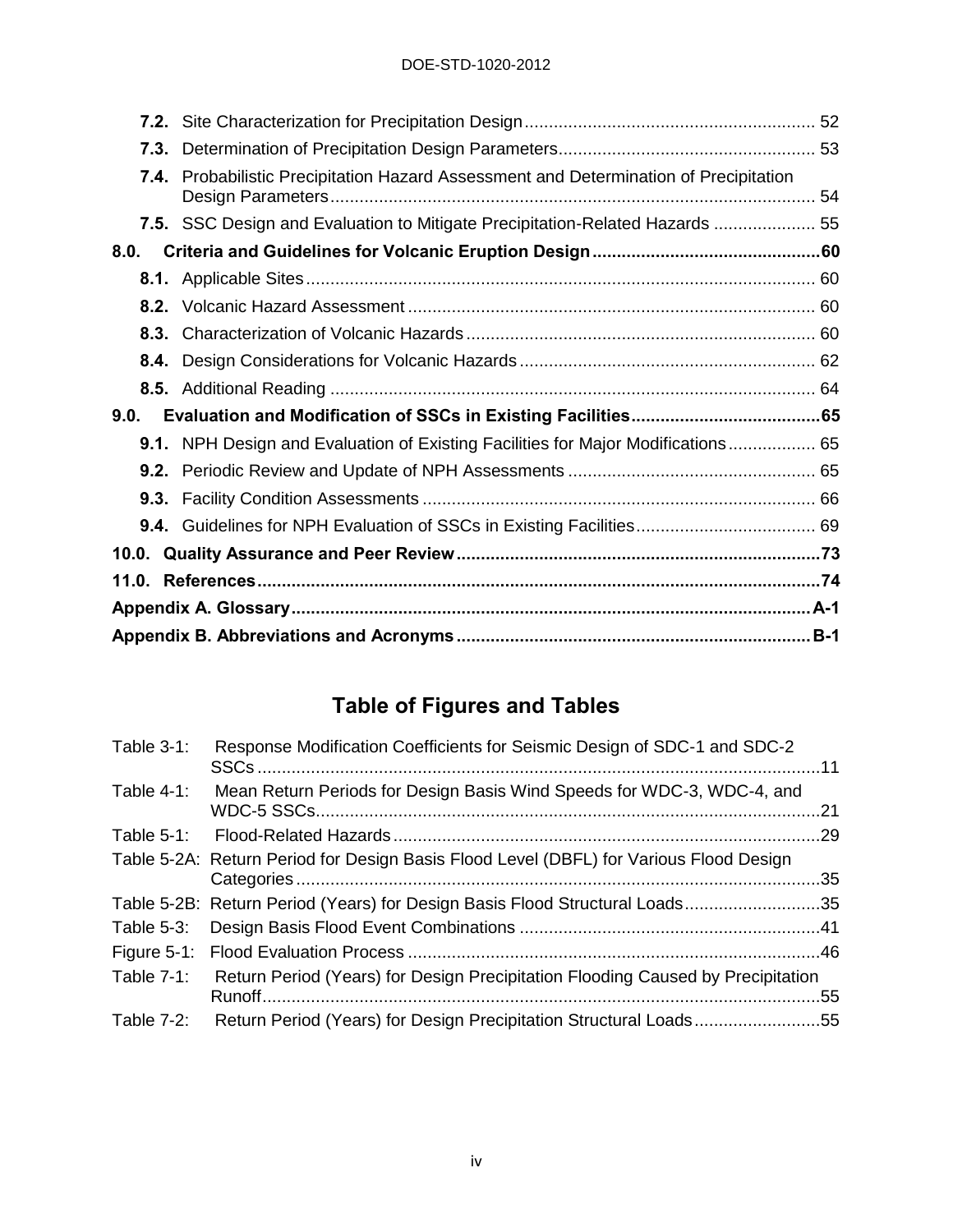| | | |
|---|---|---|
| **7.2.** | Site Characterization for Precipitation Design | 52 |
| **7.3.** | Determination of Precipitation Design Parameters | 53 |
| **7.4.** | Probabilistic Precipitation Hazard Assessment and Determination of Precipitation Design Parameters | 54 |
| **7.5.** | SSC Design and Evaluation to Mitigate Precipitation-Related Hazards | 55 |
| **8.0.** | **Criteria and Guidelines for Volcanic Eruption Design** | **60** |
| **8.1.** | Applicable Sites | 60 |
| **8.2.** | Volcanic Hazard Assessment | 60 |
| **8.3.** | Characterization of Volcanic Hazards | 60 |
| **8.4.** | Design Considerations for Volcanic Hazards | 62 |
| **8.5.** | Additional Reading | 64 |
| **9.0.** | **Evaluation and Modification of SSCs in Existing Facilities** | **65** |
| **9.1.** | NPH Design and Evaluation of Existing Facilities for Major Modifications | 65 |
| **9.2.** | Periodic Review and Update of NPH Assessments | 65 |
| **9.3.** | Facility Condition Assessments | 66 |
| **9.4.** | Guidelines for NPH Evaluation of SSCs in Existing Facilities | 69 |
| **10.0.** | **Quality Assurance and Peer Review** | **73** |
| **11.0.** | **References** | **74** |
| **Appendix A. Glossary** | | **A-1** |
| **Appendix B. Abbreviations and Acronyms** | | **B-1** |

## Table of Figures and Tables

| | | |
|---|---|---|
| Table 3-1: | Response Modification Coefficients for Seismic Design of SDC-1 and SDC-2 SSCs | 11 |
| Table 4-1: | Mean Return Periods for Design Basis Wind Speeds for WDC-3, WDC-4, and WDC-5 SSCs | 21 |
| Table 5-1: | Flood-Related Hazards | 29 |
| Table 5-2A: | Return Period for Design Basis Flood Level (DBFL) for Various Flood Design Categories | 35 |
| Table 5-2B: | Return Period (Years) for Design Basis Flood Structural Loads | 35 |
| Table 5-3: | Design Basis Flood Event Combinations | 41 |
| Figure 5-1: | Flood Evaluation Process | 46 |
| Table 7-1: | Return Period (Years) for Design Precipitation Flooding Caused by Precipitation Runoff | 55 |
| Table 7-2: | Return Period (Years) for Design Precipitation Structural Loads | 55 |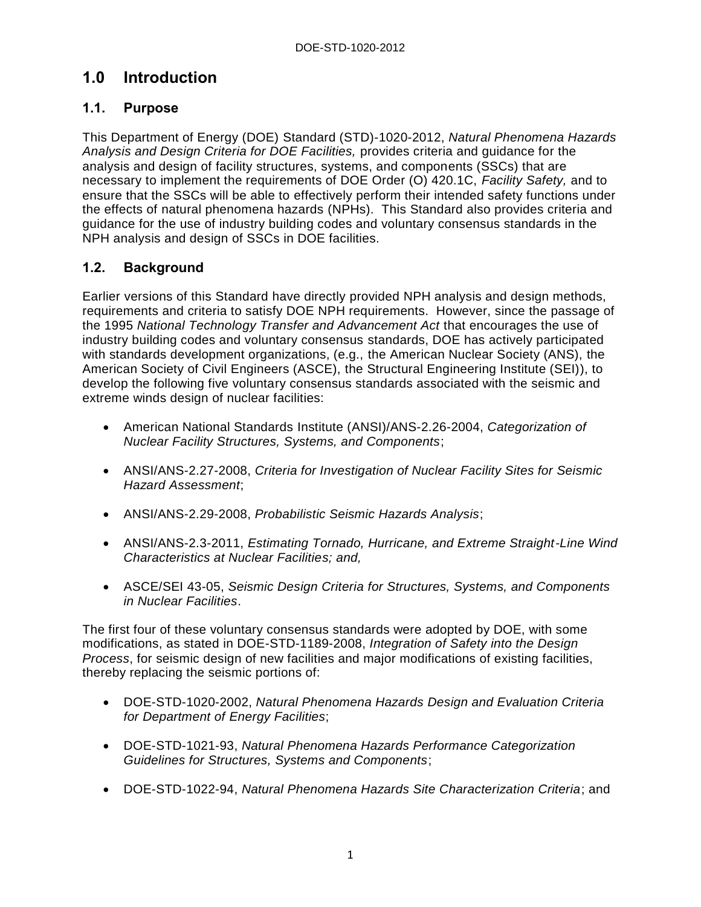# 1.0 Introduction

## 1.1. Purpose

This Department of Energy (DOE) Standard (STD)-1020-2012, *Natural Phenomena Hazards Analysis and Design Criteria for DOE Facilities,* provides criteria and guidance for the analysis and design of facility structures, systems, and components (SSCs) that are necessary to implement the requirements of DOE Order (O) 420.1C, *Facility Safety,* and to ensure that the SSCs will be able to effectively perform their intended safety functions under the effects of natural phenomena hazards (NPHs). This Standard also provides criteria and guidance for the use of industry building codes and voluntary consensus standards in the NPH analysis and design of SSCs in DOE facilities.

## 1.2. Background

Earlier versions of this Standard have directly provided NPH analysis and design methods, requirements and criteria to satisfy DOE NPH requirements. However, since the passage of the 1995 *National Technology Transfer and Advancement Act* that encourages the use of industry building codes and voluntary consensus standards, DOE has actively participated with standards development organizations, (e.g., the American Nuclear Society (ANS), the American Society of Civil Engineers (ASCE), the Structural Engineering Institute (SEI)), to develop the following five voluntary consensus standards associated with the seismic and extreme winds design of nuclear facilities:

- American National Standards Institute (ANSI)/ANS-2.26-2004, *Categorization of Nuclear Facility Structures, Systems, and Components*;
- ANSI/ANS-2.27-2008, *Criteria for Investigation of Nuclear Facility Sites for Seismic Hazard Assessment*;
- ANSI/ANS-2.29-2008, *Probabilistic Seismic Hazards Analysis*;
- ANSI/ANS-2.3-2011, *Estimating Tornado, Hurricane, and Extreme Straight-Line Wind Characteristics at Nuclear Facilities; and,*
- ASCE/SEI 43-05, *Seismic Design Criteria for Structures, Systems, and Components in Nuclear Facilities*.

The first four of these voluntary consensus standards were adopted by DOE, with some modifications, as stated in DOE-STD-1189-2008, *Integration of Safety into the Design Process*, for seismic design of new facilities and major modifications of existing facilities, thereby replacing the seismic portions of:

- DOE-STD-1020-2002, *Natural Phenomena Hazards Design and Evaluation Criteria for Department of Energy Facilities*;
- DOE-STD-1021-93, *Natural Phenomena Hazards Performance Categorization Guidelines for Structures, Systems and Components*;
- DOE-STD-1022-94, *Natural Phenomena Hazards Site Characterization Criteria*; and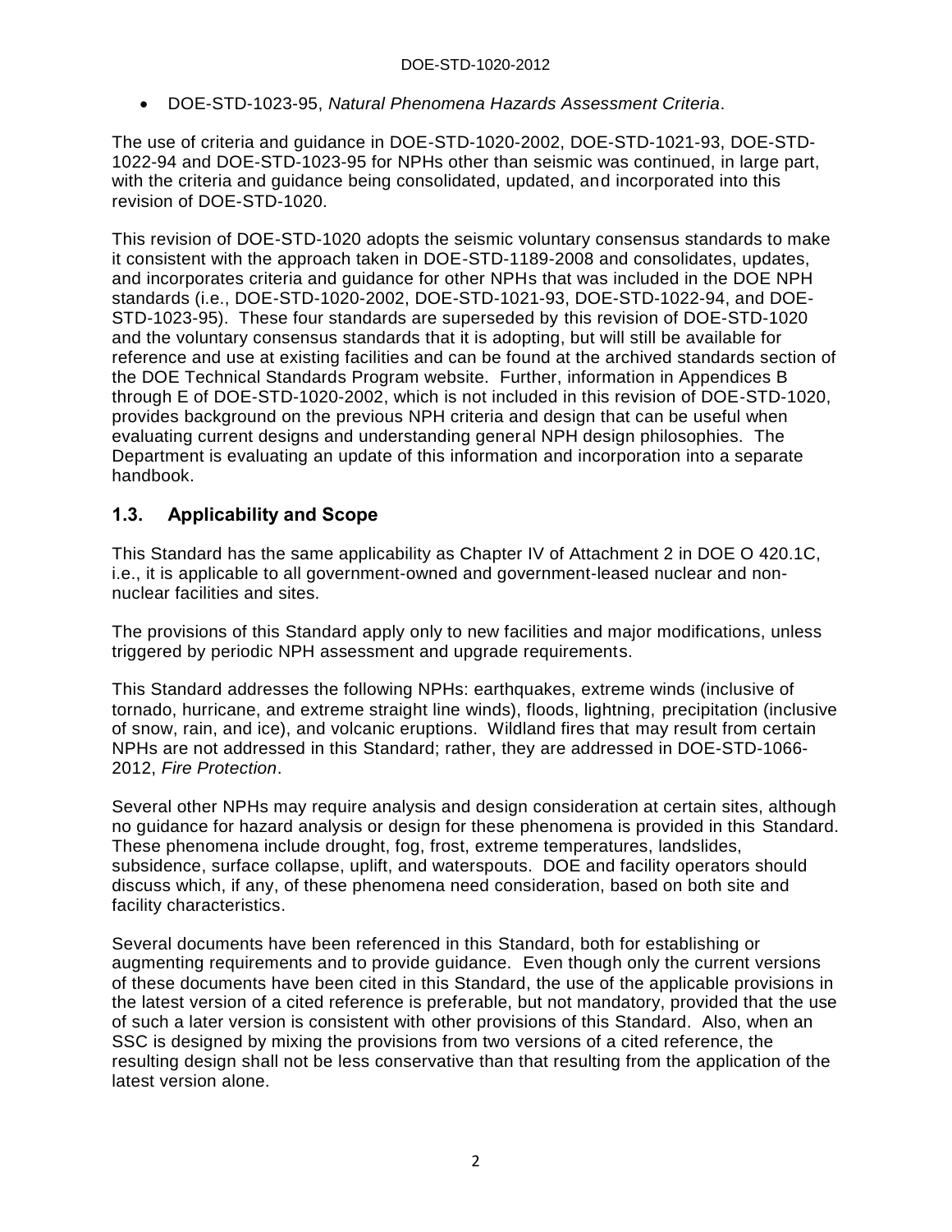- DOE-STD-1023-95, *Natural Phenomena Hazards Assessment Criteria*.

The use of criteria and guidance in DOE-STD-1020-2002, DOE-STD-1021-93, DOE-STD-1022-94 and DOE-STD-1023-95 for NPHs other than seismic was continued, in large part, with the criteria and guidance being consolidated, updated, and incorporated into this revision of DOE-STD-1020.

This revision of DOE-STD-1020 adopts the seismic voluntary consensus standards to make it consistent with the approach taken in DOE-STD-1189-2008 and consolidates, updates, and incorporates criteria and guidance for other NPHs that was included in the DOE NPH standards (i.e., DOE-STD-1020-2002, DOE-STD-1021-93, DOE-STD-1022-94, and DOE-STD-1023-95). These four standards are superseded by this revision of DOE-STD-1020 and the voluntary consensus standards that it is adopting, but will still be available for reference and use at existing facilities and can be found at the archived standards section of the DOE Technical Standards Program website. Further, information in Appendices B through E of DOE-STD-1020-2002, which is not included in this revision of DOE-STD-1020, provides background on the previous NPH criteria and design that can be useful when evaluating current designs and understanding general NPH design philosophies. The Department is evaluating an update of this information and incorporation into a separate handbook.

## 1.3. Applicability and Scope

This Standard has the same applicability as Chapter IV of Attachment 2 in DOE O 420.1C, i.e., it is applicable to all government-owned and government-leased nuclear and non-nuclear facilities and sites.

The provisions of this Standard apply only to new facilities and major modifications, unless triggered by periodic NPH assessment and upgrade requirements.

This Standard addresses the following NPHs: earthquakes, extreme winds (inclusive of tornado, hurricane, and extreme straight line winds), floods, lightning, precipitation (inclusive of snow, rain, and ice), and volcanic eruptions. Wildland fires that may result from certain NPHs are not addressed in this Standard; rather, they are addressed in DOE-STD-1066-2012, *Fire Protection*.

Several other NPHs may require analysis and design consideration at certain sites, although no guidance for hazard analysis or design for these phenomena is provided in this Standard. These phenomena include drought, fog, frost, extreme temperatures, landslides, subsidence, surface collapse, uplift, and waterspouts. DOE and facility operators should discuss which, if any, of these phenomena need consideration, based on both site and facility characteristics.

Several documents have been referenced in this Standard, both for establishing or augmenting requirements and to provide guidance. Even though only the current versions of these documents have been cited in this Standard, the use of the applicable provisions in the latest version of a cited reference is preferable, but not mandatory, provided that the use of such a later version is consistent with other provisions of this Standard. Also, when an SSC is designed by mixing the provisions from two versions of a cited reference, the resulting design shall not be less conservative than that resulting from the application of the latest version alone.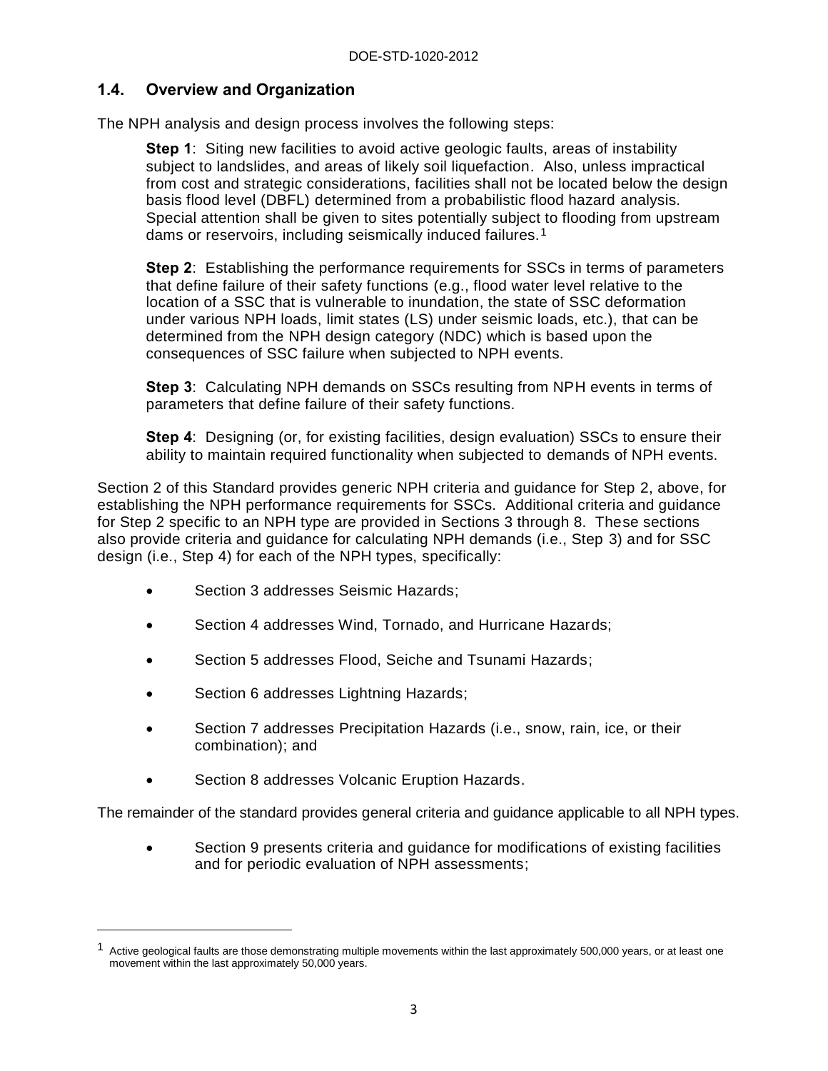## 1.4. Overview and Organization

The NPH analysis and design process involves the following steps:

> **Step 1**: Siting new facilities to avoid active geologic faults, areas of instability subject to landslides, and areas of likely soil liquefaction. Also, unless impractical from cost and strategic considerations, facilities shall not be located below the design basis flood level (DBFL) determined from a probabilistic flood hazard analysis. Special attention shall be given to sites potentially subject to flooding from upstream dams or reservoirs, including seismically induced failures.[1]
>
> **Step 2**: Establishing the performance requirements for SSCs in terms of parameters that define failure of their safety functions (e.g., flood water level relative to the location of a SSC that is vulnerable to inundation, the state of SSC deformation under various NPH loads, limit states (LS) under seismic loads, etc.), that can be determined from the NPH design category (NDC) which is based upon the consequences of SSC failure when subjected to NPH events.
>
> **Step 3**: Calculating NPH demands on SSCs resulting from NPH events in terms of parameters that define failure of their safety functions.
>
> **Step 4**: Designing (or, for existing facilities, design evaluation) SSCs to ensure their ability to maintain required functionality when subjected to demands of NPH events.

Section 2 of this Standard provides generic NPH criteria and guidance for Step 2, above, for establishing the NPH performance requirements for SSCs. Additional criteria and guidance for Step 2 specific to an NPH type are provided in Sections 3 through 8. These sections also provide criteria and guidance for calculating NPH demands (i.e., Step 3) and for SSC design (i.e., Step 4) for each of the NPH types, specifically:

- Section 3 addresses Seismic Hazards;
- Section 4 addresses Wind, Tornado, and Hurricane Hazards;
- Section 5 addresses Flood, Seiche and Tsunami Hazards;
- Section 6 addresses Lightning Hazards;
- Section 7 addresses Precipitation Hazards (i.e., snow, rain, ice, or their combination); and
- Section 8 addresses Volcanic Eruption Hazards.

The remainder of the standard provides general criteria and guidance applicable to all NPH types.

- Section 9 presents criteria and guidance for modifications of existing facilities and for periodic evaluation of NPH assessments;

---

[1] Active geological faults are those demonstrating multiple movements within the last approximately 500,000 years, or at least one movement within the last approximately 50,000 years.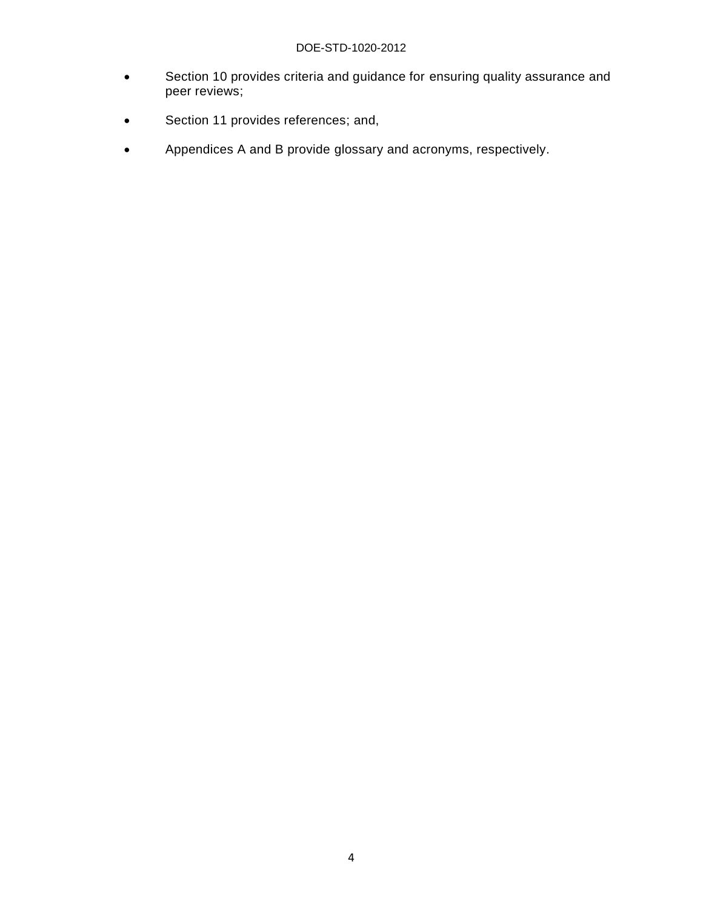- Section 10 provides criteria and guidance for ensuring quality assurance and peer reviews;
- Section 11 provides references; and,
- Appendices A and B provide glossary and acronyms, respectively.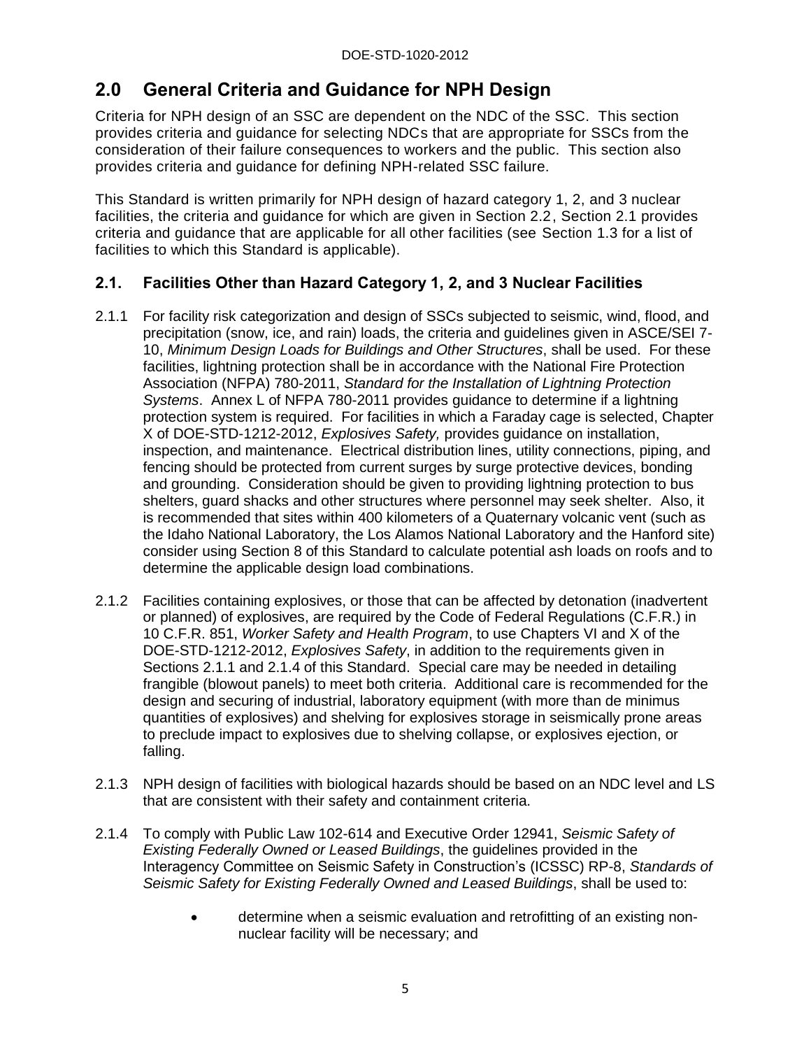## 2.0 General Criteria and Guidance for NPH Design

Criteria for NPH design of an SSC are dependent on the NDC of the SSC. This section provides criteria and guidance for selecting NDCs that are appropriate for SSCs from the consideration of their failure consequences to workers and the public. This section also provides criteria and guidance for defining NPH-related SSC failure.

This Standard is written primarily for NPH design of hazard category 1, 2, and 3 nuclear facilities, the criteria and guidance for which are given in Section 2.2, Section 2.1 provides criteria and guidance that are applicable for all other facilities (see Section 1.3 for a list of facilities to which this Standard is applicable).

### 2.1. Facilities Other than Hazard Category 1, 2, and 3 Nuclear Facilities

2.1.1 For facility risk categorization and design of SSCs subjected to seismic, wind, flood, and precipitation (snow, ice, and rain) loads, the criteria and guidelines given in ASCE/SEI 7-10, *Minimum Design Loads for Buildings and Other Structures*, shall be used. For these facilities, lightning protection shall be in accordance with the National Fire Protection Association (NFPA) 780-2011, *Standard for the Installation of Lightning Protection Systems*. Annex L of NFPA 780-2011 provides guidance to determine if a lightning protection system is required. For facilities in which a Faraday cage is selected, Chapter X of DOE-STD-1212-2012, *Explosives Safety,* provides guidance on installation, inspection, and maintenance. Electrical distribution lines, utility connections, piping, and fencing should be protected from current surges by surge protective devices, bonding and grounding. Consideration should be given to providing lightning protection to bus shelters, guard shacks and other structures where personnel may seek shelter. Also, it is recommended that sites within 400 kilometers of a Quaternary volcanic vent (such as the Idaho National Laboratory, the Los Alamos National Laboratory and the Hanford site) consider using Section 8 of this Standard to calculate potential ash loads on roofs and to determine the applicable design load combinations.

2.1.2 Facilities containing explosives, or those that can be affected by detonation (inadvertent or planned) of explosives, are required by the Code of Federal Regulations (C.F.R.) in 10 C.F.R. 851, *Worker Safety and Health Program*, to use Chapters VI and X of the DOE-STD-1212-2012, *Explosives Safety*, in addition to the requirements given in Sections 2.1.1 and 2.1.4 of this Standard. Special care may be needed in detailing frangible (blowout panels) to meet both criteria. Additional care is recommended for the design and securing of industrial, laboratory equipment (with more than de minimus quantities of explosives) and shelving for explosives storage in seismically prone areas to preclude impact to explosives due to shelving collapse, or explosives ejection, or falling.

2.1.3 NPH design of facilities with biological hazards should be based on an NDC level and LS that are consistent with their safety and containment criteria.

2.1.4 To comply with Public Law 102-614 and Executive Order 12941, *Seismic Safety of Existing Federally Owned or Leased Buildings*, the guidelines provided in the Interagency Committee on Seismic Safety in Construction's (ICSSC) RP-8, *Standards of Seismic Safety for Existing Federally Owned and Leased Buildings*, shall be used to:

- determine when a seismic evaluation and retrofitting of an existing non-nuclear facility will be necessary; and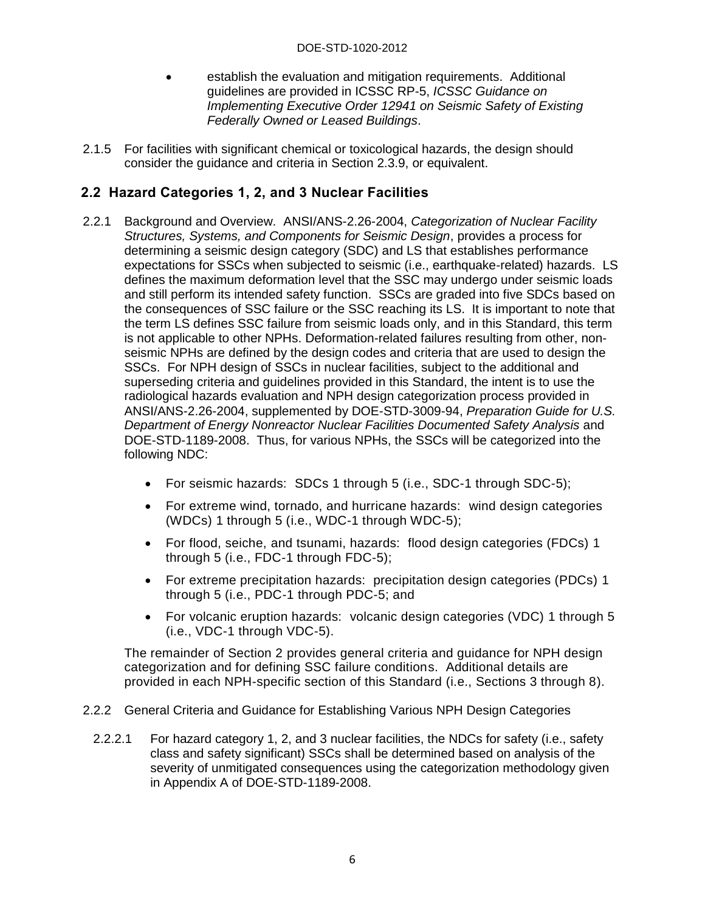- establish the evaluation and mitigation requirements. Additional guidelines are provided in ICSSC RP-5, *ICSSC Guidance on Implementing Executive Order 12941 on Seismic Safety of Existing Federally Owned or Leased Buildings*.

2.1.5 For facilities with significant chemical or toxicological hazards, the design should consider the guidance and criteria in Section 2.3.9, or equivalent.

## 2.2 Hazard Categories 1, 2, and 3 Nuclear Facilities

2.2.1 Background and Overview. ANSI/ANS-2.26-2004, *Categorization of Nuclear Facility Structures, Systems, and Components for Seismic Design*, provides a process for determining a seismic design category (SDC) and LS that establishes performance expectations for SSCs when subjected to seismic (i.e., earthquake-related) hazards. LS defines the maximum deformation level that the SSC may undergo under seismic loads and still perform its intended safety function. SSCs are graded into five SDCs based on the consequences of SSC failure or the SSC reaching its LS. It is important to note that the term LS defines SSC failure from seismic loads only, and in this Standard, this term is not applicable to other NPHs. Deformation-related failures resulting from other, non-seismic NPHs are defined by the design codes and criteria that are used to design the SSCs. For NPH design of SSCs in nuclear facilities, subject to the additional and superseding criteria and guidelines provided in this Standard, the intent is to use the radiological hazards evaluation and NPH design categorization process provided in ANSI/ANS-2.26-2004, supplemented by DOE-STD-3009-94, *Preparation Guide for U.S. Department of Energy Nonreactor Nuclear Facilities Documented Safety Analysis* and DOE-STD-1189-2008. Thus, for various NPHs, the SSCs will be categorized into the following NDC:

- For seismic hazards: SDCs 1 through 5 (i.e., SDC-1 through SDC-5);
- For extreme wind, tornado, and hurricane hazards: wind design categories (WDCs) 1 through 5 (i.e., WDC-1 through WDC-5);
- For flood, seiche, and tsunami, hazards: flood design categories (FDCs) 1 through 5 (i.e., FDC-1 through FDC-5);
- For extreme precipitation hazards: precipitation design categories (PDCs) 1 through 5 (i.e., PDC-1 through PDC-5; and
- For volcanic eruption hazards: volcanic design categories (VDC) 1 through 5 (i.e., VDC-1 through VDC-5).

The remainder of Section 2 provides general criteria and guidance for NPH design categorization and for defining SSC failure conditions. Additional details are provided in each NPH-specific section of this Standard (i.e., Sections 3 through 8).

2.2.2 General Criteria and Guidance for Establishing Various NPH Design Categories

2.2.2.1 For hazard category 1, 2, and 3 nuclear facilities, the NDCs for safety (i.e., safety class and safety significant) SSCs shall be determined based on analysis of the severity of unmitigated consequences using the categorization methodology given in Appendix A of DOE-STD-1189-2008.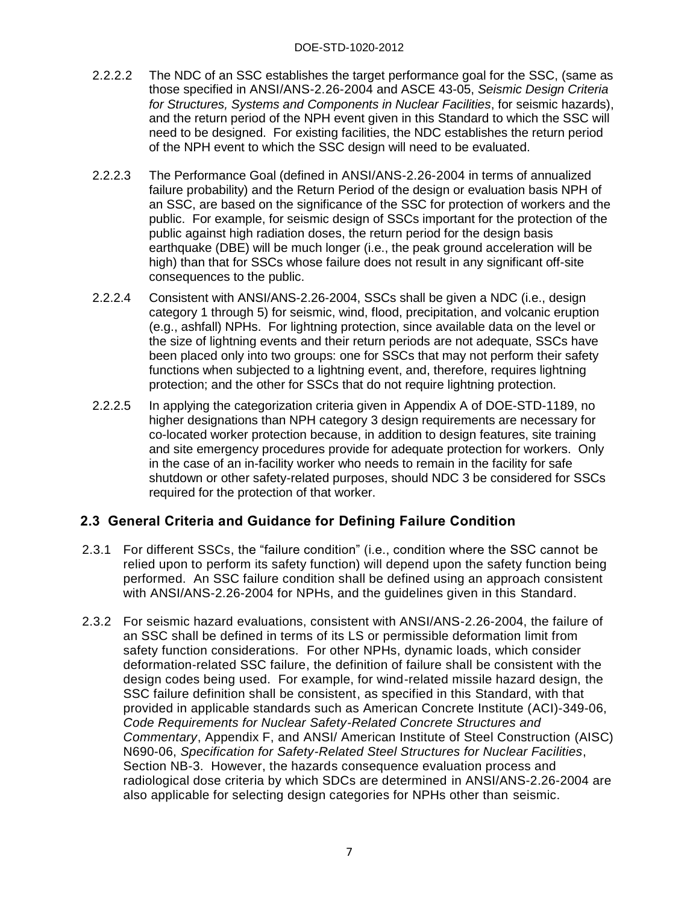2.2.2.2 The NDC of an SSC establishes the target performance goal for the SSC, (same as those specified in ANSI/ANS-2.26-2004 and ASCE 43-05, *Seismic Design Criteria for Structures, Systems and Components in Nuclear Facilities*, for seismic hazards), and the return period of the NPH event given in this Standard to which the SSC will need to be designed. For existing facilities, the NDC establishes the return period of the NPH event to which the SSC design will need to be evaluated.

2.2.2.3 The Performance Goal (defined in ANSI/ANS-2.26-2004 in terms of annualized failure probability) and the Return Period of the design or evaluation basis NPH of an SSC, are based on the significance of the SSC for protection of workers and the public. For example, for seismic design of SSCs important for the protection of the public against high radiation doses, the return period for the design basis earthquake (DBE) will be much longer (i.e., the peak ground acceleration will be high) than that for SSCs whose failure does not result in any significant off-site consequences to the public.

2.2.2.4 Consistent with ANSI/ANS-2.26-2004, SSCs shall be given a NDC (i.e., design category 1 through 5) for seismic, wind, flood, precipitation, and volcanic eruption (e.g., ashfall) NPHs. For lightning protection, since available data on the level or the size of lightning events and their return periods are not adequate, SSCs have been placed only into two groups: one for SSCs that may not perform their safety functions when subjected to a lightning event, and, therefore, requires lightning protection; and the other for SSCs that do not require lightning protection.

2.2.2.5 In applying the categorization criteria given in Appendix A of DOE-STD-1189, no higher designations than NPH category 3 design requirements are necessary for co-located worker protection because, in addition to design features, site training and site emergency procedures provide for adequate protection for workers. Only in the case of an in-facility worker who needs to remain in the facility for safe shutdown or other safety-related purposes, should NDC 3 be considered for SSCs required for the protection of that worker.

## 2.3 General Criteria and Guidance for Defining Failure Condition

2.3.1 For different SSCs, the "failure condition" (i.e., condition where the SSC cannot be relied upon to perform its safety function) will depend upon the safety function being performed. An SSC failure condition shall be defined using an approach consistent with ANSI/ANS-2.26-2004 for NPHs, and the guidelines given in this Standard.

2.3.2 For seismic hazard evaluations, consistent with ANSI/ANS-2.26-2004, the failure of an SSC shall be defined in terms of its LS or permissible deformation limit from safety function considerations. For other NPHs, dynamic loads, which consider deformation-related SSC failure, the definition of failure shall be consistent with the design codes being used. For example, for wind-related missile hazard design, the SSC failure definition shall be consistent, as specified in this Standard, with that provided in applicable standards such as American Concrete Institute (ACI)-349-06, *Code Requirements for Nuclear Safety-Related Concrete Structures and Commentary*, Appendix F, and ANSI/ American Institute of Steel Construction (AISC) N690-06, *Specification for Safety-Related Steel Structures for Nuclear Facilities*, Section NB-3. However, the hazards consequence evaluation process and radiological dose criteria by which SDCs are determined in ANSI/ANS-2.26-2004 are also applicable for selecting design categories for NPHs other than seismic.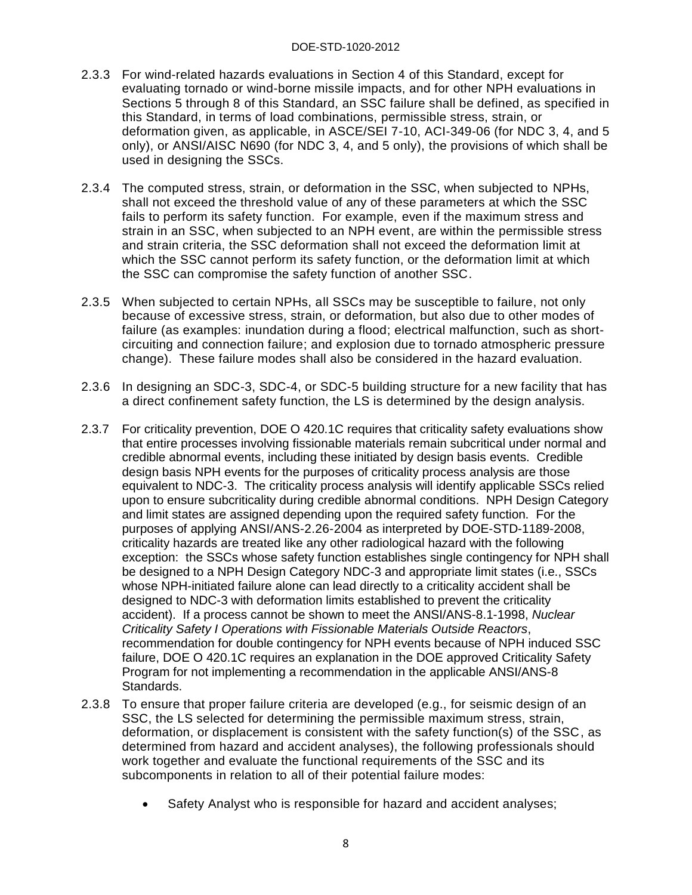2.3.3 For wind-related hazards evaluations in Section 4 of this Standard, except for evaluating tornado or wind-borne missile impacts, and for other NPH evaluations in Sections 5 through 8 of this Standard, an SSC failure shall be defined, as specified in this Standard, in terms of load combinations, permissible stress, strain, or deformation given, as applicable, in ASCE/SEI 7-10, ACI-349-06 (for NDC 3, 4, and 5 only), or ANSI/AISC N690 (for NDC 3, 4, and 5 only), the provisions of which shall be used in designing the SSCs.

2.3.4 The computed stress, strain, or deformation in the SSC, when subjected to NPHs, shall not exceed the threshold value of any of these parameters at which the SSC fails to perform its safety function. For example, even if the maximum stress and strain in an SSC, when subjected to an NPH event, are within the permissible stress and strain criteria, the SSC deformation shall not exceed the deformation limit at which the SSC cannot perform its safety function, or the deformation limit at which the SSC can compromise the safety function of another SSC.

2.3.5 When subjected to certain NPHs, all SSCs may be susceptible to failure, not only because of excessive stress, strain, or deformation, but also due to other modes of failure (as examples: inundation during a flood; electrical malfunction, such as short-circuiting and connection failure; and explosion due to tornado atmospheric pressure change). These failure modes shall also be considered in the hazard evaluation.

2.3.6 In designing an SDC-3, SDC-4, or SDC-5 building structure for a new facility that has a direct confinement safety function, the LS is determined by the design analysis.

2.3.7 For criticality prevention, DOE O 420.1C requires that criticality safety evaluations show that entire processes involving fissionable materials remain subcritical under normal and credible abnormal events, including these initiated by design basis events. Credible design basis NPH events for the purposes of criticality process analysis are those equivalent to NDC-3. The criticality process analysis will identify applicable SSCs relied upon to ensure subcriticality during credible abnormal conditions. NPH Design Category and limit states are assigned depending upon the required safety function. For the purposes of applying ANSI/ANS-2.26-2004 as interpreted by DOE-STD-1189-2008, criticality hazards are treated like any other radiological hazard with the following exception: the SSCs whose safety function establishes single contingency for NPH shall be designed to a NPH Design Category NDC-3 and appropriate limit states (i.e., SSCs whose NPH-initiated failure alone can lead directly to a criticality accident shall be designed to NDC-3 with deformation limits established to prevent the criticality accident). If a process cannot be shown to meet the ANSI/ANS-8.1-1998, *Nuclear Criticality Safety I Operations with Fissionable Materials Outside Reactors*, recommendation for double contingency for NPH events because of NPH induced SSC failure, DOE O 420.1C requires an explanation in the DOE approved Criticality Safety Program for not implementing a recommendation in the applicable ANSI/ANS-8 Standards.

2.3.8 To ensure that proper failure criteria are developed (e.g., for seismic design of an SSC, the LS selected for determining the permissible maximum stress, strain, deformation, or displacement is consistent with the safety function(s) of the SSC, as determined from hazard and accident analyses), the following professionals should work together and evaluate the functional requirements of the SSC and its subcomponents in relation to all of their potential failure modes:

- Safety Analyst who is responsible for hazard and accident analyses;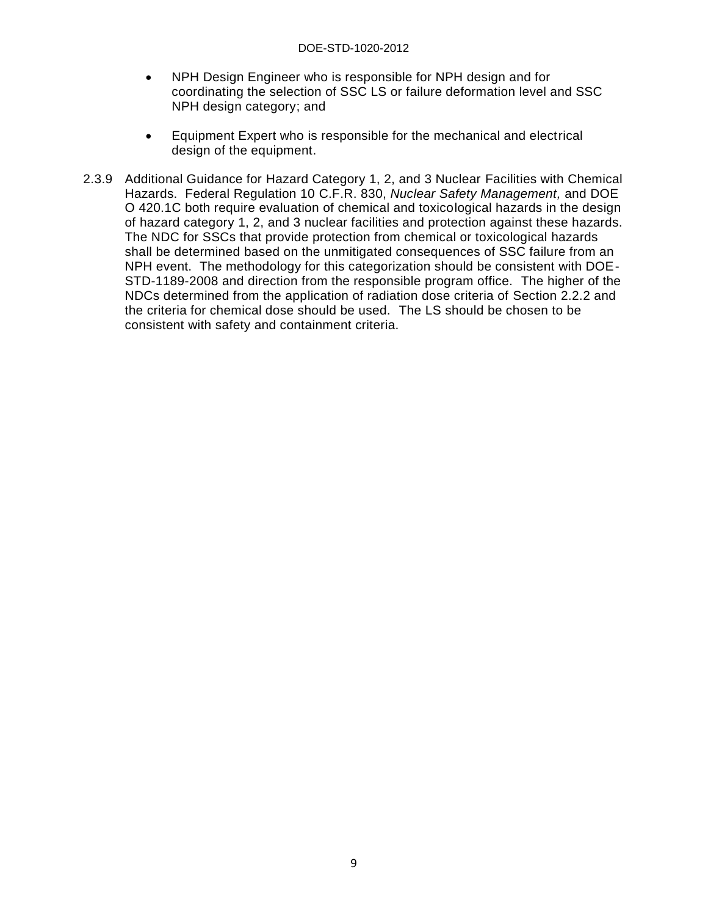- NPH Design Engineer who is responsible for NPH design and for coordinating the selection of SSC LS or failure deformation level and SSC NPH design category; and

- Equipment Expert who is responsible for the mechanical and electrical design of the equipment.

2.3.9 Additional Guidance for Hazard Category 1, 2, and 3 Nuclear Facilities with Chemical Hazards. Federal Regulation 10 C.F.R. 830, *Nuclear Safety Management,* and DOE O 420.1C both require evaluation of chemical and toxicological hazards in the design of hazard category 1, 2, and 3 nuclear facilities and protection against these hazards. The NDC for SSCs that provide protection from chemical or toxicological hazards shall be determined based on the unmitigated consequences of SSC failure from an NPH event. The methodology for this categorization should be consistent with DOE-STD-1189-2008 and direction from the responsible program office. The higher of the NDCs determined from the application of radiation dose criteria of Section 2.2.2 and the criteria for chemical dose should be used. The LS should be chosen to be consistent with safety and containment criteria.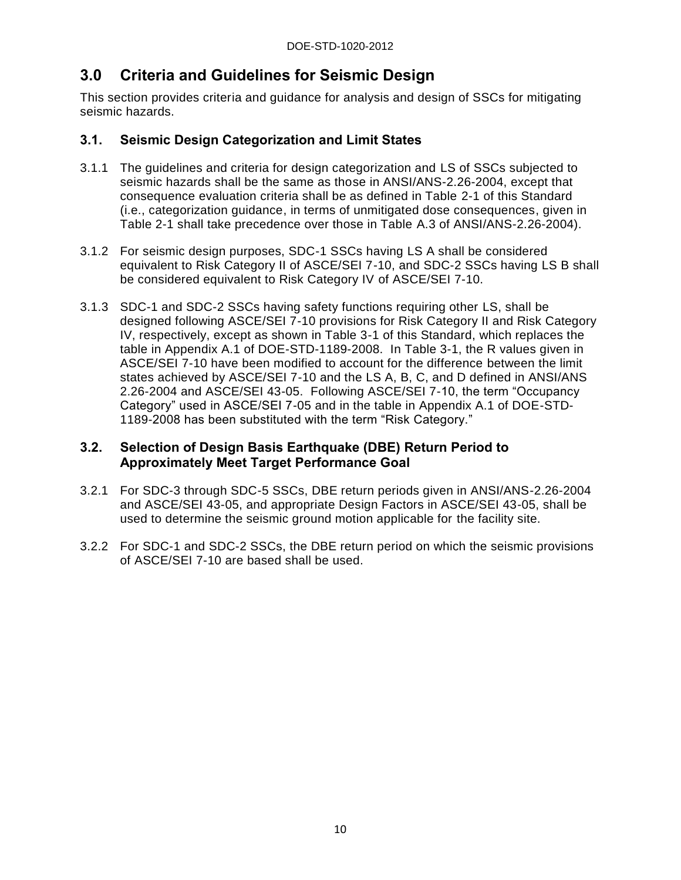# 3.0 Criteria and Guidelines for Seismic Design

This section provides criteria and guidance for analysis and design of SSCs for mitigating seismic hazards.

## 3.1. Seismic Design Categorization and Limit States

3.1.1 The guidelines and criteria for design categorization and LS of SSCs subjected to seismic hazards shall be the same as those in ANSI/ANS-2.26-2004, except that consequence evaluation criteria shall be as defined in Table 2-1 of this Standard (i.e., categorization guidance, in terms of unmitigated dose consequences, given in Table 2-1 shall take precedence over those in Table A.3 of ANSI/ANS-2.26-2004).

3.1.2 For seismic design purposes, SDC-1 SSCs having LS A shall be considered equivalent to Risk Category II of ASCE/SEI 7-10, and SDC-2 SSCs having LS B shall be considered equivalent to Risk Category IV of ASCE/SEI 7-10.

3.1.3 SDC-1 and SDC-2 SSCs having safety functions requiring other LS, shall be designed following ASCE/SEI 7-10 provisions for Risk Category II and Risk Category IV, respectively, except as shown in Table 3-1 of this Standard, which replaces the table in Appendix A.1 of DOE-STD-1189-2008. In Table 3-1, the R values given in ASCE/SEI 7-10 have been modified to account for the difference between the limit states achieved by ASCE/SEI 7-10 and the LS A, B, C, and D defined in ANSI/ANS 2.26-2004 and ASCE/SEI 43-05. Following ASCE/SEI 7-10, the term "Occupancy Category" used in ASCE/SEI 7-05 and in the table in Appendix A.1 of DOE-STD-1189-2008 has been substituted with the term "Risk Category."

## 3.2. Selection of Design Basis Earthquake (DBE) Return Period to Approximately Meet Target Performance Goal

3.2.1 For SDC-3 through SDC-5 SSCs, DBE return periods given in ANSI/ANS-2.26-2004 and ASCE/SEI 43-05, and appropriate Design Factors in ASCE/SEI 43-05, shall be used to determine the seismic ground motion applicable for the facility site.

3.2.2 For SDC-1 and SDC-2 SSCs, the DBE return period on which the seismic provisions of ASCE/SEI 7-10 are based shall be used.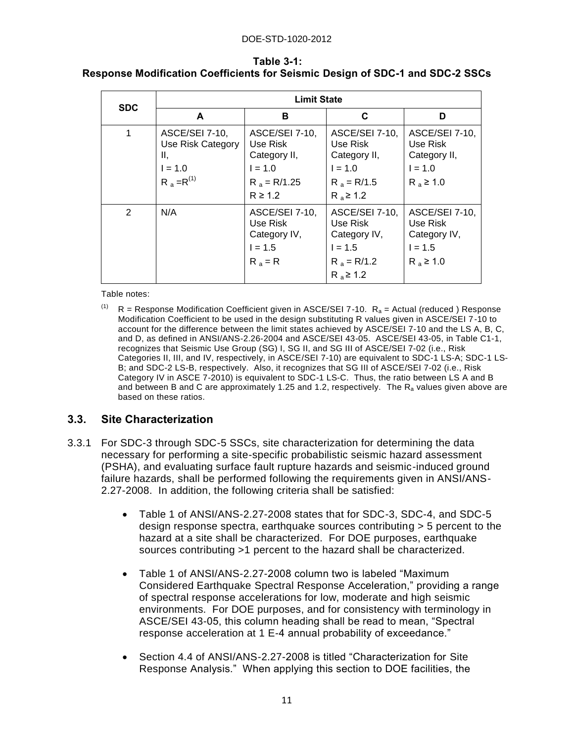**Table 3-1: Response Modification Coefficients for Seismic Design of SDC-1 and SDC-2 SSCs**

| SDC | Limit State | | | |
|---|---|---|---|---|
| | A | B | C | D |
| 1 | ASCE/SEI 7-10, Use Risk Category II, $I = 1.0$ $R_a = R^{(1)}$ | ASCE/SEI 7-10, Use Risk Category II, $I = 1.0$ $R_a = R/1.25$ $R \geq 1.2$ | ASCE/SEI 7-10, Use Risk Category II, $I = 1.0$ $R_a = R/1.5$ $R_a \geq 1.2$ | ASCE/SEI 7-10, Use Risk Category II, $I = 1.0$ $R_a \geq 1.0$ |
| 2 | N/A | ASCE/SEI 7-10, Use Risk Category IV, $I = 1.5$ $R_a = R$ | ASCE/SEI 7-10, Use Risk Category IV, $I = 1.5$ $R_a = R/1.2$ $R_a \geq 1.2$ | ASCE/SEI 7-10, Use Risk Category IV, $I = 1.5$ $R_a \geq 1.0$ |

Table notes:

(1) R = Response Modification Coefficient given in ASCE/SEI 7-10. $R_a$ = Actual (reduced ) Response Modification Coefficient to be used in the design substituting R values given in ASCE/SEI 7-10 to account for the difference between the limit states achieved by ASCE/SEI 7-10 and the LS A, B, C, and D, as defined in ANSI/ANS-2.26-2004 and ASCE/SEI 43-05. ASCE/SEI 43-05, in Table C1-1, recognizes that Seismic Use Group (SG) I, SG II, and SG III of ASCE/SEI 7-02 (i.e., Risk Categories II, III, and IV, respectively, in ASCE/SEI 7-10) are equivalent to SDC-1 LS-A; SDC-1 LS-B; and SDC-2 LS-B, respectively. Also, it recognizes that SG III of ASCE/SEI 7-02 (i.e., Risk Category IV in ASCE 7-2010) is equivalent to SDC-1 LS-C. Thus, the ratio between LS A and B and between B and C are approximately 1.25 and 1.2, respectively. The $R_a$ values given above are based on these ratios.

## 3.3. Site Characterization

3.3.1 For SDC-3 through SDC-5 SSCs, site characterization for determining the data necessary for performing a site-specific probabilistic seismic hazard assessment (PSHA), and evaluating surface fault rupture hazards and seismic-induced ground failure hazards, shall be performed following the requirements given in ANSI/ANS-2.27-2008. In addition, the following criteria shall be satisfied:

- Table 1 of ANSI/ANS-2.27-2008 states that for SDC-3, SDC-4, and SDC-5 design response spectra, earthquake sources contributing > 5 percent to the hazard at a site shall be characterized. For DOE purposes, earthquake sources contributing >1 percent to the hazard shall be characterized.

- Table 1 of ANSI/ANS-2.27-2008 column two is labeled "Maximum Considered Earthquake Spectral Response Acceleration," providing a range of spectral response accelerations for low, moderate and high seismic environments. For DOE purposes, and for consistency with terminology in ASCE/SEI 43-05, this column heading shall be read to mean, "Spectral response acceleration at 1 E-4 annual probability of exceedance."

- Section 4.4 of ANSI/ANS-2.27-2008 is titled "Characterization for Site Response Analysis." When applying this section to DOE facilities, the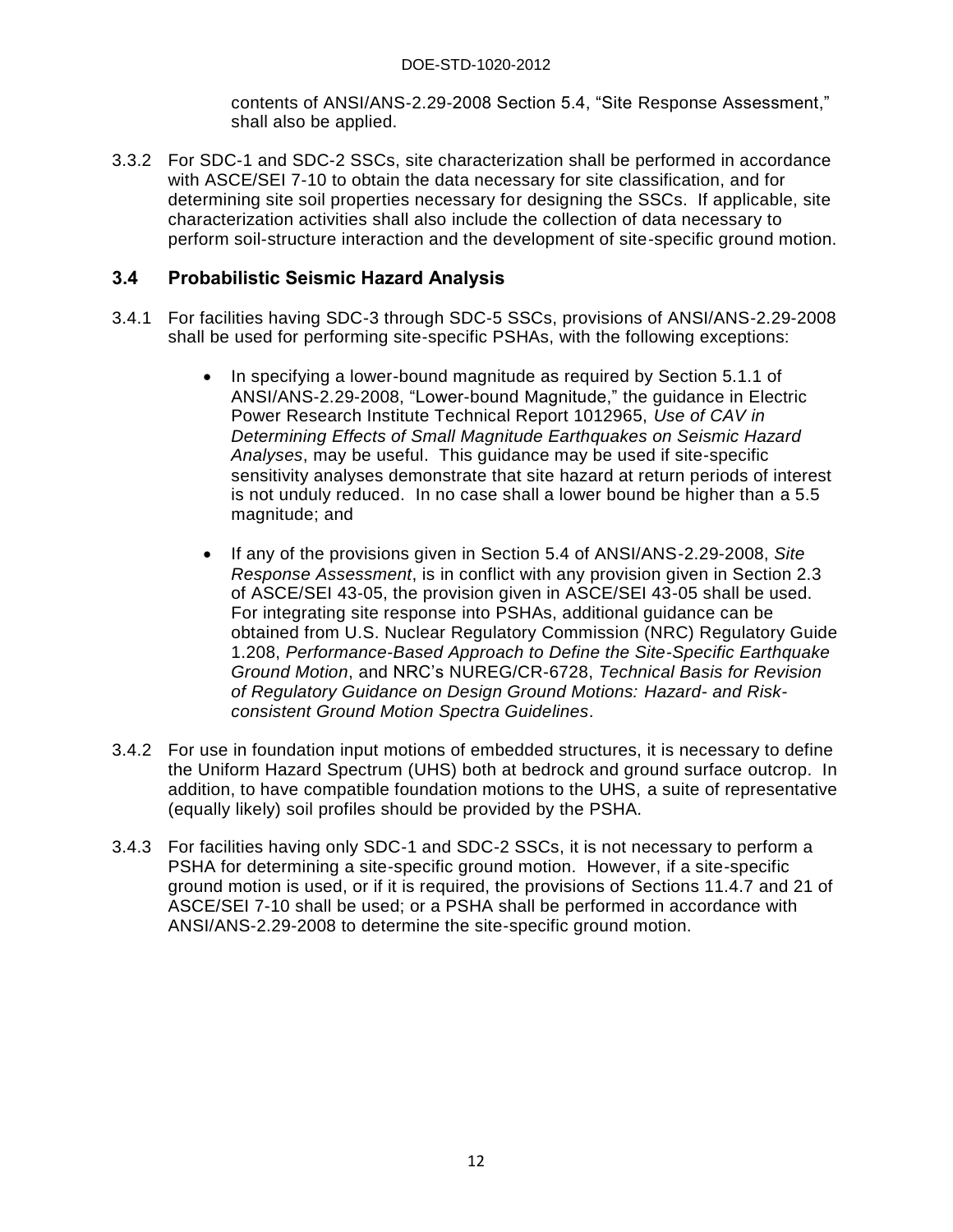contents of ANSI/ANS-2.29-2008 Section 5.4, "Site Response Assessment," shall also be applied.

3.3.2 For SDC-1 and SDC-2 SSCs, site characterization shall be performed in accordance with ASCE/SEI 7-10 to obtain the data necessary for site classification, and for determining site soil properties necessary for designing the SSCs. If applicable, site characterization activities shall also include the collection of data necessary to perform soil-structure interaction and the development of site-specific ground motion.

## 3.4 Probabilistic Seismic Hazard Analysis

3.4.1 For facilities having SDC-3 through SDC-5 SSCs, provisions of ANSI/ANS-2.29-2008 shall be used for performing site-specific PSHAs, with the following exceptions:

- In specifying a lower-bound magnitude as required by Section 5.1.1 of ANSI/ANS-2.29-2008, "Lower-bound Magnitude," the guidance in Electric Power Research Institute Technical Report 1012965, *Use of CAV in Determining Effects of Small Magnitude Earthquakes on Seismic Hazard Analyses*, may be useful. This guidance may be used if site-specific sensitivity analyses demonstrate that site hazard at return periods of interest is not unduly reduced. In no case shall a lower bound be higher than a 5.5 magnitude; and

- If any of the provisions given in Section 5.4 of ANSI/ANS-2.29-2008, *Site Response Assessment*, is in conflict with any provision given in Section 2.3 of ASCE/SEI 43-05, the provision given in ASCE/SEI 43-05 shall be used. For integrating site response into PSHAs, additional guidance can be obtained from U.S. Nuclear Regulatory Commission (NRC) Regulatory Guide 1.208, *Performance-Based Approach to Define the Site-Specific Earthquake Ground Motion*, and NRC's NUREG/CR-6728, *Technical Basis for Revision of Regulatory Guidance on Design Ground Motions: Hazard- and Risk-consistent Ground Motion Spectra Guidelines*.

3.4.2 For use in foundation input motions of embedded structures, it is necessary to define the Uniform Hazard Spectrum (UHS) both at bedrock and ground surface outcrop. In addition, to have compatible foundation motions to the UHS, a suite of representative (equally likely) soil profiles should be provided by the PSHA.

3.4.3 For facilities having only SDC-1 and SDC-2 SSCs, it is not necessary to perform a PSHA for determining a site-specific ground motion. However, if a site-specific ground motion is used, or if it is required, the provisions of Sections 11.4.7 and 21 of ASCE/SEI 7-10 shall be used; or a PSHA shall be performed in accordance with ANSI/ANS-2.29-2008 to determine the site-specific ground motion.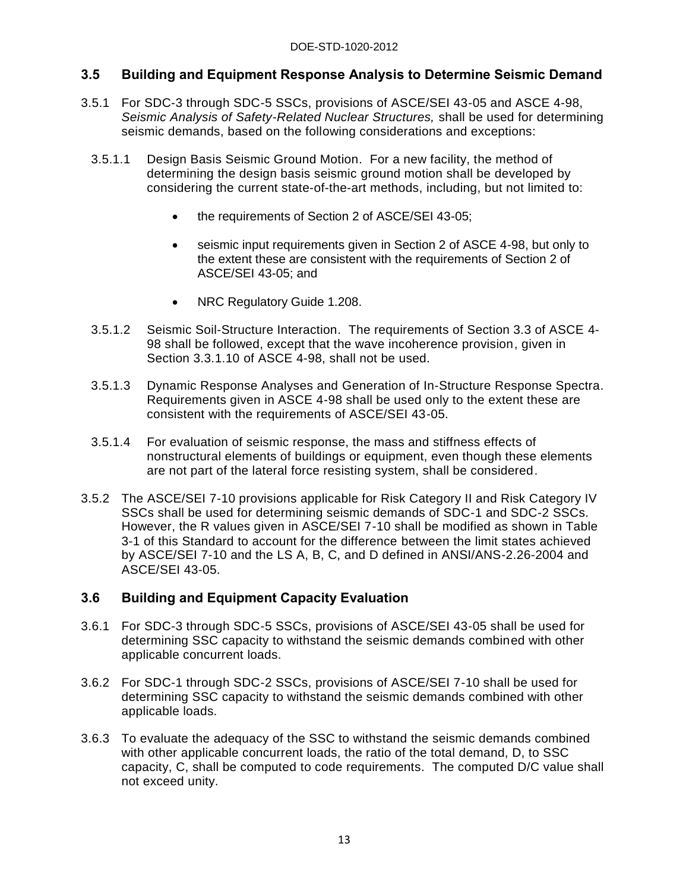## 3.5 Building and Equipment Response Analysis to Determine Seismic Demand

3.5.1 For SDC-3 through SDC-5 SSCs, provisions of ASCE/SEI 43-05 and ASCE 4-98, *Seismic Analysis of Safety-Related Nuclear Structures,* shall be used for determining seismic demands, based on the following considerations and exceptions:

3.5.1.1 Design Basis Seismic Ground Motion. For a new facility, the method of determining the design basis seismic ground motion shall be developed by considering the current state-of-the-art methods, including, but not limited to:

- the requirements of Section 2 of ASCE/SEI 43-05;
- seismic input requirements given in Section 2 of ASCE 4-98, but only to the extent these are consistent with the requirements of Section 2 of ASCE/SEI 43-05; and
- NRC Regulatory Guide 1.208.

3.5.1.2 Seismic Soil-Structure Interaction. The requirements of Section 3.3 of ASCE 4-98 shall be followed, except that the wave incoherence provision, given in Section 3.3.1.10 of ASCE 4-98, shall not be used.

3.5.1.3 Dynamic Response Analyses and Generation of In-Structure Response Spectra. Requirements given in ASCE 4-98 shall be used only to the extent these are consistent with the requirements of ASCE/SEI 43-05.

3.5.1.4 For evaluation of seismic response, the mass and stiffness effects of nonstructural elements of buildings or equipment, even though these elements are not part of the lateral force resisting system, shall be considered.

3.5.2 The ASCE/SEI 7-10 provisions applicable for Risk Category II and Risk Category IV SSCs shall be used for determining seismic demands of SDC-1 and SDC-2 SSCs. However, the R values given in ASCE/SEI 7-10 shall be modified as shown in Table 3-1 of this Standard to account for the difference between the limit states achieved by ASCE/SEI 7-10 and the LS A, B, C, and D defined in ANSI/ANS-2.26-2004 and ASCE/SEI 43-05.

## 3.6 Building and Equipment Capacity Evaluation

3.6.1 For SDC-3 through SDC-5 SSCs, provisions of ASCE/SEI 43-05 shall be used for determining SSC capacity to withstand the seismic demands combined with other applicable concurrent loads.

3.6.2 For SDC-1 through SDC-2 SSCs, provisions of ASCE/SEI 7-10 shall be used for determining SSC capacity to withstand the seismic demands combined with other applicable loads.

3.6.3 To evaluate the adequacy of the SSC to withstand the seismic demands combined with other applicable concurrent loads, the ratio of the total demand, D, to SSC capacity, C, shall be computed to code requirements. The computed D/C value shall not exceed unity.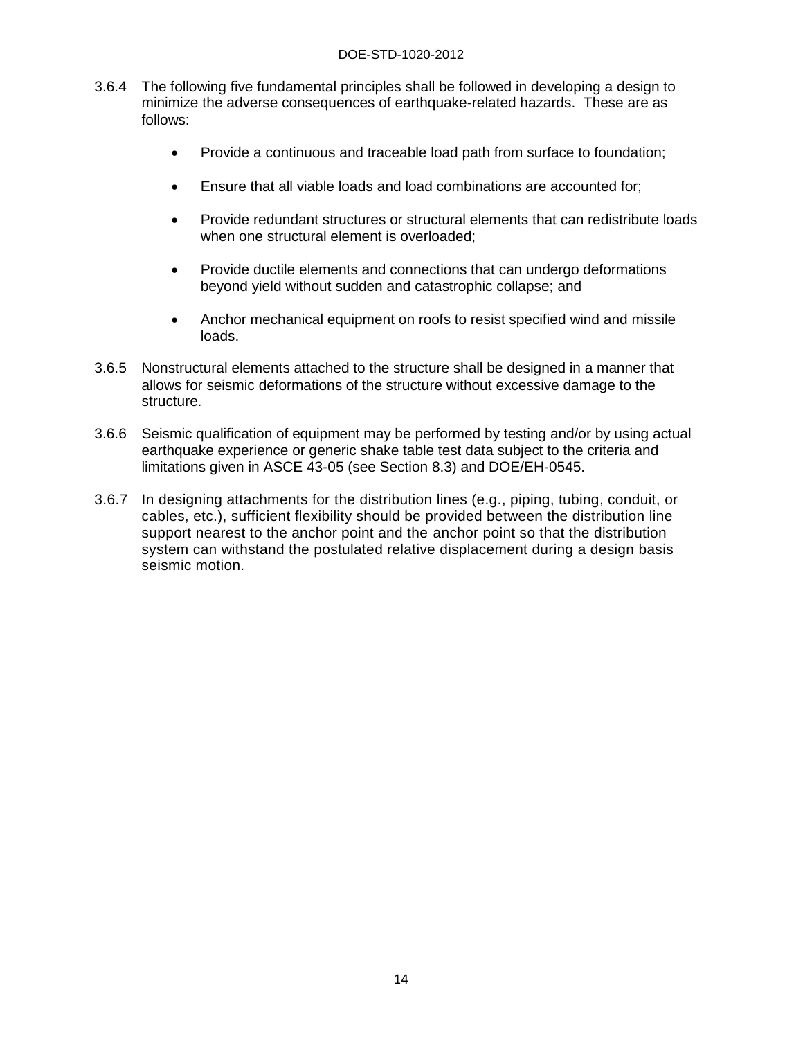3.6.4 The following five fundamental principles shall be followed in developing a design to minimize the adverse consequences of earthquake-related hazards. These are as follows:

- Provide a continuous and traceable load path from surface to foundation;
- Ensure that all viable loads and load combinations are accounted for;
- Provide redundant structures or structural elements that can redistribute loads when one structural element is overloaded;
- Provide ductile elements and connections that can undergo deformations beyond yield without sudden and catastrophic collapse; and
- Anchor mechanical equipment on roofs to resist specified wind and missile loads.

3.6.5 Nonstructural elements attached to the structure shall be designed in a manner that allows for seismic deformations of the structure without excessive damage to the structure.

3.6.6 Seismic qualification of equipment may be performed by testing and/or by using actual earthquake experience or generic shake table test data subject to the criteria and limitations given in ASCE 43-05 (see Section 8.3) and DOE/EH-0545.

3.6.7 In designing attachments for the distribution lines (e.g., piping, tubing, conduit, or cables, etc.), sufficient flexibility should be provided between the distribution line support nearest to the anchor point and the anchor point so that the distribution system can withstand the postulated relative displacement during a design basis seismic motion.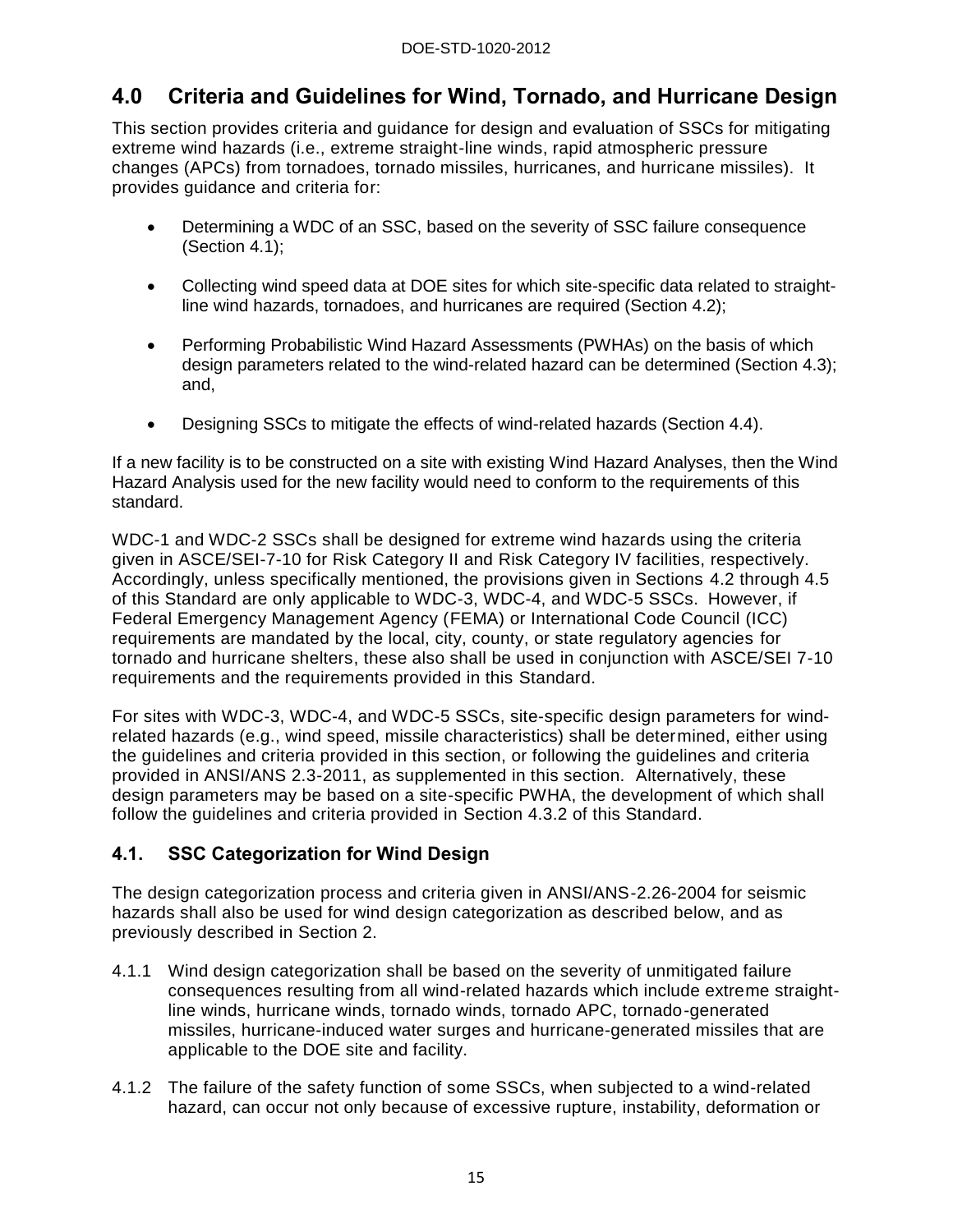# 4.0 Criteria and Guidelines for Wind, Tornado, and Hurricane Design

This section provides criteria and guidance for design and evaluation of SSCs for mitigating extreme wind hazards (i.e., extreme straight-line winds, rapid atmospheric pressure changes (APCs) from tornadoes, tornado missiles, hurricanes, and hurricane missiles). It provides guidance and criteria for:

- Determining a WDC of an SSC, based on the severity of SSC failure consequence (Section 4.1);
- Collecting wind speed data at DOE sites for which site-specific data related to straight-line wind hazards, tornadoes, and hurricanes are required (Section 4.2);
- Performing Probabilistic Wind Hazard Assessments (PWHAs) on the basis of which design parameters related to the wind-related hazard can be determined (Section 4.3); and,
- Designing SSCs to mitigate the effects of wind-related hazards (Section 4.4).

If a new facility is to be constructed on a site with existing Wind Hazard Analyses, then the Wind Hazard Analysis used for the new facility would need to conform to the requirements of this standard.

WDC-1 and WDC-2 SSCs shall be designed for extreme wind hazards using the criteria given in ASCE/SEI-7-10 for Risk Category II and Risk Category IV facilities, respectively. Accordingly, unless specifically mentioned, the provisions given in Sections 4.2 through 4.5 of this Standard are only applicable to WDC-3, WDC-4, and WDC-5 SSCs. However, if Federal Emergency Management Agency (FEMA) or International Code Council (ICC) requirements are mandated by the local, city, county, or state regulatory agencies for tornado and hurricane shelters, these also shall be used in conjunction with ASCE/SEI 7-10 requirements and the requirements provided in this Standard.

For sites with WDC-3, WDC-4, and WDC-5 SSCs, site-specific design parameters for wind-related hazards (e.g., wind speed, missile characteristics) shall be determined, either using the guidelines and criteria provided in this section, or following the guidelines and criteria provided in ANSI/ANS 2.3-2011, as supplemented in this section. Alternatively, these design parameters may be based on a site-specific PWHA, the development of which shall follow the guidelines and criteria provided in Section 4.3.2 of this Standard.

## 4.1. SSC Categorization for Wind Design

The design categorization process and criteria given in ANSI/ANS-2.26-2004 for seismic hazards shall also be used for wind design categorization as described below, and as previously described in Section 2.

4.1.1 Wind design categorization shall be based on the severity of unmitigated failure consequences resulting from all wind-related hazards which include extreme straight-line winds, hurricane winds, tornado winds, tornado APC, tornado-generated missiles, hurricane-induced water surges and hurricane-generated missiles that are applicable to the DOE site and facility.

4.1.2 The failure of the safety function of some SSCs, when subjected to a wind-related hazard, can occur not only because of excessive rupture, instability, deformation or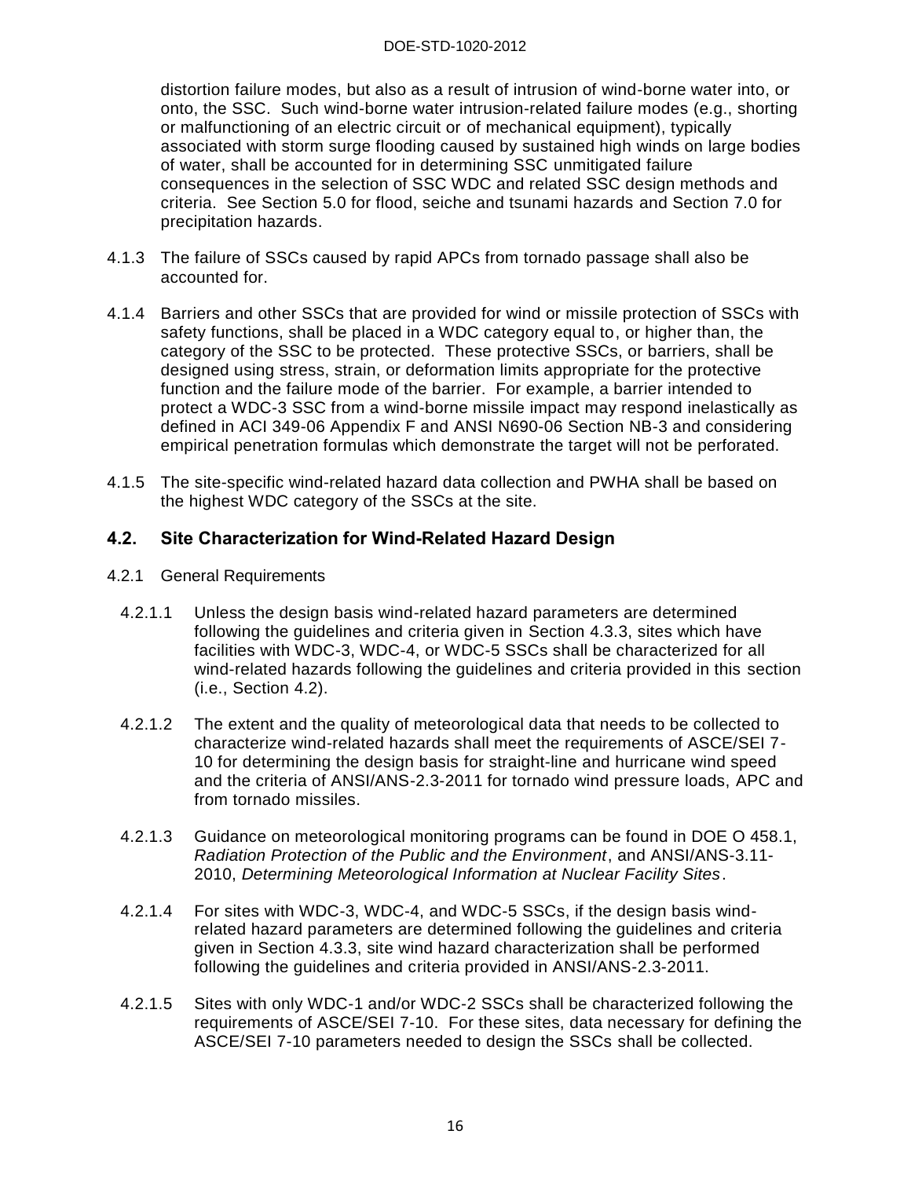distortion failure modes, but also as a result of intrusion of wind-borne water into, or onto, the SSC. Such wind-borne water intrusion-related failure modes (e.g., shorting or malfunctioning of an electric circuit or of mechanical equipment), typically associated with storm surge flooding caused by sustained high winds on large bodies of water, shall be accounted for in determining SSC unmitigated failure consequences in the selection of SSC WDC and related SSC design methods and criteria. See Section 5.0 for flood, seiche and tsunami hazards and Section 7.0 for precipitation hazards.

4.1.3 The failure of SSCs caused by rapid APCs from tornado passage shall also be accounted for.

4.1.4 Barriers and other SSCs that are provided for wind or missile protection of SSCs with safety functions, shall be placed in a WDC category equal to, or higher than, the category of the SSC to be protected. These protective SSCs, or barriers, shall be designed using stress, strain, or deformation limits appropriate for the protective function and the failure mode of the barrier. For example, a barrier intended to protect a WDC-3 SSC from a wind-borne missile impact may respond inelastically as defined in ACI 349-06 Appendix F and ANSI N690-06 Section NB-3 and considering empirical penetration formulas which demonstrate the target will not be perforated.

4.1.5 The site-specific wind-related hazard data collection and PWHA shall be based on the highest WDC category of the SSCs at the site.

## 4.2. Site Characterization for Wind-Related Hazard Design

4.2.1 General Requirements

4.2.1.1 Unless the design basis wind-related hazard parameters are determined following the guidelines and criteria given in Section 4.3.3, sites which have facilities with WDC-3, WDC-4, or WDC-5 SSCs shall be characterized for all wind-related hazards following the guidelines and criteria provided in this section (i.e., Section 4.2).

4.2.1.2 The extent and the quality of meteorological data that needs to be collected to characterize wind-related hazards shall meet the requirements of ASCE/SEI 7-10 for determining the design basis for straight-line and hurricane wind speed and the criteria of ANSI/ANS-2.3-2011 for tornado wind pressure loads, APC and from tornado missiles.

4.2.1.3 Guidance on meteorological monitoring programs can be found in DOE O 458.1, *Radiation Protection of the Public and the Environment*, and ANSI/ANS-3.11-2010, *Determining Meteorological Information at Nuclear Facility Sites*.

4.2.1.4 For sites with WDC-3, WDC-4, and WDC-5 SSCs, if the design basis wind-related hazard parameters are determined following the guidelines and criteria given in Section 4.3.3, site wind hazard characterization shall be performed following the guidelines and criteria provided in ANSI/ANS-2.3-2011.

4.2.1.5 Sites with only WDC-1 and/or WDC-2 SSCs shall be characterized following the requirements of ASCE/SEI 7-10. For these sites, data necessary for defining the ASCE/SEI 7-10 parameters needed to design the SSCs shall be collected.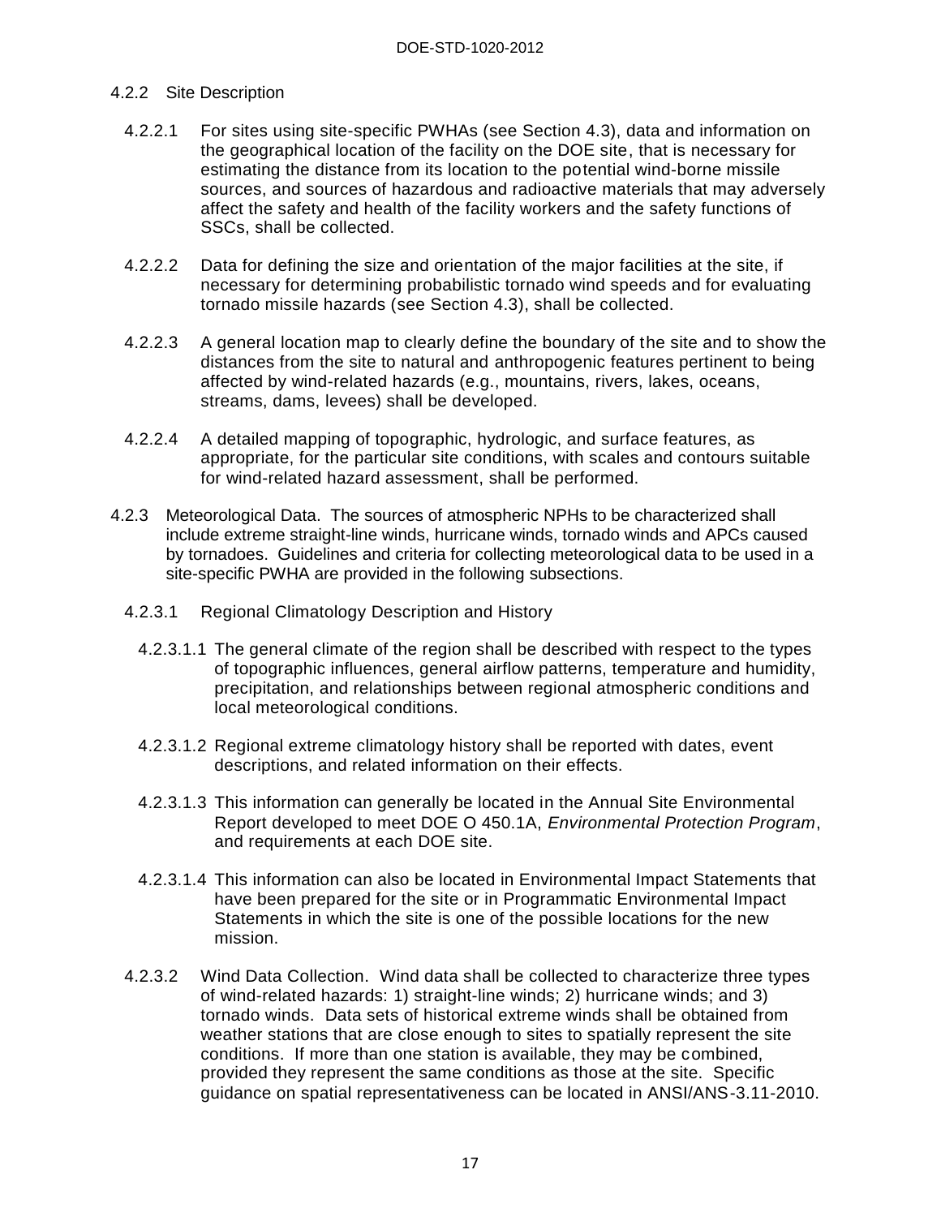### 4.2.2 Site Description

4.2.2.1 For sites using site-specific PWHAs (see Section 4.3), data and information on the geographical location of the facility on the DOE site, that is necessary for estimating the distance from its location to the potential wind-borne missile sources, and sources of hazardous and radioactive materials that may adversely affect the safety and health of the facility workers and the safety functions of SSCs, shall be collected.

4.2.2.2 Data for defining the size and orientation of the major facilities at the site, if necessary for determining probabilistic tornado wind speeds and for evaluating tornado missile hazards (see Section 4.3), shall be collected.

4.2.2.3 A general location map to clearly define the boundary of the site and to show the distances from the site to natural and anthropogenic features pertinent to being affected by wind-related hazards (e.g., mountains, rivers, lakes, oceans, streams, dams, levees) shall be developed.

4.2.2.4 A detailed mapping of topographic, hydrologic, and surface features, as appropriate, for the particular site conditions, with scales and contours suitable for wind-related hazard assessment, shall be performed.

### 4.2.3 Meteorological Data.

The sources of atmospheric NPHs to be characterized shall include extreme straight-line winds, hurricane winds, tornado winds and APCs caused by tornadoes. Guidelines and criteria for collecting meteorological data to be used in a site-specific PWHA are provided in the following subsections.

#### 4.2.3.1 Regional Climatology Description and History

4.2.3.1.1 The general climate of the region shall be described with respect to the types of topographic influences, general airflow patterns, temperature and humidity, precipitation, and relationships between regional atmospheric conditions and local meteorological conditions.

4.2.3.1.2 Regional extreme climatology history shall be reported with dates, event descriptions, and related information on their effects.

4.2.3.1.3 This information can generally be located in the Annual Site Environmental Report developed to meet DOE O 450.1A, *Environmental Protection Program*, and requirements at each DOE site.

4.2.3.1.4 This information can also be located in Environmental Impact Statements that have been prepared for the site or in Programmatic Environmental Impact Statements in which the site is one of the possible locations for the new mission.

4.2.3.2 Wind Data Collection. Wind data shall be collected to characterize three types of wind-related hazards: 1) straight-line winds; 2) hurricane winds; and 3) tornado winds. Data sets of historical extreme winds shall be obtained from weather stations that are close enough to sites to spatially represent the site conditions. If more than one station is available, they may be combined, provided they represent the same conditions as those at the site. Specific guidance on spatial representativeness can be located in ANSI/ANS-3.11-2010.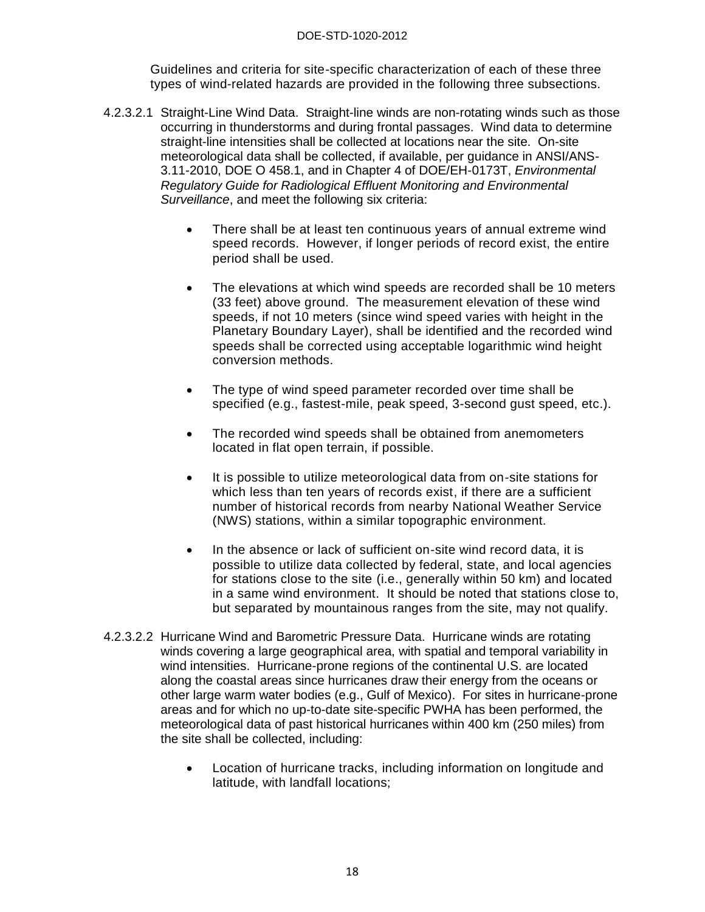Guidelines and criteria for site-specific characterization of each of these three types of wind-related hazards are provided in the following three subsections.

4.2.3.2.1 Straight-Line Wind Data. Straight-line winds are non-rotating winds such as those occurring in thunderstorms and during frontal passages. Wind data to determine straight-line intensities shall be collected at locations near the site. On-site meteorological data shall be collected, if available, per guidance in ANSI/ANS-3.11-2010, DOE O 458.1, and in Chapter 4 of DOE/EH-0173T, *Environmental Regulatory Guide for Radiological Effluent Monitoring and Environmental Surveillance*, and meet the following six criteria:

- There shall be at least ten continuous years of annual extreme wind speed records. However, if longer periods of record exist, the entire period shall be used.
- The elevations at which wind speeds are recorded shall be 10 meters (33 feet) above ground. The measurement elevation of these wind speeds, if not 10 meters (since wind speed varies with height in the Planetary Boundary Layer), shall be identified and the recorded wind speeds shall be corrected using acceptable logarithmic wind height conversion methods.
- The type of wind speed parameter recorded over time shall be specified (e.g., fastest-mile, peak speed, 3-second gust speed, etc.).
- The recorded wind speeds shall be obtained from anemometers located in flat open terrain, if possible.
- It is possible to utilize meteorological data from on-site stations for which less than ten years of records exist, if there are a sufficient number of historical records from nearby National Weather Service (NWS) stations, within a similar topographic environment.
- In the absence or lack of sufficient on-site wind record data, it is possible to utilize data collected by federal, state, and local agencies for stations close to the site (i.e., generally within 50 km) and located in a same wind environment. It should be noted that stations close to, but separated by mountainous ranges from the site, may not qualify.

4.2.3.2.2 Hurricane Wind and Barometric Pressure Data. Hurricane winds are rotating winds covering a large geographical area, with spatial and temporal variability in wind intensities. Hurricane-prone regions of the continental U.S. are located along the coastal areas since hurricanes draw their energy from the oceans or other large warm water bodies (e.g., Gulf of Mexico). For sites in hurricane-prone areas and for which no up-to-date site-specific PWHA has been performed, the meteorological data of past historical hurricanes within 400 km (250 miles) from the site shall be collected, including:

- Location of hurricane tracks, including information on longitude and latitude, with landfall locations;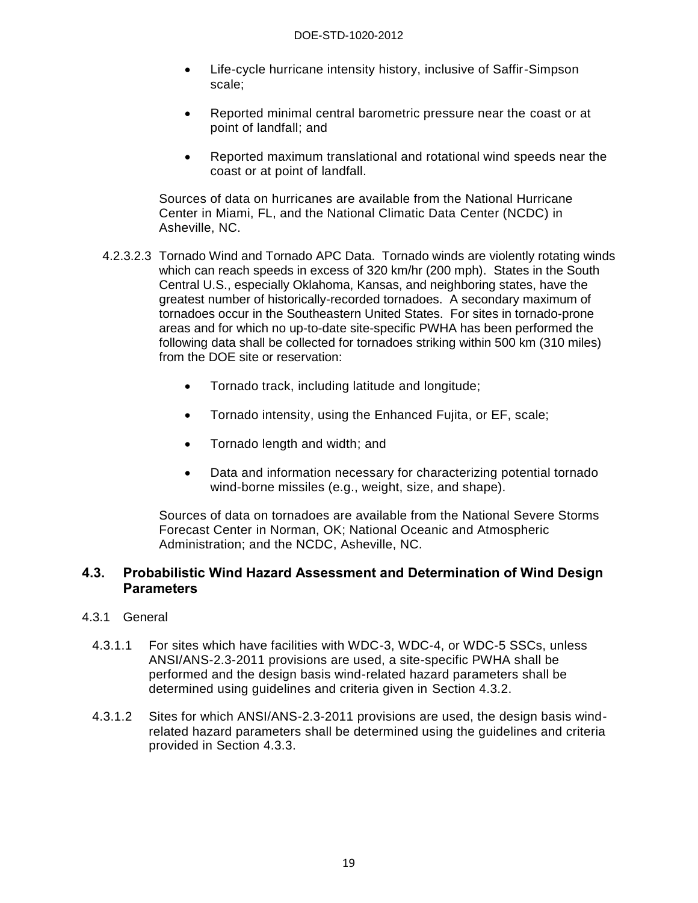- Life-cycle hurricane intensity history, inclusive of Saffir-Simpson scale;
- Reported minimal central barometric pressure near the coast or at point of landfall; and
- Reported maximum translational and rotational wind speeds near the coast or at point of landfall.

Sources of data on hurricanes are available from the National Hurricane Center in Miami, FL, and the National Climatic Data Center (NCDC) in Asheville, NC.

4.2.3.2.3 Tornado Wind and Tornado APC Data. Tornado winds are violently rotating winds which can reach speeds in excess of 320 km/hr (200 mph). States in the South Central U.S., especially Oklahoma, Kansas, and neighboring states, have the greatest number of historically-recorded tornadoes. A secondary maximum of tornadoes occur in the Southeastern United States. For sites in tornado-prone areas and for which no up-to-date site-specific PWHA has been performed the following data shall be collected for tornadoes striking within 500 km (310 miles) from the DOE site or reservation:

- Tornado track, including latitude and longitude;
- Tornado intensity, using the Enhanced Fujita, or EF, scale;
- Tornado length and width; and
- Data and information necessary for characterizing potential tornado wind-borne missiles (e.g., weight, size, and shape).

Sources of data on tornadoes are available from the National Severe Storms Forecast Center in Norman, OK; National Oceanic and Atmospheric Administration; and the NCDC, Asheville, NC.

## 4.3. Probabilistic Wind Hazard Assessment and Determination of Wind Design Parameters

4.3.1 General

4.3.1.1 For sites which have facilities with WDC-3, WDC-4, or WDC-5 SSCs, unless ANSI/ANS-2.3-2011 provisions are used, a site-specific PWHA shall be performed and the design basis wind-related hazard parameters shall be determined using guidelines and criteria given in Section 4.3.2.

4.3.1.2 Sites for which ANSI/ANS-2.3-2011 provisions are used, the design basis wind-related hazard parameters shall be determined using the guidelines and criteria provided in Section 4.3.3.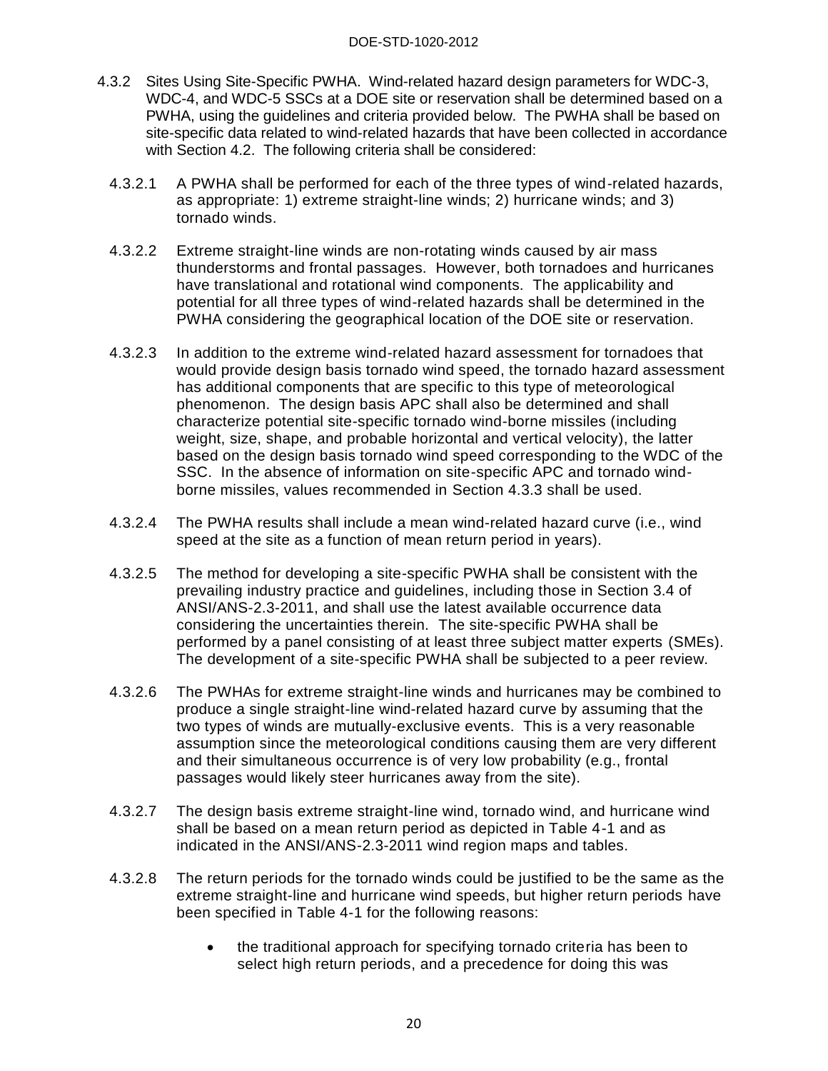4.3.2 Sites Using Site-Specific PWHA. Wind-related hazard design parameters for WDC-3, WDC-4, and WDC-5 SSCs at a DOE site or reservation shall be determined based on a PWHA, using the guidelines and criteria provided below. The PWHA shall be based on site-specific data related to wind-related hazards that have been collected in accordance with Section 4.2. The following criteria shall be considered:

4.3.2.1 A PWHA shall be performed for each of the three types of wind-related hazards, as appropriate: 1) extreme straight-line winds; 2) hurricane winds; and 3) tornado winds.

4.3.2.2 Extreme straight-line winds are non-rotating winds caused by air mass thunderstorms and frontal passages. However, both tornadoes and hurricanes have translational and rotational wind components. The applicability and potential for all three types of wind-related hazards shall be determined in the PWHA considering the geographical location of the DOE site or reservation.

4.3.2.3 In addition to the extreme wind-related hazard assessment for tornadoes that would provide design basis tornado wind speed, the tornado hazard assessment has additional components that are specific to this type of meteorological phenomenon. The design basis APC shall also be determined and shall characterize potential site-specific tornado wind-borne missiles (including weight, size, shape, and probable horizontal and vertical velocity), the latter based on the design basis tornado wind speed corresponding to the WDC of the SSC. In the absence of information on site-specific APC and tornado wind-borne missiles, values recommended in Section 4.3.3 shall be used.

4.3.2.4 The PWHA results shall include a mean wind-related hazard curve (i.e., wind speed at the site as a function of mean return period in years).

4.3.2.5 The method for developing a site-specific PWHA shall be consistent with the prevailing industry practice and guidelines, including those in Section 3.4 of ANSI/ANS-2.3-2011, and shall use the latest available occurrence data considering the uncertainties therein. The site-specific PWHA shall be performed by a panel consisting of at least three subject matter experts (SMEs). The development of a site-specific PWHA shall be subjected to a peer review.

4.3.2.6 The PWHAs for extreme straight-line winds and hurricanes may be combined to produce a single straight-line wind-related hazard curve by assuming that the two types of winds are mutually-exclusive events. This is a very reasonable assumption since the meteorological conditions causing them are very different and their simultaneous occurrence is of very low probability (e.g., frontal passages would likely steer hurricanes away from the site).

4.3.2.7 The design basis extreme straight-line wind, tornado wind, and hurricane wind shall be based on a mean return period as depicted in Table 4-1 and as indicated in the ANSI/ANS-2.3-2011 wind region maps and tables.

4.3.2.8 The return periods for the tornado winds could be justified to be the same as the extreme straight-line and hurricane wind speeds, but higher return periods have been specified in Table 4-1 for the following reasons:

- the traditional approach for specifying tornado criteria has been to select high return periods, and a precedence for doing this was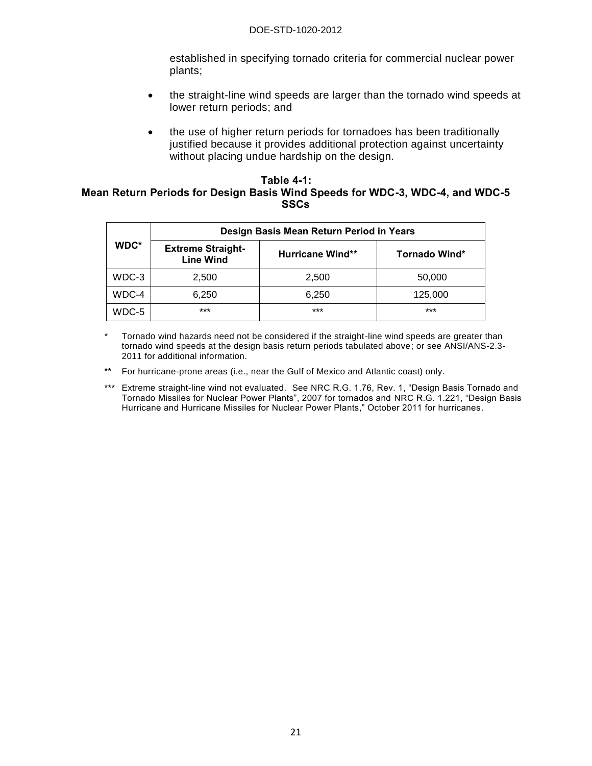established in specifying tornado criteria for commercial nuclear power plants;

- the straight-line wind speeds are larger than the tornado wind speeds at lower return periods; and
- the use of higher return periods for tornadoes has been traditionally justified because it provides additional protection against uncertainty without placing undue hardship on the design.

**Table 4-1:**
**Mean Return Periods for Design Basis Wind Speeds for WDC-3, WDC-4, and WDC-5 SSCs**

| WDC* | Design Basis Mean Return Period in Years | | |
|---|---|---|---|
| | Extreme Straight-Line Wind | Hurricane Wind** | Tornado Wind* |
| WDC-3 | 2,500 | 2,500 | 50,000 |
| WDC-4 | 6,250 | 6,250 | 125,000 |
| WDC-5 | *** | *** | *** |

\* Tornado wind hazards need not be considered if the straight-line wind speeds are greater than tornado wind speeds at the design basis return periods tabulated above; or see ANSI/ANS-2.3-2011 for additional information.

\*\* For hurricane-prone areas (i.e., near the Gulf of Mexico and Atlantic coast) only.

\*\*\* Extreme straight-line wind not evaluated. See NRC R.G. 1.76, Rev. 1, "Design Basis Tornado and Tornado Missiles for Nuclear Power Plants", 2007 for tornados and NRC R.G. 1.221, "Design Basis Hurricane and Hurricane Missiles for Nuclear Power Plants," October 2011 for hurricanes.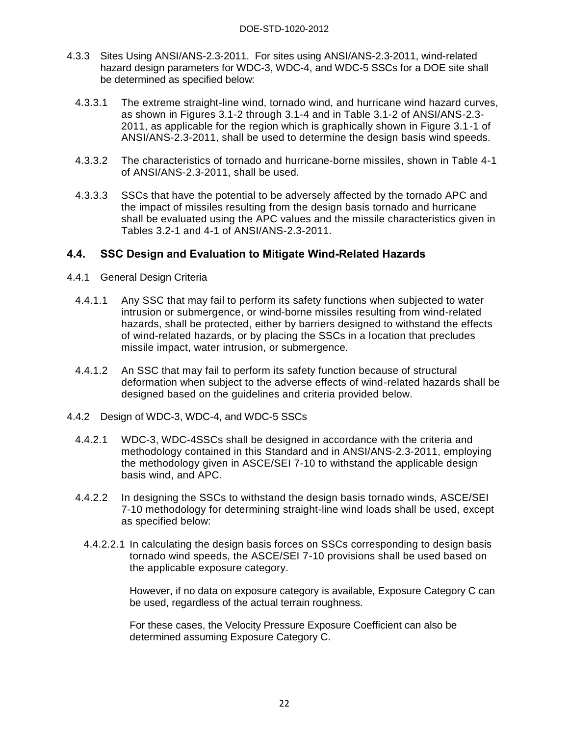4.3.3 Sites Using ANSI/ANS-2.3-2011. For sites using ANSI/ANS-2.3-2011, wind-related hazard design parameters for WDC-3, WDC-4, and WDC-5 SSCs for a DOE site shall be determined as specified below:

4.3.3.1 The extreme straight-line wind, tornado wind, and hurricane wind hazard curves, as shown in Figures 3.1-2 through 3.1-4 and in Table 3.1-2 of ANSI/ANS-2.3-2011, as applicable for the region which is graphically shown in Figure 3.1-1 of ANSI/ANS-2.3-2011, shall be used to determine the design basis wind speeds.

4.3.3.2 The characteristics of tornado and hurricane-borne missiles, shown in Table 4-1 of ANSI/ANS-2.3-2011, shall be used.

4.3.3.3 SSCs that have the potential to be adversely affected by the tornado APC and the impact of missiles resulting from the design basis tornado and hurricane shall be evaluated using the APC values and the missile characteristics given in Tables 3.2-1 and 4-1 of ANSI/ANS-2.3-2011.

## 4.4. SSC Design and Evaluation to Mitigate Wind-Related Hazards

4.4.1 General Design Criteria

4.4.1.1 Any SSC that may fail to perform its safety functions when subjected to water intrusion or submergence, or wind-borne missiles resulting from wind-related hazards, shall be protected, either by barriers designed to withstand the effects of wind-related hazards, or by placing the SSCs in a location that precludes missile impact, water intrusion, or submergence.

4.4.1.2 An SSC that may fail to perform its safety function because of structural deformation when subject to the adverse effects of wind-related hazards shall be designed based on the guidelines and criteria provided below.

4.4.2 Design of WDC-3, WDC-4, and WDC-5 SSCs

4.4.2.1 WDC-3, WDC-4SSCs shall be designed in accordance with the criteria and methodology contained in this Standard and in ANSI/ANS-2.3-2011, employing the methodology given in ASCE/SEI 7-10 to withstand the applicable design basis wind, and APC.

4.4.2.2 In designing the SSCs to withstand the design basis tornado winds, ASCE/SEI 7-10 methodology for determining straight-line wind loads shall be used, except as specified below:

4.4.2.2.1 In calculating the design basis forces on SSCs corresponding to design basis tornado wind speeds, the ASCE/SEI 7-10 provisions shall be used based on the applicable exposure category.

However, if no data on exposure category is available, Exposure Category C can be used, regardless of the actual terrain roughness.

For these cases, the Velocity Pressure Exposure Coefficient can also be determined assuming Exposure Category C.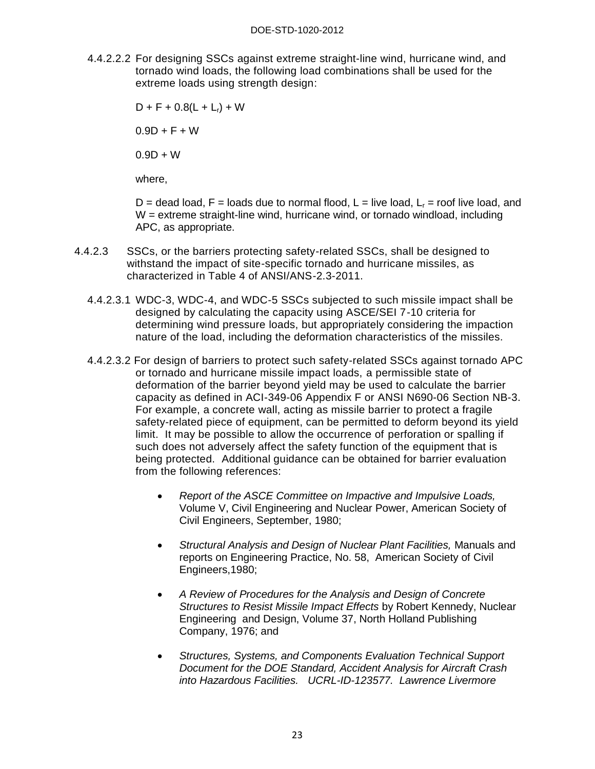4.4.2.2.2 For designing SSCs against extreme straight-line wind, hurricane wind, and tornado wind loads, the following load combinations shall be used for the extreme loads using strength design:

$D + F + 0.8(L + L_r) + W$

$0.9D + F + W$

$0.9D + W$

where,

D = dead load, F = loads due to normal flood, L = live load, $L_r$ = roof live load, and W = extreme straight-line wind, hurricane wind, or tornado windload, including APC, as appropriate.

4.4.2.3 SSCs, or the barriers protecting safety-related SSCs, shall be designed to withstand the impact of site-specific tornado and hurricane missiles, as characterized in Table 4 of ANSI/ANS-2.3-2011.

4.4.2.3.1 WDC-3, WDC-4, and WDC-5 SSCs subjected to such missile impact shall be designed by calculating the capacity using ASCE/SEI 7-10 criteria for determining wind pressure loads, but appropriately considering the impaction nature of the load, including the deformation characteristics of the missiles.

4.4.2.3.2 For design of barriers to protect such safety-related SSCs against tornado APC or tornado and hurricane missile impact loads, a permissible state of deformation of the barrier beyond yield may be used to calculate the barrier capacity as defined in ACI-349-06 Appendix F or ANSI N690-06 Section NB-3. For example, a concrete wall, acting as missile barrier to protect a fragile safety-related piece of equipment, can be permitted to deform beyond its yield limit. It may be possible to allow the occurrence of perforation or spalling if such does not adversely affect the safety function of the equipment that is being protected. Additional guidance can be obtained for barrier evaluation from the following references:

- *Report of the ASCE Committee on Impactive and Impulsive Loads,* Volume V, Civil Engineering and Nuclear Power, American Society of Civil Engineers, September, 1980;
- *Structural Analysis and Design of Nuclear Plant Facilities,* Manuals and reports on Engineering Practice, No. 58, American Society of Civil Engineers,1980;
- *A Review of Procedures for the Analysis and Design of Concrete Structures to Resist Missile Impact Effects* by Robert Kennedy, Nuclear Engineering and Design, Volume 37, North Holland Publishing Company, 1976; and
- *Structures, Systems, and Components Evaluation Technical Support Document for the DOE Standard, Accident Analysis for Aircraft Crash into Hazardous Facilities. UCRL-ID-123577. Lawrence Livermore*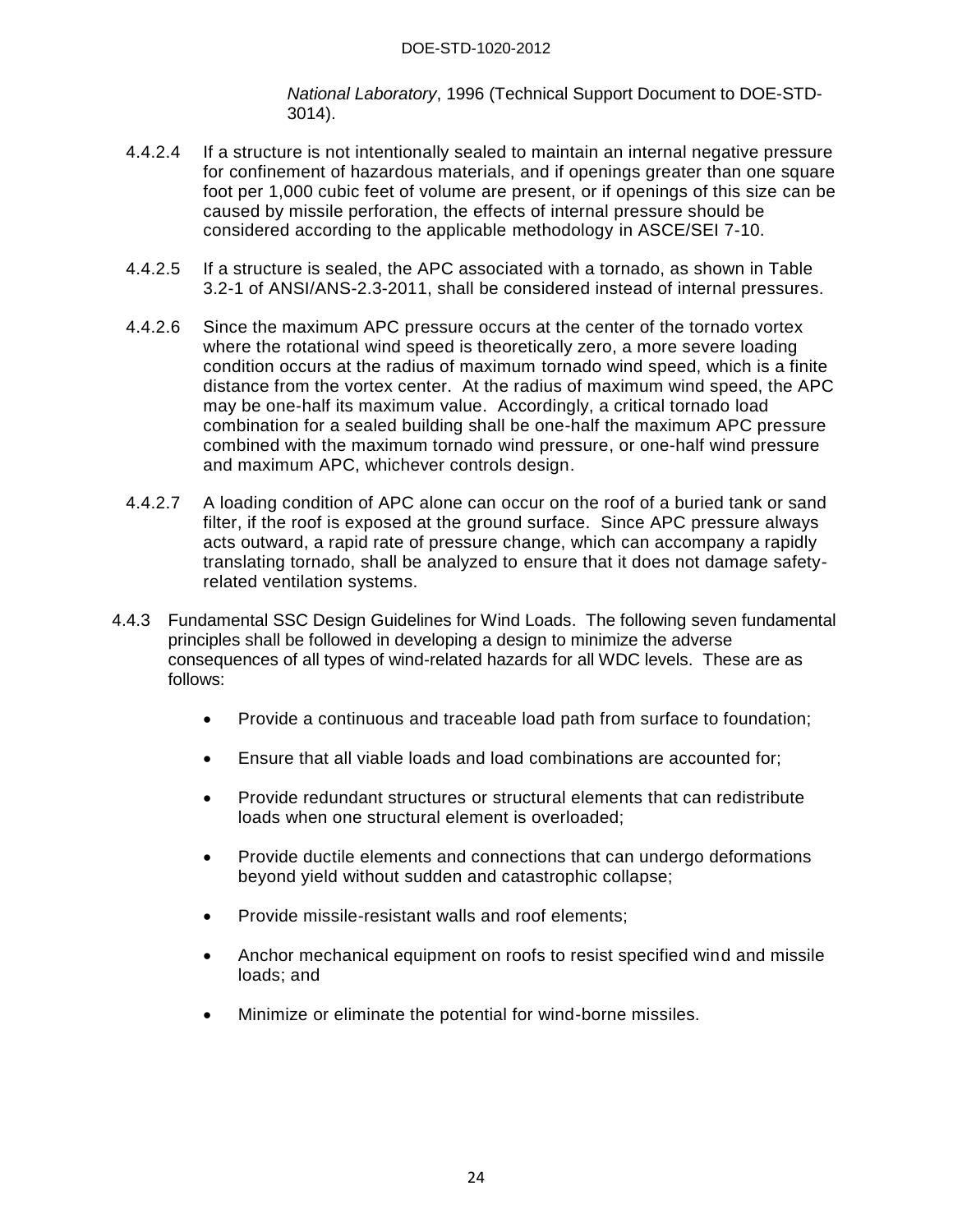*National Laboratory*, 1996 (Technical Support Document to DOE-STD-3014).

4.4.2.4 If a structure is not intentionally sealed to maintain an internal negative pressure for confinement of hazardous materials, and if openings greater than one square foot per 1,000 cubic feet of volume are present, or if openings of this size can be caused by missile perforation, the effects of internal pressure should be considered according to the applicable methodology in ASCE/SEI 7-10.

4.4.2.5 If a structure is sealed, the APC associated with a tornado, as shown in Table 3.2-1 of ANSI/ANS-2.3-2011, shall be considered instead of internal pressures.

4.4.2.6 Since the maximum APC pressure occurs at the center of the tornado vortex where the rotational wind speed is theoretically zero, a more severe loading condition occurs at the radius of maximum tornado wind speed, which is a finite distance from the vortex center. At the radius of maximum wind speed, the APC may be one-half its maximum value. Accordingly, a critical tornado load combination for a sealed building shall be one-half the maximum APC pressure combined with the maximum tornado wind pressure, or one-half wind pressure and maximum APC, whichever controls design.

4.4.2.7 A loading condition of APC alone can occur on the roof of a buried tank or sand filter, if the roof is exposed at the ground surface. Since APC pressure always acts outward, a rapid rate of pressure change, which can accompany a rapidly translating tornado, shall be analyzed to ensure that it does not damage safety-related ventilation systems.

4.4.3 Fundamental SSC Design Guidelines for Wind Loads. The following seven fundamental principles shall be followed in developing a design to minimize the adverse consequences of all types of wind-related hazards for all WDC levels. These are as follows:

- Provide a continuous and traceable load path from surface to foundation;
- Ensure that all viable loads and load combinations are accounted for;
- Provide redundant structures or structural elements that can redistribute loads when one structural element is overloaded;
- Provide ductile elements and connections that can undergo deformations beyond yield without sudden and catastrophic collapse;
- Provide missile-resistant walls and roof elements;
- Anchor mechanical equipment on roofs to resist specified wind and missile loads; and
- Minimize or eliminate the potential for wind-borne missiles.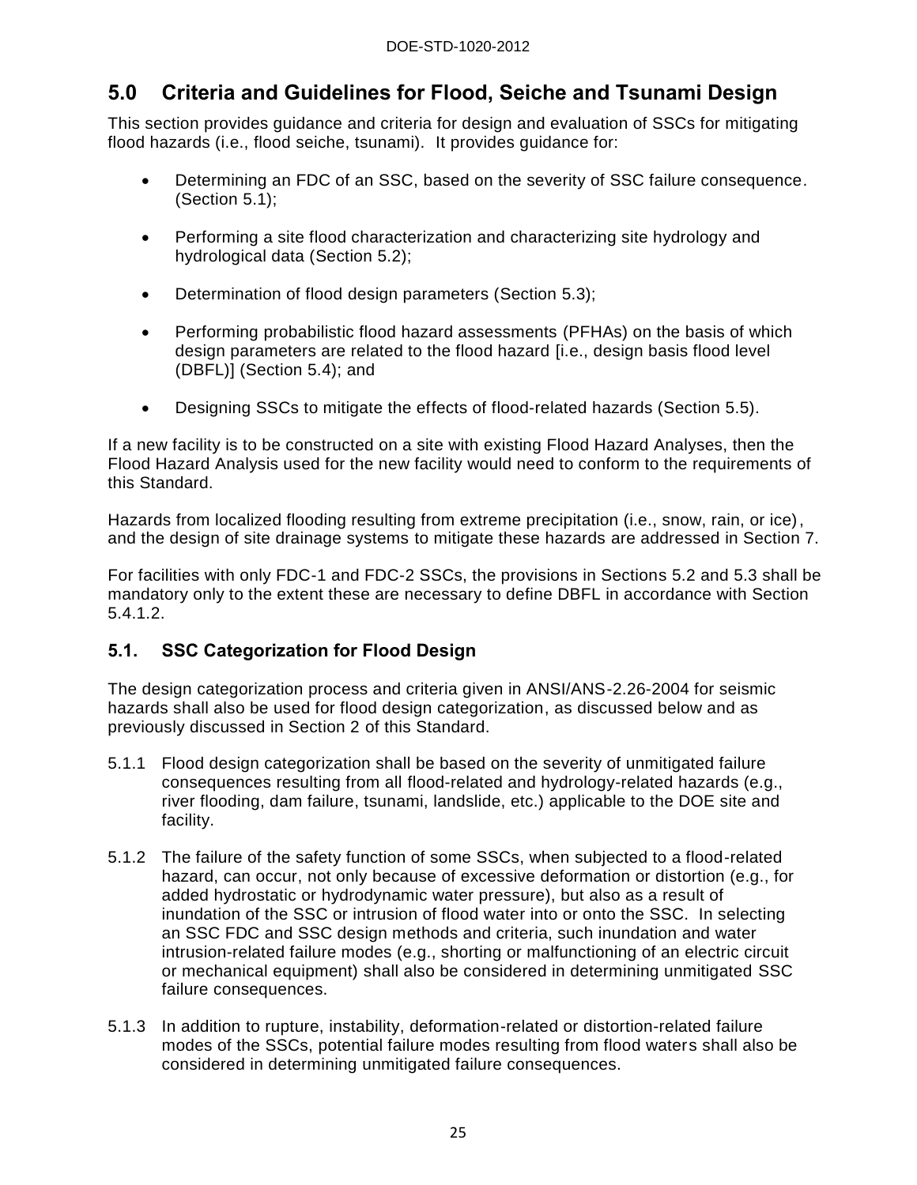## 5.0 Criteria and Guidelines for Flood, Seiche and Tsunami Design

This section provides guidance and criteria for design and evaluation of SSCs for mitigating flood hazards (i.e., flood seiche, tsunami). It provides guidance for:

- Determining an FDC of an SSC, based on the severity of SSC failure consequence. (Section 5.1);
- Performing a site flood characterization and characterizing site hydrology and hydrological data (Section 5.2);
- Determination of flood design parameters (Section 5.3);
- Performing probabilistic flood hazard assessments (PFHAs) on the basis of which design parameters are related to the flood hazard [i.e., design basis flood level (DBFL)] (Section 5.4); and
- Designing SSCs to mitigate the effects of flood-related hazards (Section 5.5).

If a new facility is to be constructed on a site with existing Flood Hazard Analyses, then the Flood Hazard Analysis used for the new facility would need to conform to the requirements of this Standard.

Hazards from localized flooding resulting from extreme precipitation (i.e., snow, rain, or ice), and the design of site drainage systems to mitigate these hazards are addressed in Section 7.

For facilities with only FDC-1 and FDC-2 SSCs, the provisions in Sections 5.2 and 5.3 shall be mandatory only to the extent these are necessary to define DBFL in accordance with Section 5.4.1.2.

### 5.1. SSC Categorization for Flood Design

The design categorization process and criteria given in ANSI/ANS-2.26-2004 for seismic hazards shall also be used for flood design categorization, as discussed below and as previously discussed in Section 2 of this Standard.

5.1.1 Flood design categorization shall be based on the severity of unmitigated failure consequences resulting from all flood-related and hydrology-related hazards (e.g., river flooding, dam failure, tsunami, landslide, etc.) applicable to the DOE site and facility.

5.1.2 The failure of the safety function of some SSCs, when subjected to a flood-related hazard, can occur, not only because of excessive deformation or distortion (e.g., for added hydrostatic or hydrodynamic water pressure), but also as a result of inundation of the SSC or intrusion of flood water into or onto the SSC. In selecting an SSC FDC and SSC design methods and criteria, such inundation and water intrusion-related failure modes (e.g., shorting or malfunctioning of an electric circuit or mechanical equipment) shall also be considered in determining unmitigated SSC failure consequences.

5.1.3 In addition to rupture, instability, deformation-related or distortion-related failure modes of the SSCs, potential failure modes resulting from flood waters shall also be considered in determining unmitigated failure consequences.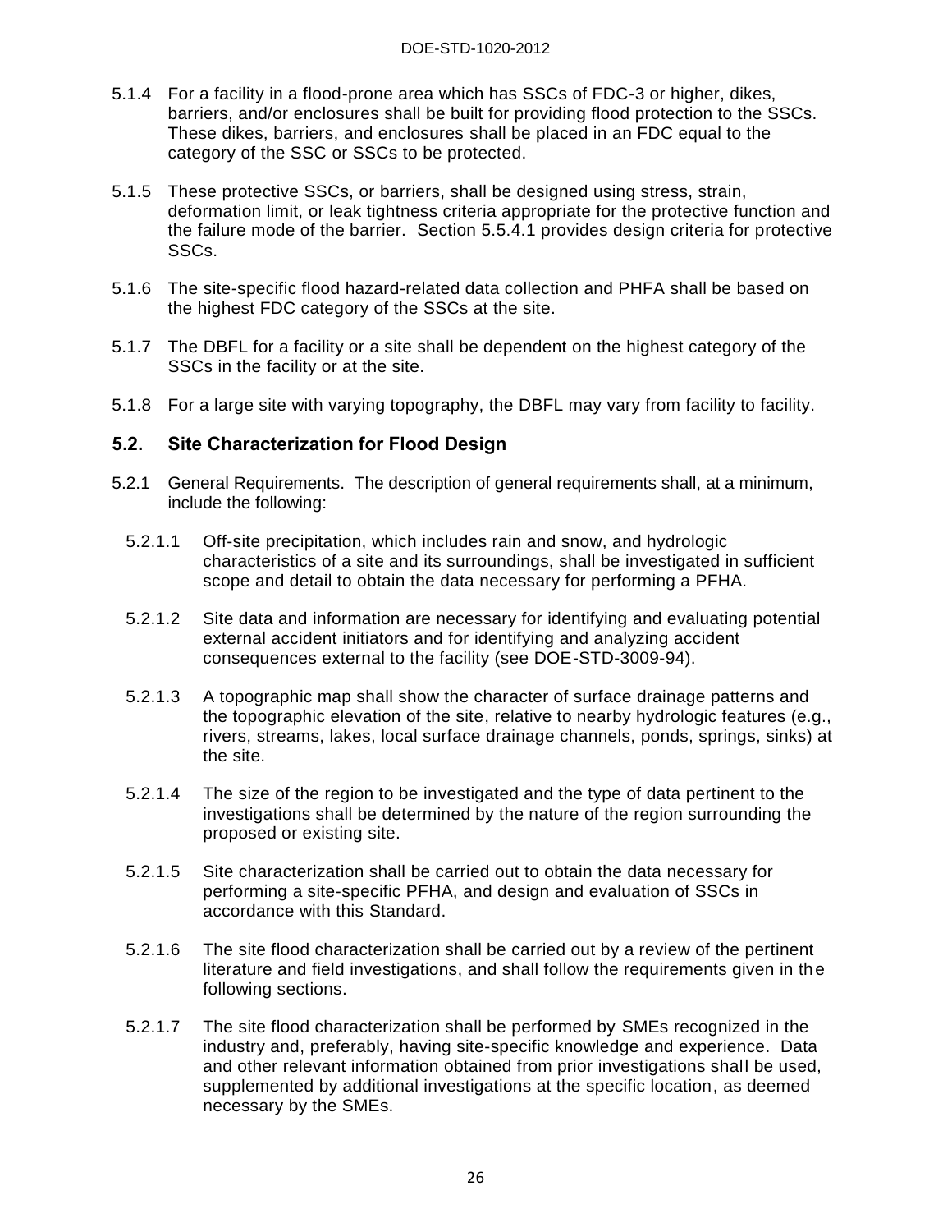5.1.4 For a facility in a flood-prone area which has SSCs of FDC-3 or higher, dikes, barriers, and/or enclosures shall be built for providing flood protection to the SSCs. These dikes, barriers, and enclosures shall be placed in an FDC equal to the category of the SSC or SSCs to be protected.

5.1.5 These protective SSCs, or barriers, shall be designed using stress, strain, deformation limit, or leak tightness criteria appropriate for the protective function and the failure mode of the barrier. Section 5.5.4.1 provides design criteria for protective SSCs.

5.1.6 The site-specific flood hazard-related data collection and PHFA shall be based on the highest FDC category of the SSCs at the site.

5.1.7 The DBFL for a facility or a site shall be dependent on the highest category of the SSCs in the facility or at the site.

5.1.8 For a large site with varying topography, the DBFL may vary from facility to facility.

## 5.2. Site Characterization for Flood Design

5.2.1 General Requirements. The description of general requirements shall, at a minimum, include the following:

5.2.1.1 Off-site precipitation, which includes rain and snow, and hydrologic characteristics of a site and its surroundings, shall be investigated in sufficient scope and detail to obtain the data necessary for performing a PFHA.

5.2.1.2 Site data and information are necessary for identifying and evaluating potential external accident initiators and for identifying and analyzing accident consequences external to the facility (see DOE-STD-3009-94).

5.2.1.3 A topographic map shall show the character of surface drainage patterns and the topographic elevation of the site, relative to nearby hydrologic features (e.g., rivers, streams, lakes, local surface drainage channels, ponds, springs, sinks) at the site.

5.2.1.4 The size of the region to be investigated and the type of data pertinent to the investigations shall be determined by the nature of the region surrounding the proposed or existing site.

5.2.1.5 Site characterization shall be carried out to obtain the data necessary for performing a site-specific PFHA, and design and evaluation of SSCs in accordance with this Standard.

5.2.1.6 The site flood characterization shall be carried out by a review of the pertinent literature and field investigations, and shall follow the requirements given in the following sections.

5.2.1.7 The site flood characterization shall be performed by SMEs recognized in the industry and, preferably, having site-specific knowledge and experience. Data and other relevant information obtained from prior investigations shall be used, supplemented by additional investigations at the specific location, as deemed necessary by the SMEs.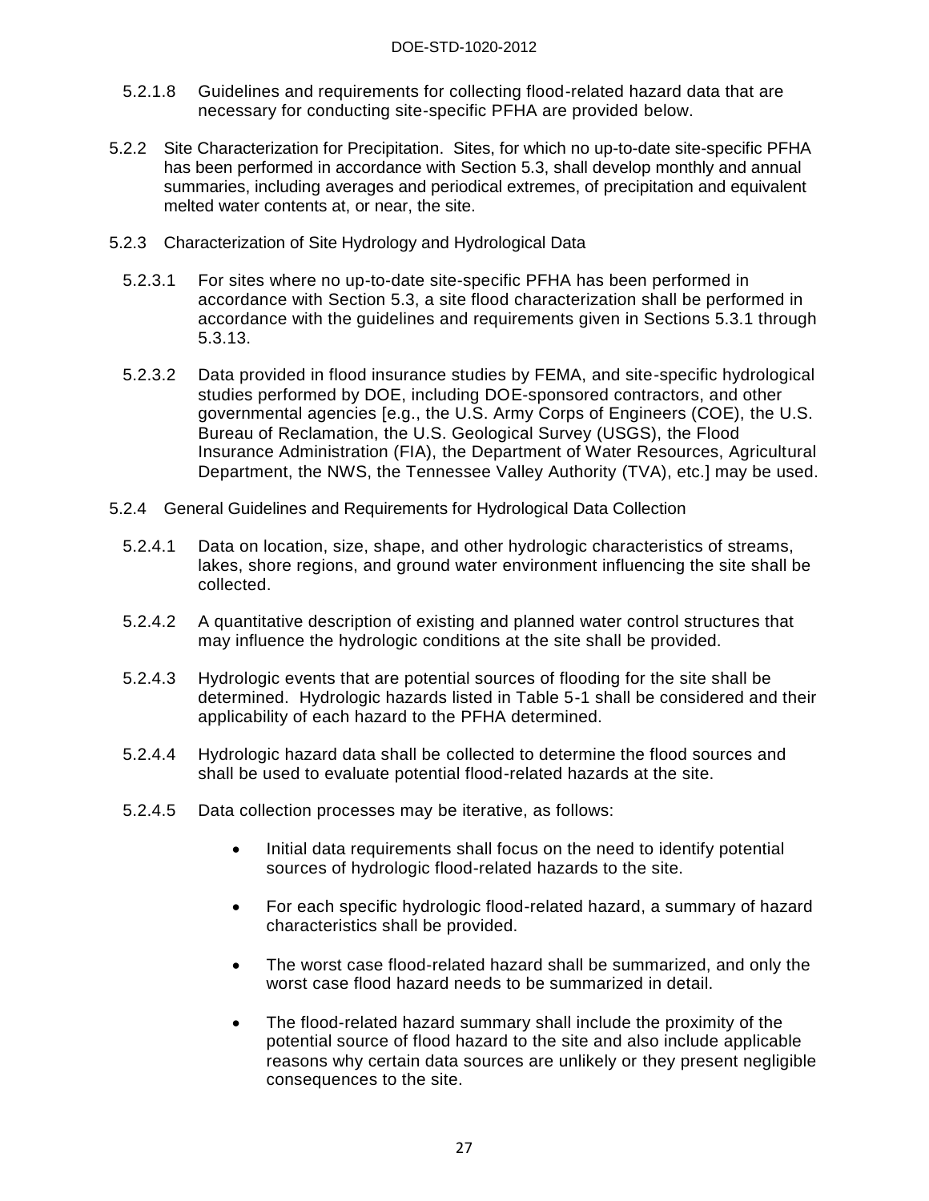5.2.1.8 Guidelines and requirements for collecting flood-related hazard data that are necessary for conducting site-specific PFHA are provided below.

5.2.2 Site Characterization for Precipitation. Sites, for which no up-to-date site-specific PFHA has been performed in accordance with Section 5.3, shall develop monthly and annual summaries, including averages and periodical extremes, of precipitation and equivalent melted water contents at, or near, the site.

5.2.3 Characterization of Site Hydrology and Hydrological Data

5.2.3.1 For sites where no up-to-date site-specific PFHA has been performed in accordance with Section 5.3, a site flood characterization shall be performed in accordance with the guidelines and requirements given in Sections 5.3.1 through 5.3.13.

5.2.3.2 Data provided in flood insurance studies by FEMA, and site-specific hydrological studies performed by DOE, including DOE-sponsored contractors, and other governmental agencies [e.g., the U.S. Army Corps of Engineers (COE), the U.S. Bureau of Reclamation, the U.S. Geological Survey (USGS), the Flood Insurance Administration (FIA), the Department of Water Resources, Agricultural Department, the NWS, the Tennessee Valley Authority (TVA), etc.] may be used.

5.2.4 General Guidelines and Requirements for Hydrological Data Collection

5.2.4.1 Data on location, size, shape, and other hydrologic characteristics of streams, lakes, shore regions, and ground water environment influencing the site shall be collected.

5.2.4.2 A quantitative description of existing and planned water control structures that may influence the hydrologic conditions at the site shall be provided.

5.2.4.3 Hydrologic events that are potential sources of flooding for the site shall be determined. Hydrologic hazards listed in Table 5-1 shall be considered and their applicability of each hazard to the PFHA determined.

5.2.4.4 Hydrologic hazard data shall be collected to determine the flood sources and shall be used to evaluate potential flood-related hazards at the site.

5.2.4.5 Data collection processes may be iterative, as follows:

- Initial data requirements shall focus on the need to identify potential sources of hydrologic flood-related hazards to the site.
- For each specific hydrologic flood-related hazard, a summary of hazard characteristics shall be provided.
- The worst case flood-related hazard shall be summarized, and only the worst case flood hazard needs to be summarized in detail.
- The flood-related hazard summary shall include the proximity of the potential source of flood hazard to the site and also include applicable reasons why certain data sources are unlikely or they present negligible consequences to the site.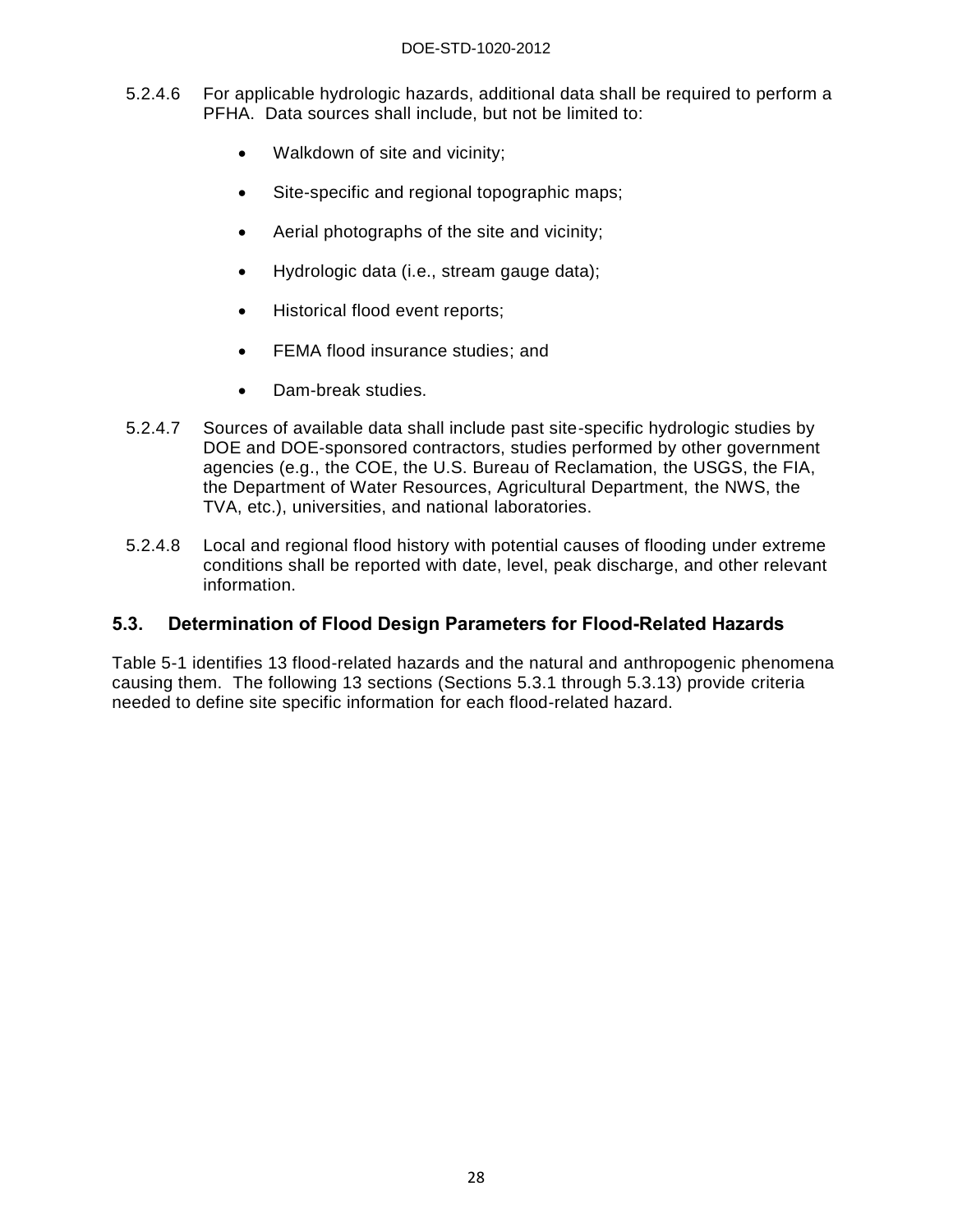5.2.4.6 For applicable hydrologic hazards, additional data shall be required to perform a PFHA. Data sources shall include, but not be limited to:

- Walkdown of site and vicinity;
- Site-specific and regional topographic maps;
- Aerial photographs of the site and vicinity;
- Hydrologic data (i.e., stream gauge data);
- Historical flood event reports;
- FEMA flood insurance studies; and
- Dam-break studies.

5.2.4.7 Sources of available data shall include past site-specific hydrologic studies by DOE and DOE-sponsored contractors, studies performed by other government agencies (e.g., the COE, the U.S. Bureau of Reclamation, the USGS, the FIA, the Department of Water Resources, Agricultural Department, the NWS, the TVA, etc.), universities, and national laboratories.

5.2.4.8 Local and regional flood history with potential causes of flooding under extreme conditions shall be reported with date, level, peak discharge, and other relevant information.

## 5.3. Determination of Flood Design Parameters for Flood-Related Hazards

Table 5-1 identifies 13 flood-related hazards and the natural and anthropogenic phenomena causing them. The following 13 sections (Sections 5.3.1 through 5.3.13) provide criteria needed to define site specific information for each flood-related hazard.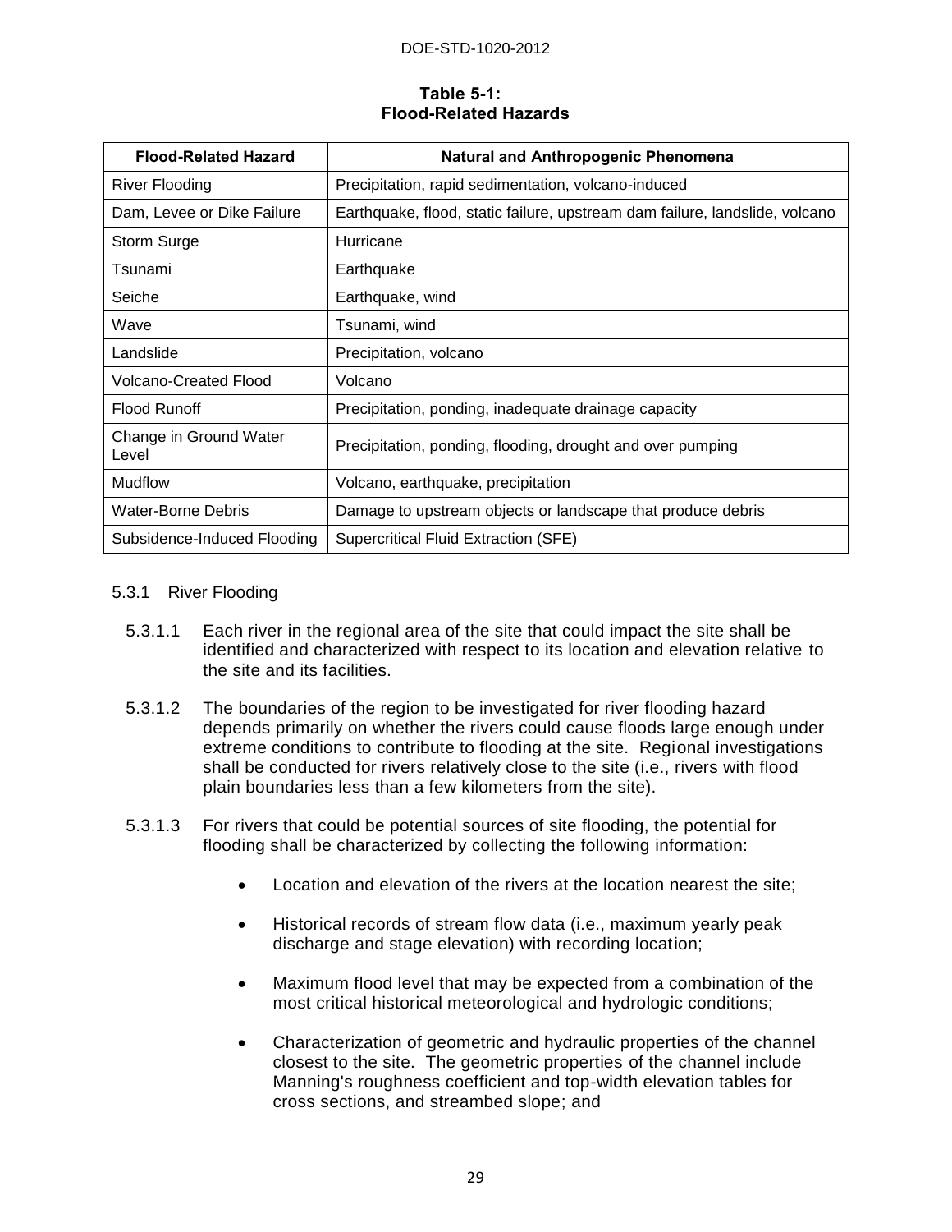**Table 5-1: Flood-Related Hazards**

| Flood-Related Hazard | Natural and Anthropogenic Phenomena |
|---|---|
| River Flooding | Precipitation, rapid sedimentation, volcano-induced |
| Dam, Levee or Dike Failure | Earthquake, flood, static failure, upstream dam failure, landslide, volcano |
| Storm Surge | Hurricane |
| Tsunami | Earthquake |
| Seiche | Earthquake, wind |
| Wave | Tsunami, wind |
| Landslide | Precipitation, volcano |
| Volcano-Created Flood | Volcano |
| Flood Runoff | Precipitation, ponding, inadequate drainage capacity |
| Change in Ground Water Level | Precipitation, ponding, flooding, drought and over pumping |
| Mudflow | Volcano, earthquake, precipitation |
| Water-Borne Debris | Damage to upstream objects or landscape that produce debris |
| Subsidence-Induced Flooding | Supercritical Fluid Extraction (SFE) |

### 5.3.1 River Flooding

5.3.1.1 Each river in the regional area of the site that could impact the site shall be identified and characterized with respect to its location and elevation relative to the site and its facilities.

5.3.1.2 The boundaries of the region to be investigated for river flooding hazard depends primarily on whether the rivers could cause floods large enough under extreme conditions to contribute to flooding at the site. Regional investigations shall be conducted for rivers relatively close to the site (i.e., rivers with flood plain boundaries less than a few kilometers from the site).

5.3.1.3 For rivers that could be potential sources of site flooding, the potential for flooding shall be characterized by collecting the following information:

- Location and elevation of the rivers at the location nearest the site;
- Historical records of stream flow data (i.e., maximum yearly peak discharge and stage elevation) with recording location;
- Maximum flood level that may be expected from a combination of the most critical historical meteorological and hydrologic conditions;
- Characterization of geometric and hydraulic properties of the channel closest to the site. The geometric properties of the channel include Manning's roughness coefficient and top-width elevation tables for cross sections, and streambed slope; and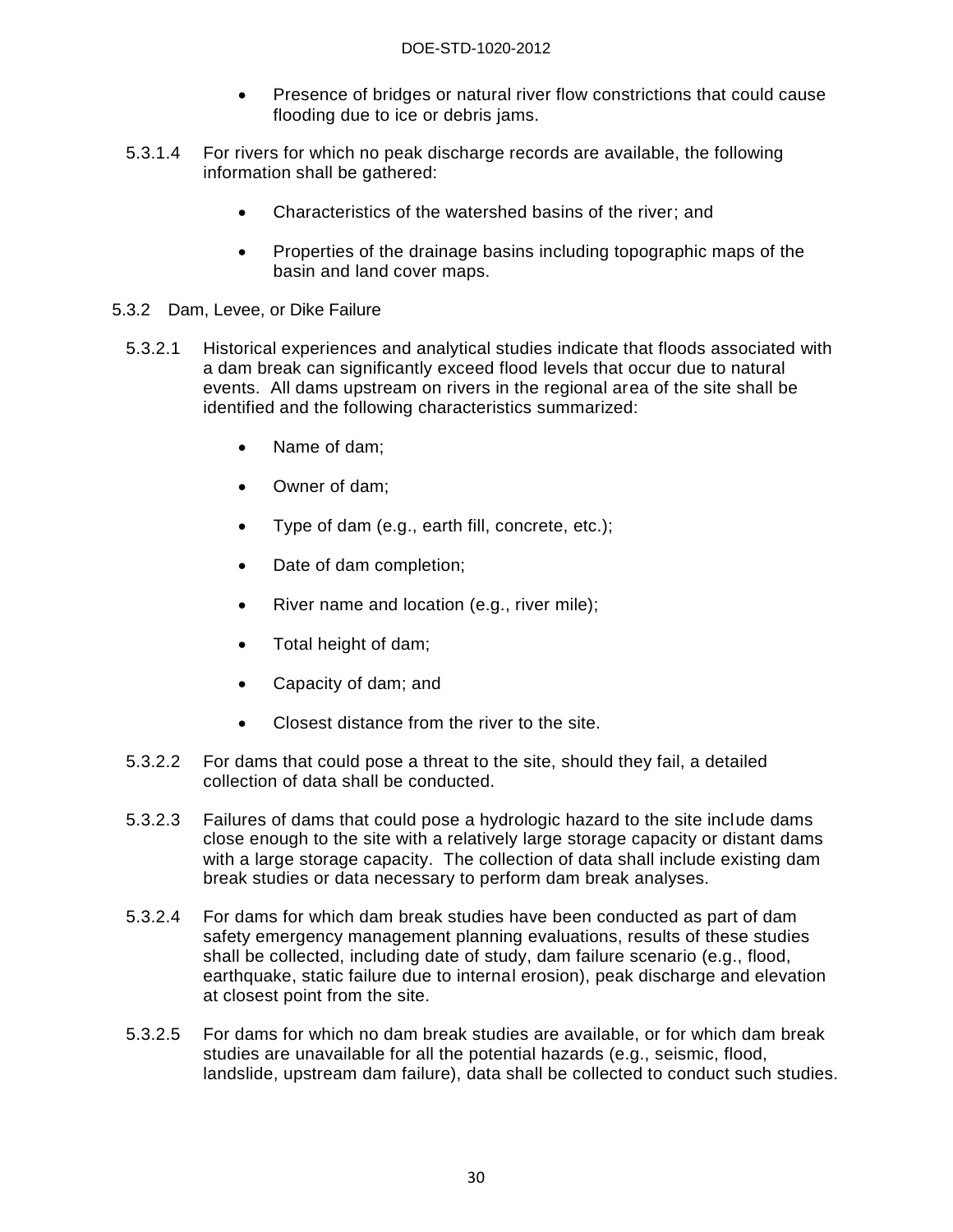- Presence of bridges or natural river flow constrictions that could cause flooding due to ice or debris jams.

5.3.1.4 For rivers for which no peak discharge records are available, the following information shall be gathered:

- Characteristics of the watershed basins of the river; and
- Properties of the drainage basins including topographic maps of the basin and land cover maps.

### 5.3.2 Dam, Levee, or Dike Failure

5.3.2.1 Historical experiences and analytical studies indicate that floods associated with a dam break can significantly exceed flood levels that occur due to natural events. All dams upstream on rivers in the regional area of the site shall be identified and the following characteristics summarized:

- Name of dam;
- Owner of dam;
- Type of dam (e.g., earth fill, concrete, etc.);
- Date of dam completion;
- River name and location (e.g., river mile);
- Total height of dam;
- Capacity of dam; and
- Closest distance from the river to the site.

5.3.2.2 For dams that could pose a threat to the site, should they fail, a detailed collection of data shall be conducted.

5.3.2.3 Failures of dams that could pose a hydrologic hazard to the site include dams close enough to the site with a relatively large storage capacity or distant dams with a large storage capacity. The collection of data shall include existing dam break studies or data necessary to perform dam break analyses.

5.3.2.4 For dams for which dam break studies have been conducted as part of dam safety emergency management planning evaluations, results of these studies shall be collected, including date of study, dam failure scenario (e.g., flood, earthquake, static failure due to internal erosion), peak discharge and elevation at closest point from the site.

5.3.2.5 For dams for which no dam break studies are available, or for which dam break studies are unavailable for all the potential hazards (e.g., seismic, flood, landslide, upstream dam failure), data shall be collected to conduct such studies.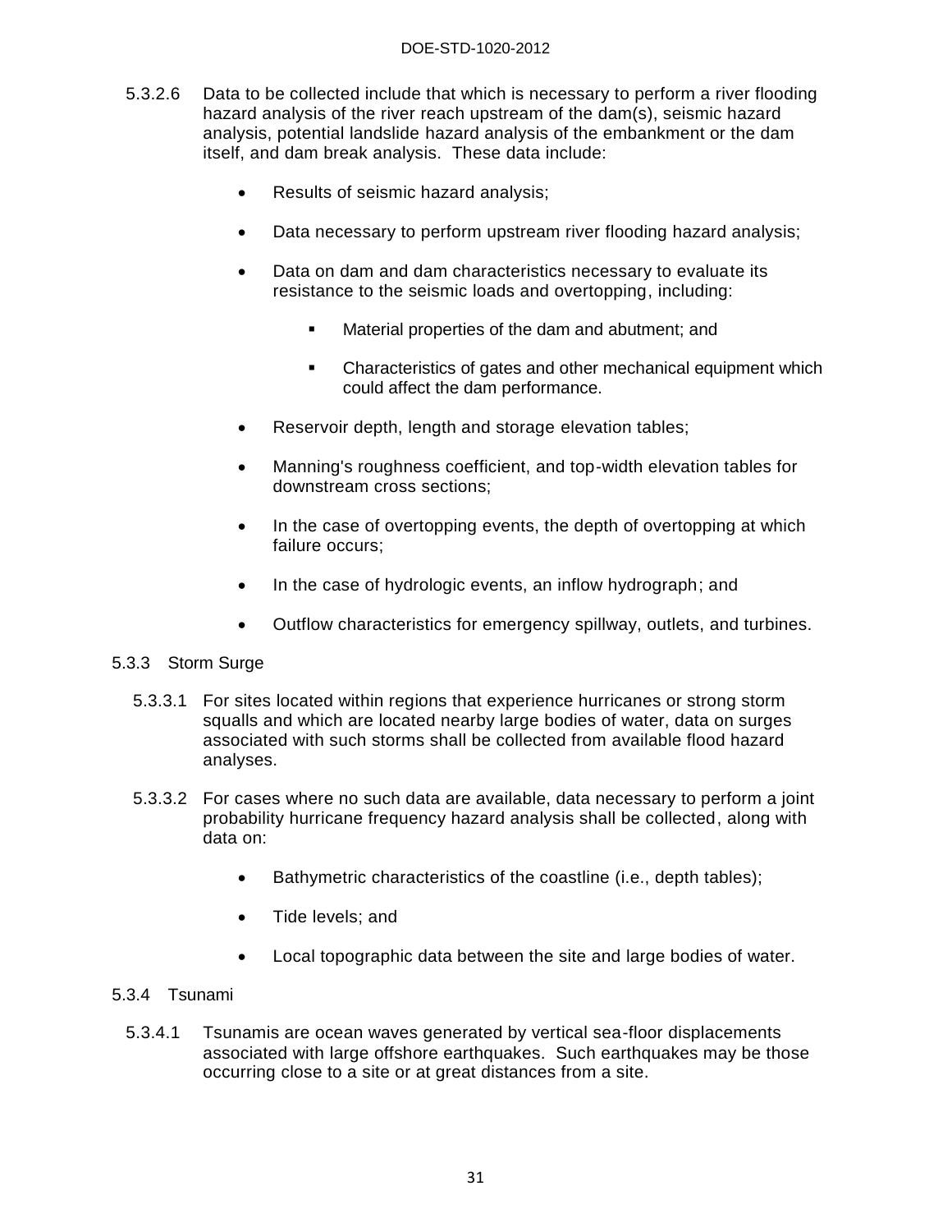5.3.2.6 Data to be collected include that which is necessary to perform a river flooding hazard analysis of the river reach upstream of the dam(s), seismic hazard analysis, potential landslide hazard analysis of the embankment or the dam itself, and dam break analysis. These data include:

- Results of seismic hazard analysis;
- Data necessary to perform upstream river flooding hazard analysis;
- Data on dam and dam characteristics necessary to evaluate its resistance to the seismic loads and overtopping, including:
    - Material properties of the dam and abutment; and
    - Characteristics of gates and other mechanical equipment which could affect the dam performance.
- Reservoir depth, length and storage elevation tables;
- Manning's roughness coefficient, and top-width elevation tables for downstream cross sections;
- In the case of overtopping events, the depth of overtopping at which failure occurs;
- In the case of hydrologic events, an inflow hydrograph; and
- Outflow characteristics for emergency spillway, outlets, and turbines.

### 5.3.3 Storm Surge

5.3.3.1 For sites located within regions that experience hurricanes or strong storm squalls and which are located nearby large bodies of water, data on surges associated with such storms shall be collected from available flood hazard analyses.

5.3.3.2 For cases where no such data are available, data necessary to perform a joint probability hurricane frequency hazard analysis shall be collected, along with data on:

- Bathymetric characteristics of the coastline (i.e., depth tables);
- Tide levels; and
- Local topographic data between the site and large bodies of water.

### 5.3.4 Tsunami

5.3.4.1 Tsunamis are ocean waves generated by vertical sea-floor displacements associated with large offshore earthquakes. Such earthquakes may be those occurring close to a site or at great distances from a site.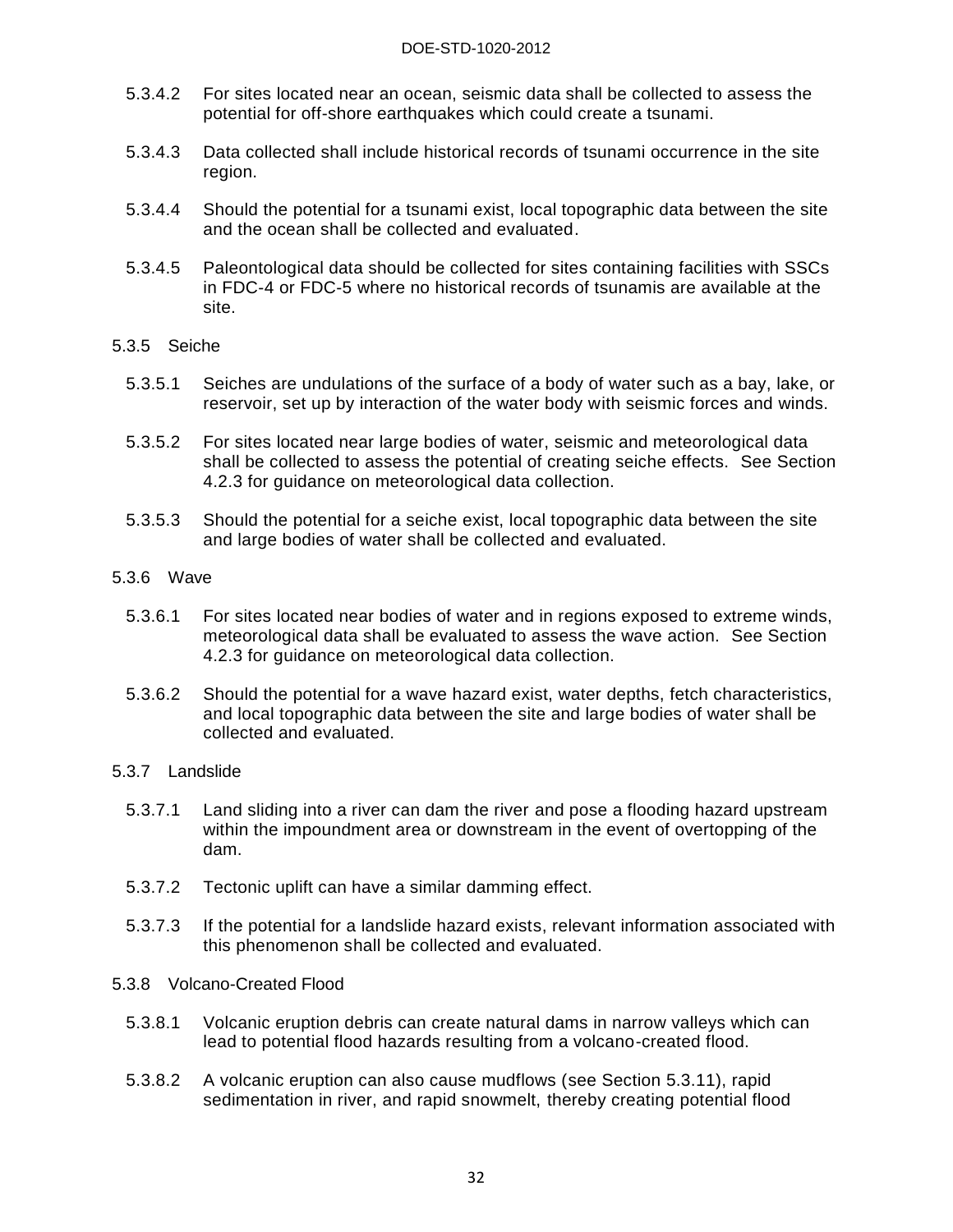5.3.4.2 For sites located near an ocean, seismic data shall be collected to assess the potential for off-shore earthquakes which could create a tsunami.

5.3.4.3 Data collected shall include historical records of tsunami occurrence in the site region.

5.3.4.4 Should the potential for a tsunami exist, local topographic data between the site and the ocean shall be collected and evaluated.

5.3.4.5 Paleontological data should be collected for sites containing facilities with SSCs in FDC-4 or FDC-5 where no historical records of tsunamis are available at the site.

### 5.3.5 Seiche

5.3.5.1 Seiches are undulations of the surface of a body of water such as a bay, lake, or reservoir, set up by interaction of the water body with seismic forces and winds.

5.3.5.2 For sites located near large bodies of water, seismic and meteorological data shall be collected to assess the potential of creating seiche effects. See Section 4.2.3 for guidance on meteorological data collection.

5.3.5.3 Should the potential for a seiche exist, local topographic data between the site and large bodies of water shall be collected and evaluated.

### 5.3.6 Wave

5.3.6.1 For sites located near bodies of water and in regions exposed to extreme winds, meteorological data shall be evaluated to assess the wave action. See Section 4.2.3 for guidance on meteorological data collection.

5.3.6.2 Should the potential for a wave hazard exist, water depths, fetch characteristics, and local topographic data between the site and large bodies of water shall be collected and evaluated.

### 5.3.7 Landslide

5.3.7.1 Land sliding into a river can dam the river and pose a flooding hazard upstream within the impoundment area or downstream in the event of overtopping of the dam.

5.3.7.2 Tectonic uplift can have a similar damming effect.

5.3.7.3 If the potential for a landslide hazard exists, relevant information associated with this phenomenon shall be collected and evaluated.

### 5.3.8 Volcano-Created Flood

5.3.8.1 Volcanic eruption debris can create natural dams in narrow valleys which can lead to potential flood hazards resulting from a volcano-created flood.

5.3.8.2 A volcanic eruption can also cause mudflows (see Section 5.3.11), rapid sedimentation in river, and rapid snowmelt, thereby creating potential flood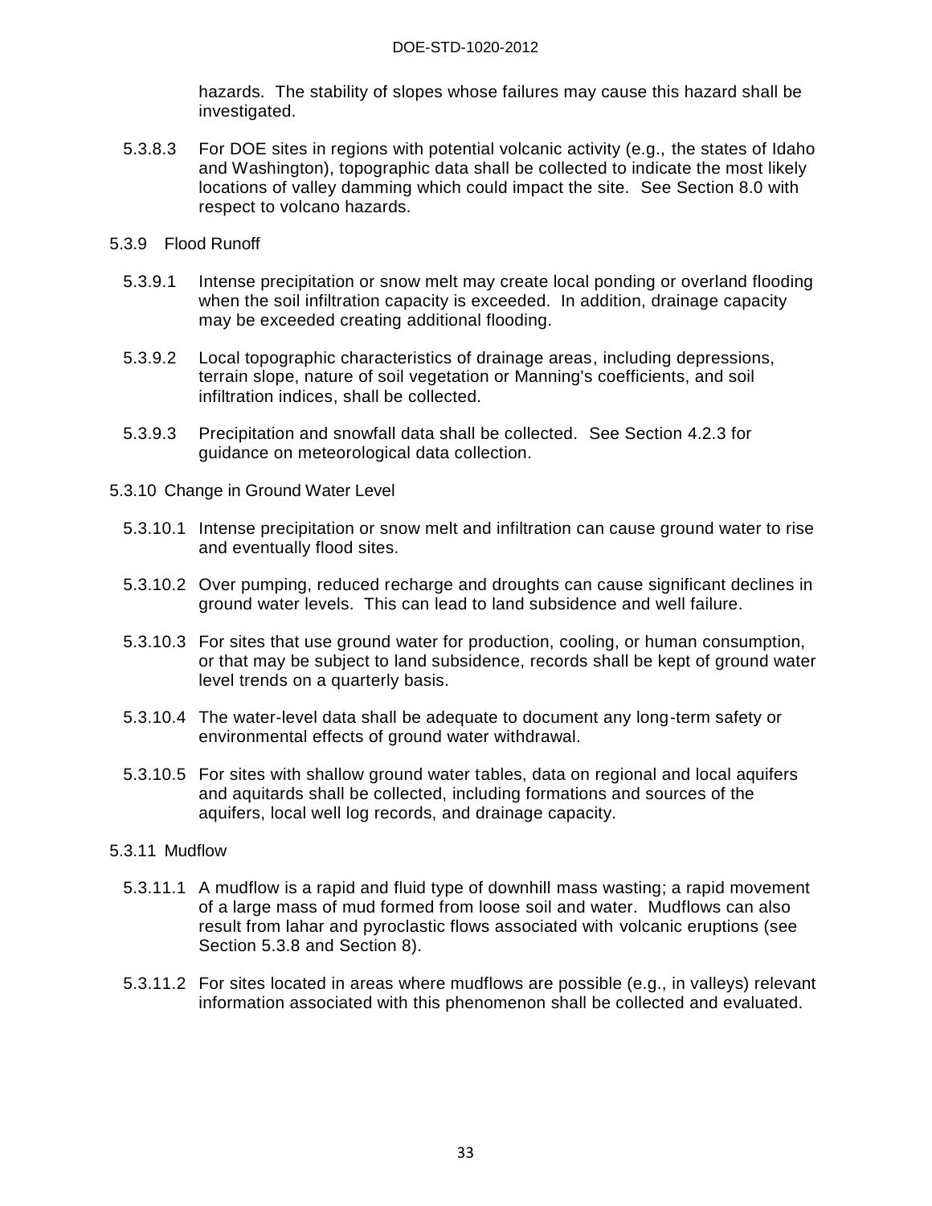hazards. The stability of slopes whose failures may cause this hazard shall be investigated.

5.3.8.3 For DOE sites in regions with potential volcanic activity (e.g., the states of Idaho and Washington), topographic data shall be collected to indicate the most likely locations of valley damming which could impact the site. See Section 8.0 with respect to volcano hazards.

### 5.3.9 Flood Runoff

5.3.9.1 Intense precipitation or snow melt may create local ponding or overland flooding when the soil infiltration capacity is exceeded. In addition, drainage capacity may be exceeded creating additional flooding.

5.3.9.2 Local topographic characteristics of drainage areas, including depressions, terrain slope, nature of soil vegetation or Manning's coefficients, and soil infiltration indices, shall be collected.

5.3.9.3 Precipitation and snowfall data shall be collected. See Section 4.2.3 for guidance on meteorological data collection.

### 5.3.10 Change in Ground Water Level

5.3.10.1 Intense precipitation or snow melt and infiltration can cause ground water to rise and eventually flood sites.

5.3.10.2 Over pumping, reduced recharge and droughts can cause significant declines in ground water levels. This can lead to land subsidence and well failure.

5.3.10.3 For sites that use ground water for production, cooling, or human consumption, or that may be subject to land subsidence, records shall be kept of ground water level trends on a quarterly basis.

5.3.10.4 The water-level data shall be adequate to document any long-term safety or environmental effects of ground water withdrawal.

5.3.10.5 For sites with shallow ground water tables, data on regional and local aquifers and aquitards shall be collected, including formations and sources of the aquifers, local well log records, and drainage capacity.

### 5.3.11 Mudflow

5.3.11.1 A mudflow is a rapid and fluid type of downhill mass wasting; a rapid movement of a large mass of mud formed from loose soil and water. Mudflows can also result from lahar and pyroclastic flows associated with volcanic eruptions (see Section 5.3.8 and Section 8).

5.3.11.2 For sites located in areas where mudflows are possible (e.g., in valleys) relevant information associated with this phenomenon shall be collected and evaluated.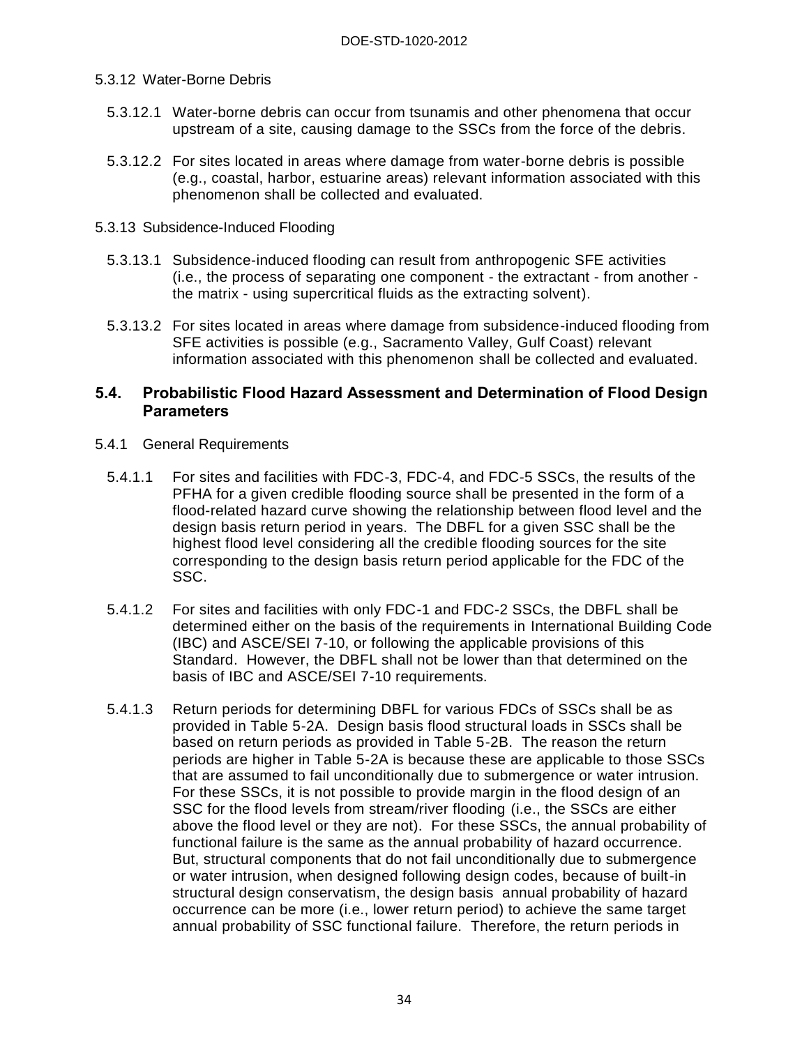5.3.12 Water-Borne Debris

5.3.12.1 Water-borne debris can occur from tsunamis and other phenomena that occur upstream of a site, causing damage to the SSCs from the force of the debris.

5.3.12.2 For sites located in areas where damage from water-borne debris is possible (e.g., coastal, harbor, estuarine areas) relevant information associated with this phenomenon shall be collected and evaluated.

5.3.13 Subsidence-Induced Flooding

5.3.13.1 Subsidence-induced flooding can result from anthropogenic SFE activities (i.e., the process of separating one component - the extractant - from another - the matrix - using supercritical fluids as the extracting solvent).

5.3.13.2 For sites located in areas where damage from subsidence-induced flooding from SFE activities is possible (e.g., Sacramento Valley, Gulf Coast) relevant information associated with this phenomenon shall be collected and evaluated.

## 5.4. Probabilistic Flood Hazard Assessment and Determination of Flood Design Parameters

5.4.1 General Requirements

5.4.1.1 For sites and facilities with FDC-3, FDC-4, and FDC-5 SSCs, the results of the PFHA for a given credible flooding source shall be presented in the form of a flood-related hazard curve showing the relationship between flood level and the design basis return period in years. The DBFL for a given SSC shall be the highest flood level considering all the credible flooding sources for the site corresponding to the design basis return period applicable for the FDC of the SSC.

5.4.1.2 For sites and facilities with only FDC-1 and FDC-2 SSCs, the DBFL shall be determined either on the basis of the requirements in International Building Code (IBC) and ASCE/SEI 7-10, or following the applicable provisions of this Standard. However, the DBFL shall not be lower than that determined on the basis of IBC and ASCE/SEI 7-10 requirements.

5.4.1.3 Return periods for determining DBFL for various FDCs of SSCs shall be as provided in Table 5-2A. Design basis flood structural loads in SSCs shall be based on return periods as provided in Table 5-2B. The reason the return periods are higher in Table 5-2A is because these are applicable to those SSCs that are assumed to fail unconditionally due to submergence or water intrusion. For these SSCs, it is not possible to provide margin in the flood design of an SSC for the flood levels from stream/river flooding (i.e., the SSCs are either above the flood level or they are not). For these SSCs, the annual probability of functional failure is the same as the annual probability of hazard occurrence. But, structural components that do not fail unconditionally due to submergence or water intrusion, when designed following design codes, because of built-in structural design conservatism, the design basis annual probability of hazard occurrence can be more (i.e., lower return period) to achieve the same target annual probability of SSC functional failure. Therefore, the return periods in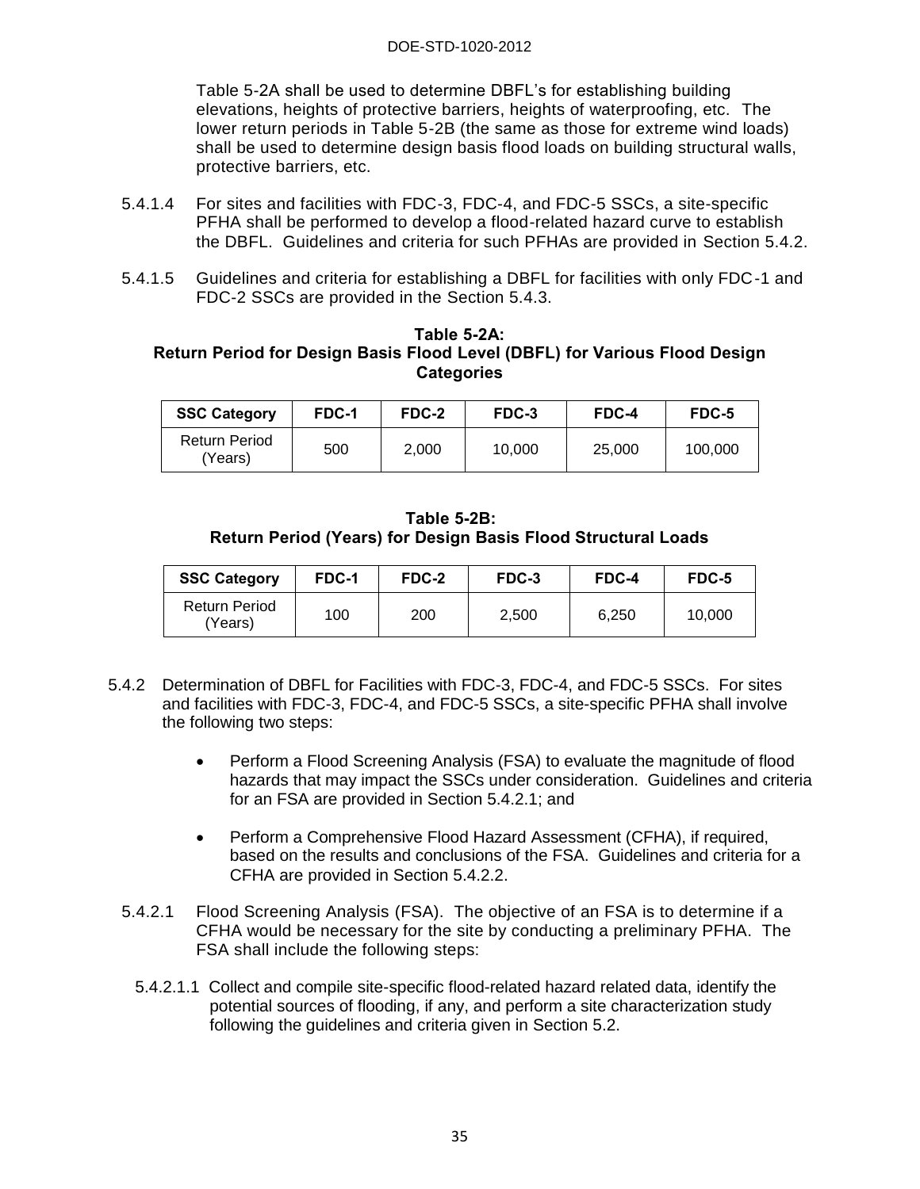Table 5-2A shall be used to determine DBFL's for establishing building elevations, heights of protective barriers, heights of waterproofing, etc. The lower return periods in Table 5-2B (the same as those for extreme wind loads) shall be used to determine design basis flood loads on building structural walls, protective barriers, etc.

5.4.1.4 For sites and facilities with FDC-3, FDC-4, and FDC-5 SSCs, a site-specific PFHA shall be performed to develop a flood-related hazard curve to establish the DBFL. Guidelines and criteria for such PFHAs are provided in Section 5.4.2.

5.4.1.5 Guidelines and criteria for establishing a DBFL for facilities with only FDC-1 and FDC-2 SSCs are provided in the Section 5.4.3.

**Table 5-2A: Return Period for Design Basis Flood Level (DBFL) for Various Flood Design Categories**

| SSC Category | FDC-1 | FDC-2 | FDC-3 | FDC-4 | FDC-5 |
|---|---|---|---|---|---|
| Return Period (Years) | 500 | 2,000 | 10,000 | 25,000 | 100,000 |

**Table 5-2B: Return Period (Years) for Design Basis Flood Structural Loads**

| SSC Category | FDC-1 | FDC-2 | FDC-3 | FDC-4 | FDC-5 |
|---|---|---|---|---|---|
| Return Period (Years) | 100 | 200 | 2,500 | 6,250 | 10,000 |

5.4.2 Determination of DBFL for Facilities with FDC-3, FDC-4, and FDC-5 SSCs. For sites and facilities with FDC-3, FDC-4, and FDC-5 SSCs, a site-specific PFHA shall involve the following two steps:

- Perform a Flood Screening Analysis (FSA) to evaluate the magnitude of flood hazards that may impact the SSCs under consideration. Guidelines and criteria for an FSA are provided in Section 5.4.2.1; and
- Perform a Comprehensive Flood Hazard Assessment (CFHA), if required, based on the results and conclusions of the FSA. Guidelines and criteria for a CFHA are provided in Section 5.4.2.2.

5.4.2.1 Flood Screening Analysis (FSA). The objective of an FSA is to determine if a CFHA would be necessary for the site by conducting a preliminary PFHA. The FSA shall include the following steps:

5.4.2.1.1 Collect and compile site-specific flood-related hazard related data, identify the potential sources of flooding, if any, and perform a site characterization study following the guidelines and criteria given in Section 5.2.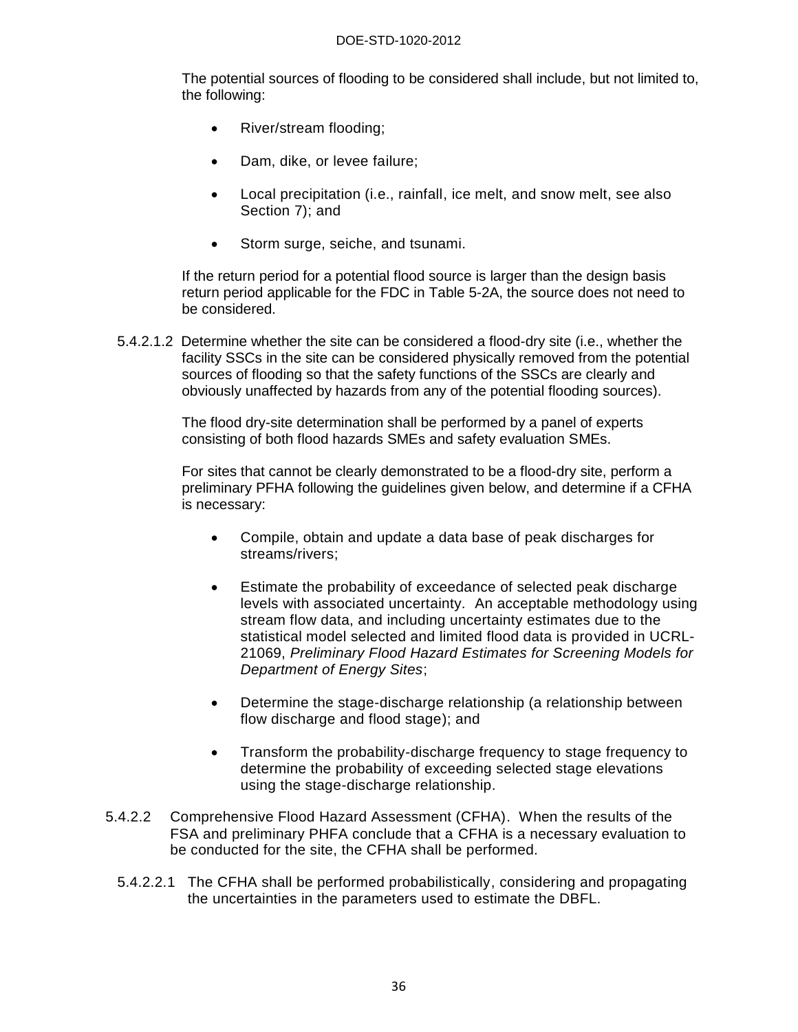The potential sources of flooding to be considered shall include, but not limited to, the following:

- River/stream flooding;
- Dam, dike, or levee failure;
- Local precipitation (i.e., rainfall, ice melt, and snow melt, see also Section 7); and
- Storm surge, seiche, and tsunami.

If the return period for a potential flood source is larger than the design basis return period applicable for the FDC in Table 5-2A, the source does not need to be considered.

5.4.2.1.2 Determine whether the site can be considered a flood-dry site (i.e., whether the facility SSCs in the site can be considered physically removed from the potential sources of flooding so that the safety functions of the SSCs are clearly and obviously unaffected by hazards from any of the potential flooding sources).

The flood dry-site determination shall be performed by a panel of experts consisting of both flood hazards SMEs and safety evaluation SMEs.

For sites that cannot be clearly demonstrated to be a flood-dry site, perform a preliminary PFHA following the guidelines given below, and determine if a CFHA is necessary:

- Compile, obtain and update a data base of peak discharges for streams/rivers;
- Estimate the probability of exceedance of selected peak discharge levels with associated uncertainty. An acceptable methodology using stream flow data, and including uncertainty estimates due to the statistical model selected and limited flood data is provided in UCRL-21069, *Preliminary Flood Hazard Estimates for Screening Models for Department of Energy Sites*;
- Determine the stage-discharge relationship (a relationship between flow discharge and flood stage); and
- Transform the probability-discharge frequency to stage frequency to determine the probability of exceeding selected stage elevations using the stage-discharge relationship.

5.4.2.2 Comprehensive Flood Hazard Assessment (CFHA). When the results of the FSA and preliminary PHFA conclude that a CFHA is a necessary evaluation to be conducted for the site, the CFHA shall be performed.

5.4.2.2.1 The CFHA shall be performed probabilistically, considering and propagating the uncertainties in the parameters used to estimate the DBFL.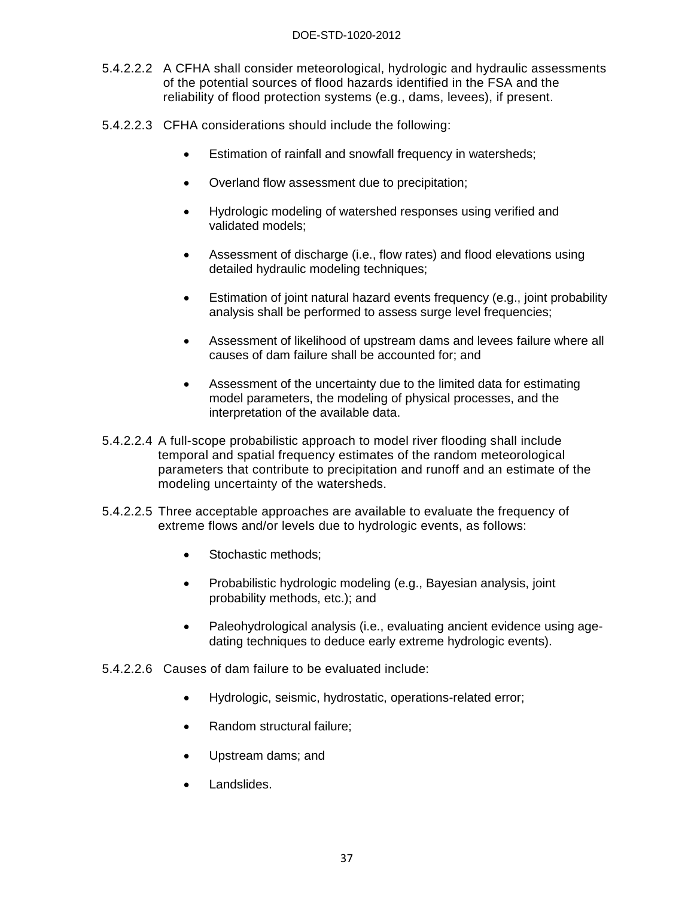5.4.2.2.2 A CFHA shall consider meteorological, hydrologic and hydraulic assessments of the potential sources of flood hazards identified in the FSA and the reliability of flood protection systems (e.g., dams, levees), if present.

5.4.2.2.3 CFHA considerations should include the following:

- Estimation of rainfall and snowfall frequency in watersheds;
- Overland flow assessment due to precipitation;
- Hydrologic modeling of watershed responses using verified and validated models;
- Assessment of discharge (i.e., flow rates) and flood elevations using detailed hydraulic modeling techniques;
- Estimation of joint natural hazard events frequency (e.g., joint probability analysis shall be performed to assess surge level frequencies;
- Assessment of likelihood of upstream dams and levees failure where all causes of dam failure shall be accounted for; and
- Assessment of the uncertainty due to the limited data for estimating model parameters, the modeling of physical processes, and the interpretation of the available data.

5.4.2.2.4 A full-scope probabilistic approach to model river flooding shall include temporal and spatial frequency estimates of the random meteorological parameters that contribute to precipitation and runoff and an estimate of the modeling uncertainty of the watersheds.

5.4.2.2.5 Three acceptable approaches are available to evaluate the frequency of extreme flows and/or levels due to hydrologic events, as follows:

- Stochastic methods;
- Probabilistic hydrologic modeling (e.g., Bayesian analysis, joint probability methods, etc.); and
- Paleohydrological analysis (i.e., evaluating ancient evidence using age-dating techniques to deduce early extreme hydrologic events).

5.4.2.2.6 Causes of dam failure to be evaluated include:

- Hydrologic, seismic, hydrostatic, operations-related error;
- Random structural failure;
- Upstream dams; and
- Landslides.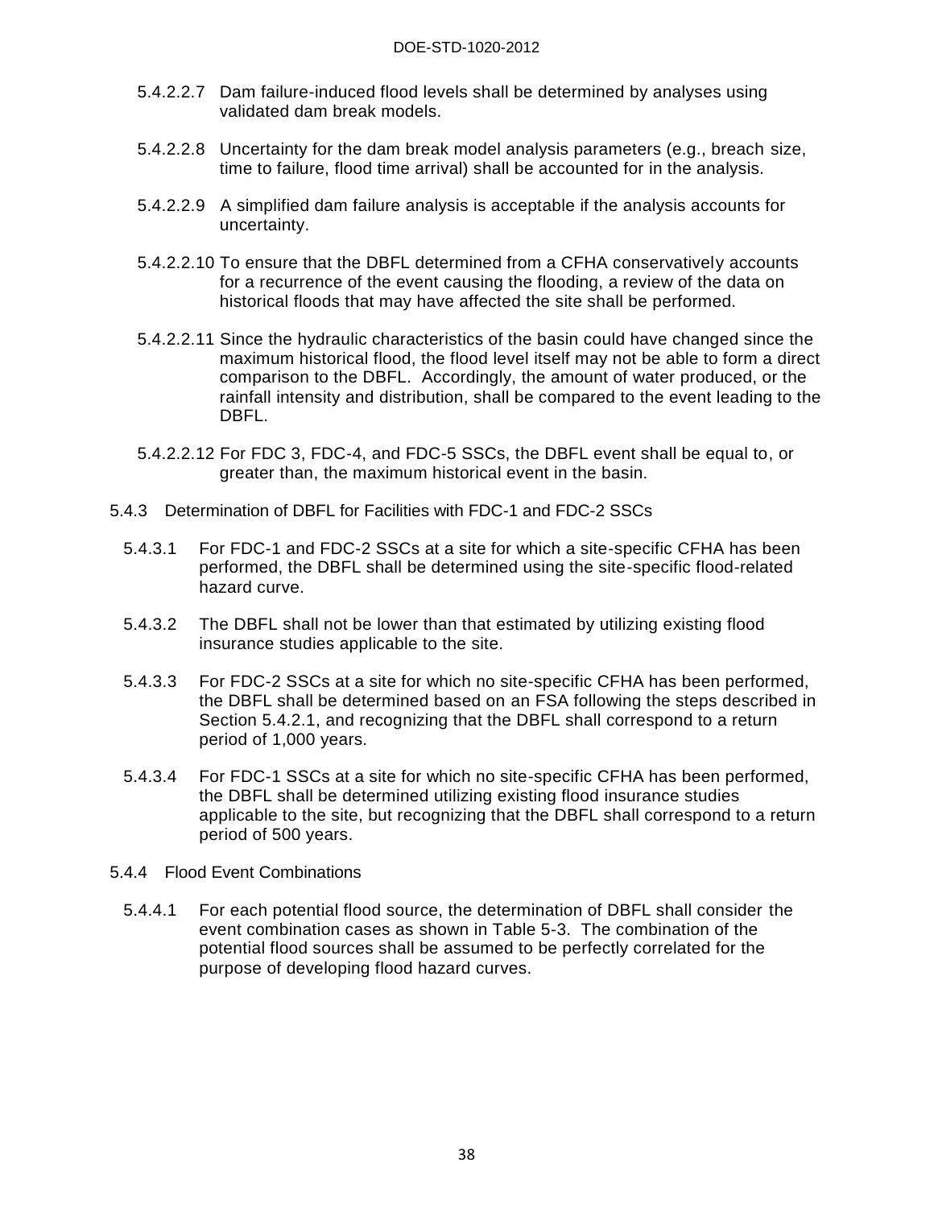5.4.2.2.7 Dam failure-induced flood levels shall be determined by analyses using validated dam break models.

5.4.2.2.8 Uncertainty for the dam break model analysis parameters (e.g., breach size, time to failure, flood time arrival) shall be accounted for in the analysis.

5.4.2.2.9 A simplified dam failure analysis is acceptable if the analysis accounts for uncertainty.

5.4.2.2.10 To ensure that the DBFL determined from a CFHA conservatively accounts for a recurrence of the event causing the flooding, a review of the data on historical floods that may have affected the site shall be performed.

5.4.2.2.11 Since the hydraulic characteristics of the basin could have changed since the maximum historical flood, the flood level itself may not be able to form a direct comparison to the DBFL. Accordingly, the amount of water produced, or the rainfall intensity and distribution, shall be compared to the event leading to the DBFL.

5.4.2.2.12 For FDC 3, FDC-4, and FDC-5 SSCs, the DBFL event shall be equal to, or greater than, the maximum historical event in the basin.

### 5.4.3 Determination of DBFL for Facilities with FDC-1 and FDC-2 SSCs

5.4.3.1 For FDC-1 and FDC-2 SSCs at a site for which a site-specific CFHA has been performed, the DBFL shall be determined using the site-specific flood-related hazard curve.

5.4.3.2 The DBFL shall not be lower than that estimated by utilizing existing flood insurance studies applicable to the site.

5.4.3.3 For FDC-2 SSCs at a site for which no site-specific CFHA has been performed, the DBFL shall be determined based on an FSA following the steps described in Section 5.4.2.1, and recognizing that the DBFL shall correspond to a return period of 1,000 years.

5.4.3.4 For FDC-1 SSCs at a site for which no site-specific CFHA has been performed, the DBFL shall be determined utilizing existing flood insurance studies applicable to the site, but recognizing that the DBFL shall correspond to a return period of 500 years.

### 5.4.4 Flood Event Combinations

5.4.4.1 For each potential flood source, the determination of DBFL shall consider the event combination cases as shown in Table 5-3. The combination of the potential flood sources shall be assumed to be perfectly correlated for the purpose of developing flood hazard curves.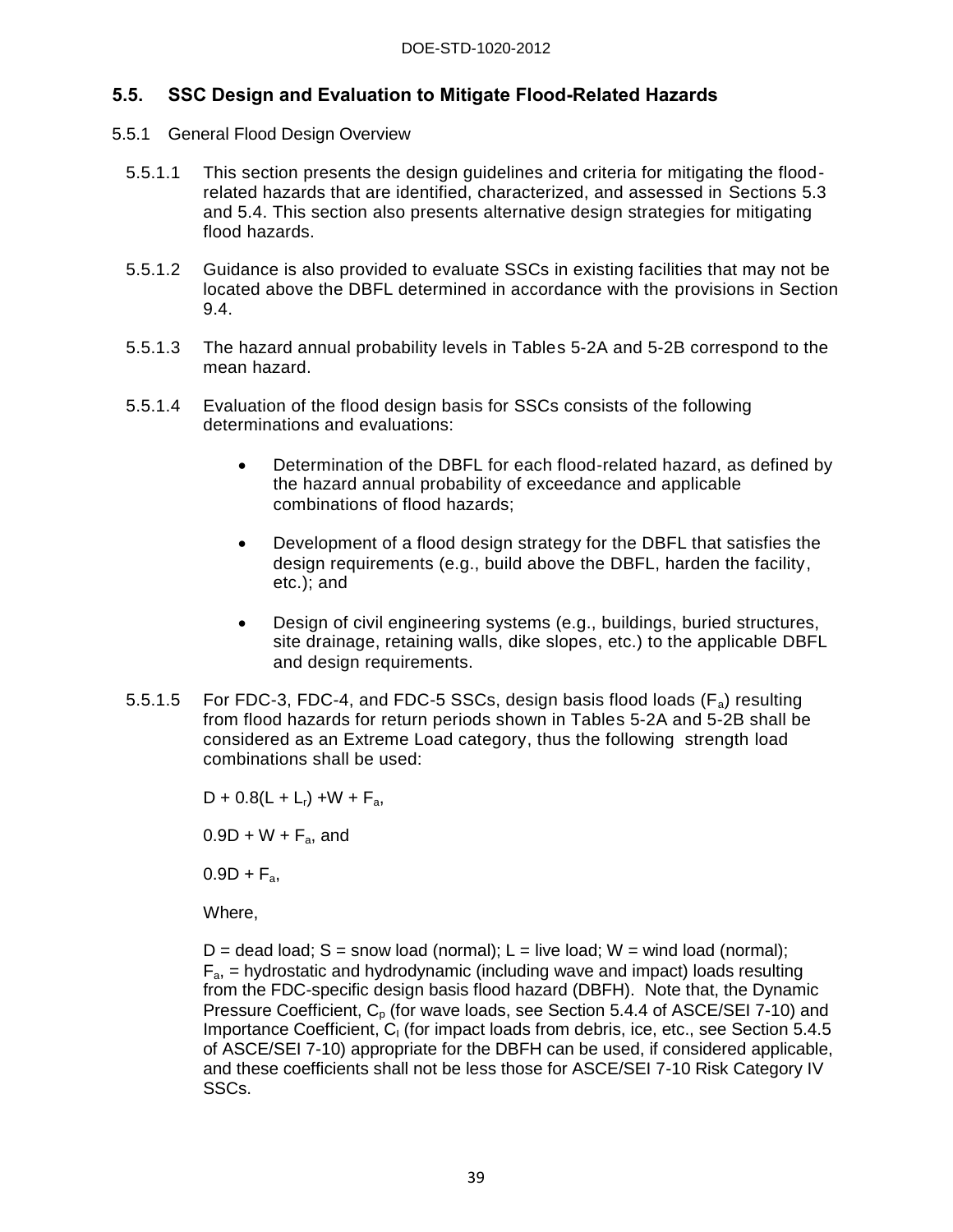## 5.5. SSC Design and Evaluation to Mitigate Flood-Related Hazards

### 5.5.1 General Flood Design Overview

5.5.1.1 This section presents the design guidelines and criteria for mitigating the flood-related hazards that are identified, characterized, and assessed in Sections 5.3 and 5.4. This section also presents alternative design strategies for mitigating flood hazards.

5.5.1.2 Guidance is also provided to evaluate SSCs in existing facilities that may not be located above the DBFL determined in accordance with the provisions in Section 9.4.

5.5.1.3 The hazard annual probability levels in Tables 5-2A and 5-2B correspond to the mean hazard.

5.5.1.4 Evaluation of the flood design basis for SSCs consists of the following determinations and evaluations:

- Determination of the DBFL for each flood-related hazard, as defined by the hazard annual probability of exceedance and applicable combinations of flood hazards;
- Development of a flood design strategy for the DBFL that satisfies the design requirements (e.g., build above the DBFL, harden the facility, etc.); and
- Design of civil engineering systems (e.g., buildings, buried structures, site drainage, retaining walls, dike slopes, etc.) to the applicable DBFL and design requirements.

5.5.1.5 For FDC-3, FDC-4, and FDC-5 SSCs, design basis flood loads ($F_a$) resulting from flood hazards for return periods shown in Tables 5-2A and 5-2B shall be considered as an Extreme Load category, thus the following strength load combinations shall be used:

$D + 0.8(L + L_r) + W + F_a$,

$0.9D + W + F_a$, and

$0.9D + F_a$,

Where,

D = dead load; S = snow load (normal); L = live load; W = wind load (normal); $F_a$, = hydrostatic and hydrodynamic (including wave and impact) loads resulting from the FDC-specific design basis flood hazard (DBFH). Note that, the Dynamic Pressure Coefficient, $C_p$ (for wave loads, see Section 5.4.4 of ASCE/SEI 7-10) and Importance Coefficient, $C_I$ (for impact loads from debris, ice, etc., see Section 5.4.5 of ASCE/SEI 7-10) appropriate for the DBFH can be used, if considered applicable, and these coefficients shall not be less those for ASCE/SEI 7-10 Risk Category IV SSCs.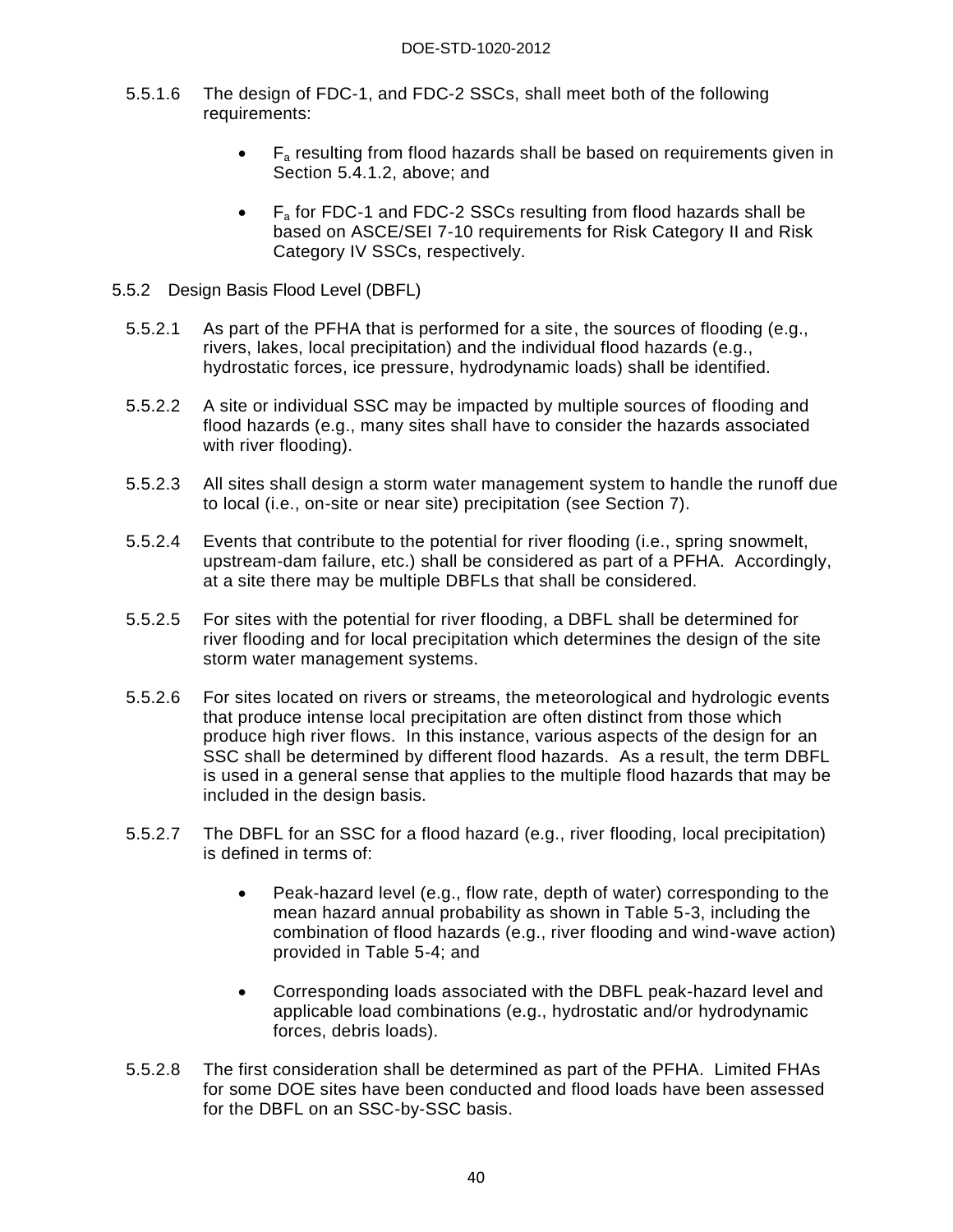5.5.1.6 The design of FDC-1, and FDC-2 SSCs, shall meet both of the following requirements:

- $F_a$ resulting from flood hazards shall be based on requirements given in Section 5.4.1.2, above; and
- $F_a$ for FDC-1 and FDC-2 SSCs resulting from flood hazards shall be based on ASCE/SEI 7-10 requirements for Risk Category II and Risk Category IV SSCs, respectively.

### 5.5.2 Design Basis Flood Level (DBFL)

5.5.2.1 As part of the PFHA that is performed for a site, the sources of flooding (e.g., rivers, lakes, local precipitation) and the individual flood hazards (e.g., hydrostatic forces, ice pressure, hydrodynamic loads) shall be identified.

5.5.2.2 A site or individual SSC may be impacted by multiple sources of flooding and flood hazards (e.g., many sites shall have to consider the hazards associated with river flooding).

5.5.2.3 All sites shall design a storm water management system to handle the runoff due to local (i.e., on-site or near site) precipitation (see Section 7).

5.5.2.4 Events that contribute to the potential for river flooding (i.e., spring snowmelt, upstream-dam failure, etc.) shall be considered as part of a PFHA. Accordingly, at a site there may be multiple DBFLs that shall be considered.

5.5.2.5 For sites with the potential for river flooding, a DBFL shall be determined for river flooding and for local precipitation which determines the design of the site storm water management systems.

5.5.2.6 For sites located on rivers or streams, the meteorological and hydrologic events that produce intense local precipitation are often distinct from those which produce high river flows. In this instance, various aspects of the design for an SSC shall be determined by different flood hazards. As a result, the term DBFL is used in a general sense that applies to the multiple flood hazards that may be included in the design basis.

5.5.2.7 The DBFL for an SSC for a flood hazard (e.g., river flooding, local precipitation) is defined in terms of:

- Peak-hazard level (e.g., flow rate, depth of water) corresponding to the mean hazard annual probability as shown in Table 5-3, including the combination of flood hazards (e.g., river flooding and wind-wave action) provided in Table 5-4; and
- Corresponding loads associated with the DBFL peak-hazard level and applicable load combinations (e.g., hydrostatic and/or hydrodynamic forces, debris loads).

5.5.2.8 The first consideration shall be determined as part of the PFHA. Limited FHAs for some DOE sites have been conducted and flood loads have been assessed for the DBFL on an SSC-by-SSC basis.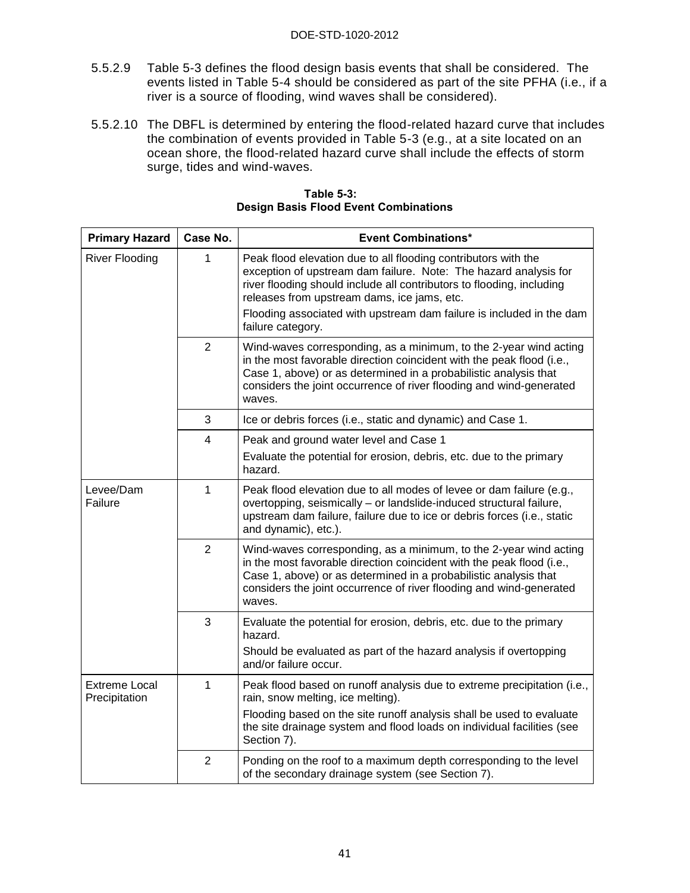5.5.2.9 Table 5-3 defines the flood design basis events that shall be considered. The events listed in Table 5-4 should be considered as part of the site PFHA (i.e., if a river is a source of flooding, wind waves shall be considered).

5.5.2.10 The DBFL is determined by entering the flood-related hazard curve that includes the combination of events provided in Table 5-3 (e.g., at a site located on an ocean shore, the flood-related hazard curve shall include the effects of storm surge, tides and wind-waves.

**Table 5-3: Design Basis Flood Event Combinations**

| Primary Hazard | Case No. | Event Combinations* |
|---|---|---|
| River Flooding | 1 | Peak flood elevation due to all flooding contributors with the exception of upstream dam failure. Note: The hazard analysis for river flooding should include all contributors to flooding, including releases from upstream dams, ice jams, etc.<br>Flooding associated with upstream dam failure is included in the dam failure category. |
| | 2 | Wind-waves corresponding, as a minimum, to the 2-year wind acting in the most favorable direction coincident with the peak flood (i.e., Case 1, above) or as determined in a probabilistic analysis that considers the joint occurrence of river flooding and wind-generated waves. |
| | 3 | Ice or debris forces (i.e., static and dynamic) and Case 1. |
| | 4 | Peak and ground water level and Case 1<br>Evaluate the potential for erosion, debris, etc. due to the primary hazard. |
| Levee/Dam Failure | 1 | Peak flood elevation due to all modes of levee or dam failure (e.g., overtopping, seismically – or landslide-induced structural failure, upstream dam failure, failure due to ice or debris forces (i.e., static and dynamic), etc.). |
| | 2 | Wind-waves corresponding, as a minimum, to the 2-year wind acting in the most favorable direction coincident with the peak flood (i.e., Case 1, above) or as determined in a probabilistic analysis that considers the joint occurrence of river flooding and wind-generated waves. |
| | 3 | Evaluate the potential for erosion, debris, etc. due to the primary hazard.<br>Should be evaluated as part of the hazard analysis if overtopping and/or failure occur. |
| Extreme Local Precipitation | 1 | Peak flood based on runoff analysis due to extreme precipitation (i.e., rain, snow melting, ice melting).<br>Flooding based on the site runoff analysis shall be used to evaluate the site drainage system and flood loads on individual facilities (see Section 7). |
| | 2 | Ponding on the roof to a maximum depth corresponding to the level of the secondary drainage system (see Section 7). |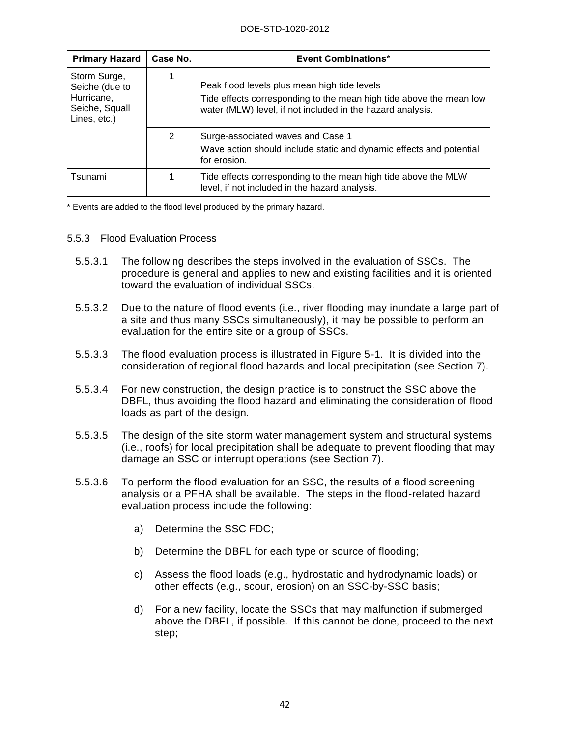| Primary Hazard | Case No. | Event Combinations* |
|---|---|---|
| Storm Surge, Seiche (due to Hurricane, Seiche, Squall Lines, etc.) | 1 | Peak flood levels plus mean high tide levels<br>Tide effects corresponding to the mean high tide above the mean low water (MLW) level, if not included in the hazard analysis. |
| | 2 | Surge-associated waves and Case 1<br>Wave action should include static and dynamic effects and potential for erosion. |
| Tsunami | 1 | Tide effects corresponding to the mean high tide above the MLW level, if not included in the hazard analysis. |

* Events are added to the flood level produced by the primary hazard.

### 5.5.3 Flood Evaluation Process

5.5.3.1 The following describes the steps involved in the evaluation of SSCs. The procedure is general and applies to new and existing facilities and it is oriented toward the evaluation of individual SSCs.

5.5.3.2 Due to the nature of flood events (i.e., river flooding may inundate a large part of a site and thus many SSCs simultaneously), it may be possible to perform an evaluation for the entire site or a group of SSCs.

5.5.3.3 The flood evaluation process is illustrated in Figure 5-1. It is divided into the consideration of regional flood hazards and local precipitation (see Section 7).

5.5.3.4 For new construction, the design practice is to construct the SSC above the DBFL, thus avoiding the flood hazard and eliminating the consideration of flood loads as part of the design.

5.5.3.5 The design of the site storm water management system and structural systems (i.e., roofs) for local precipitation shall be adequate to prevent flooding that may damage an SSC or interrupt operations (see Section 7).

5.5.3.6 To perform the flood evaluation for an SSC, the results of a flood screening analysis or a PFHA shall be available. The steps in the flood-related hazard evaluation process include the following:

a) Determine the SSC FDC;

b) Determine the DBFL for each type or source of flooding;

c) Assess the flood loads (e.g., hydrostatic and hydrodynamic loads) or other effects (e.g., scour, erosion) on an SSC-by-SSC basis;

d) For a new facility, locate the SSCs that may malfunction if submerged above the DBFL, if possible. If this cannot be done, proceed to the next step;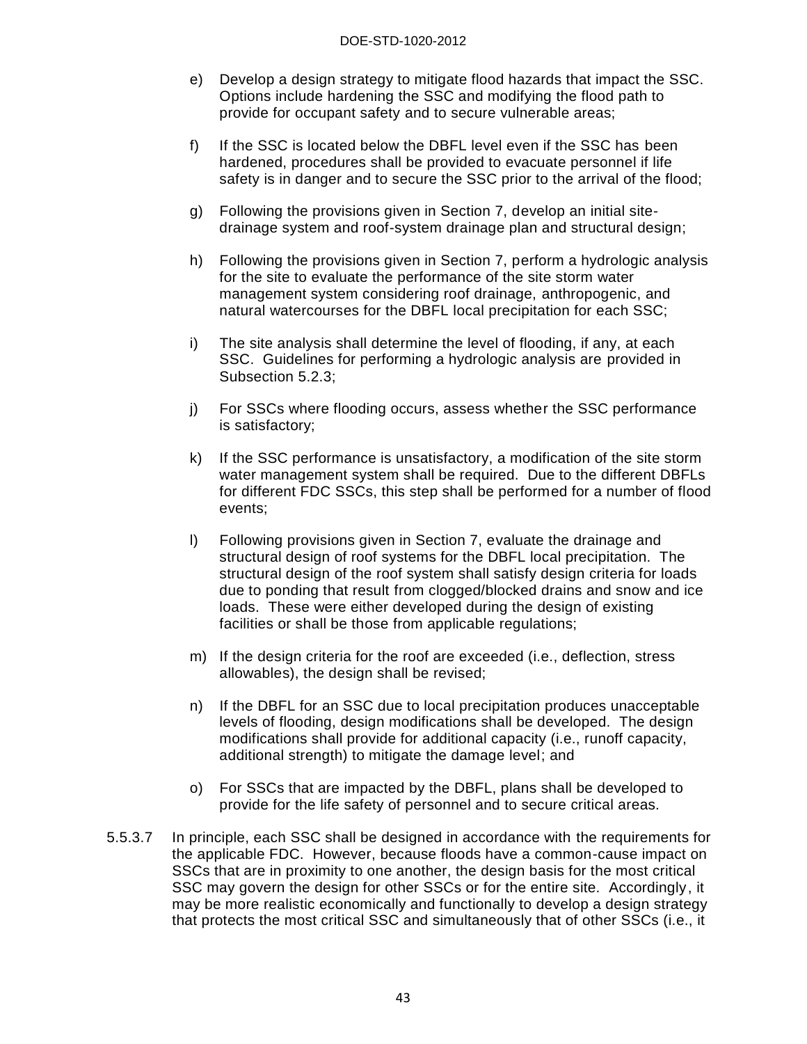e) Develop a design strategy to mitigate flood hazards that impact the SSC. Options include hardening the SSC and modifying the flood path to provide for occupant safety and to secure vulnerable areas;

f) If the SSC is located below the DBFL level even if the SSC has been hardened, procedures shall be provided to evacuate personnel if life safety is in danger and to secure the SSC prior to the arrival of the flood;

g) Following the provisions given in Section 7, develop an initial site-drainage system and roof-system drainage plan and structural design;

h) Following the provisions given in Section 7, perform a hydrologic analysis for the site to evaluate the performance of the site storm water management system considering roof drainage, anthropogenic, and natural watercourses for the DBFL local precipitation for each SSC;

i) The site analysis shall determine the level of flooding, if any, at each SSC. Guidelines for performing a hydrologic analysis are provided in Subsection 5.2.3;

j) For SSCs where flooding occurs, assess whether the SSC performance is satisfactory;

k) If the SSC performance is unsatisfactory, a modification of the site storm water management system shall be required. Due to the different DBFLs for different FDC SSCs, this step shall be performed for a number of flood events;

l) Following provisions given in Section 7, evaluate the drainage and structural design of roof systems for the DBFL local precipitation. The structural design of the roof system shall satisfy design criteria for loads due to ponding that result from clogged/blocked drains and snow and ice loads. These were either developed during the design of existing facilities or shall be those from applicable regulations;

m) If the design criteria for the roof are exceeded (i.e., deflection, stress allowables), the design shall be revised;

n) If the DBFL for an SSC due to local precipitation produces unacceptable levels of flooding, design modifications shall be developed. The design modifications shall provide for additional capacity (i.e., runoff capacity, additional strength) to mitigate the damage level; and

o) For SSCs that are impacted by the DBFL, plans shall be developed to provide for the life safety of personnel and to secure critical areas.

5.5.3.7 In principle, each SSC shall be designed in accordance with the requirements for the applicable FDC. However, because floods have a common-cause impact on SSCs that are in proximity to one another, the design basis for the most critical SSC may govern the design for other SSCs or for the entire site. Accordingly, it may be more realistic economically and functionally to develop a design strategy that protects the most critical SSC and simultaneously that of other SSCs (i.e., it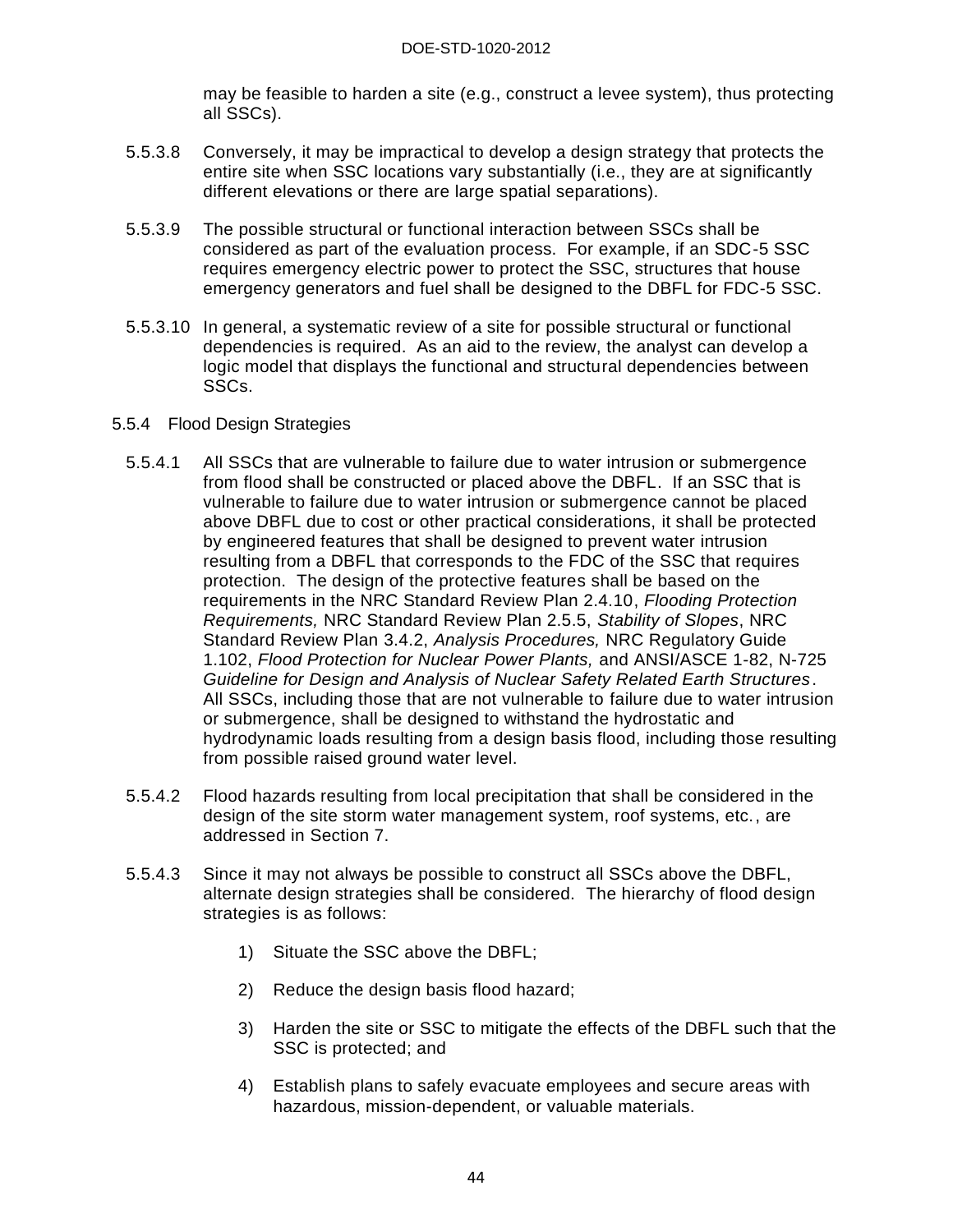may be feasible to harden a site (e.g., construct a levee system), thus protecting all SSCs).

5.5.3.8 Conversely, it may be impractical to develop a design strategy that protects the entire site when SSC locations vary substantially (i.e., they are at significantly different elevations or there are large spatial separations).

5.5.3.9 The possible structural or functional interaction between SSCs shall be considered as part of the evaluation process. For example, if an SDC-5 SSC requires emergency electric power to protect the SSC, structures that house emergency generators and fuel shall be designed to the DBFL for FDC-5 SSC.

5.5.3.10 In general, a systematic review of a site for possible structural or functional dependencies is required. As an aid to the review, the analyst can develop a logic model that displays the functional and structural dependencies between SSCs.

### 5.5.4 Flood Design Strategies

5.5.4.1 All SSCs that are vulnerable to failure due to water intrusion or submergence from flood shall be constructed or placed above the DBFL. If an SSC that is vulnerable to failure due to water intrusion or submergence cannot be placed above DBFL due to cost or other practical considerations, it shall be protected by engineered features that shall be designed to prevent water intrusion resulting from a DBFL that corresponds to the FDC of the SSC that requires protection. The design of the protective features shall be based on the requirements in the NRC Standard Review Plan 2.4.10, *Flooding Protection Requirements,* NRC Standard Review Plan 2.5.5, *Stability of Slopes*, NRC Standard Review Plan 3.4.2, *Analysis Procedures,* NRC Regulatory Guide 1.102, *Flood Protection for Nuclear Power Plants,* and ANSI/ASCE 1-82, N-725 *Guideline for Design and Analysis of Nuclear Safety Related Earth Structures*. All SSCs, including those that are not vulnerable to failure due to water intrusion or submergence, shall be designed to withstand the hydrostatic and hydrodynamic loads resulting from a design basis flood, including those resulting from possible raised ground water level.

5.5.4.2 Flood hazards resulting from local precipitation that shall be considered in the design of the site storm water management system, roof systems, etc., are addressed in Section 7.

5.5.4.3 Since it may not always be possible to construct all SSCs above the DBFL, alternate design strategies shall be considered. The hierarchy of flood design strategies is as follows:

1) Situate the SSC above the DBFL;

2) Reduce the design basis flood hazard;

3) Harden the site or SSC to mitigate the effects of the DBFL such that the SSC is protected; and

4) Establish plans to safely evacuate employees and secure areas with hazardous, mission-dependent, or valuable materials.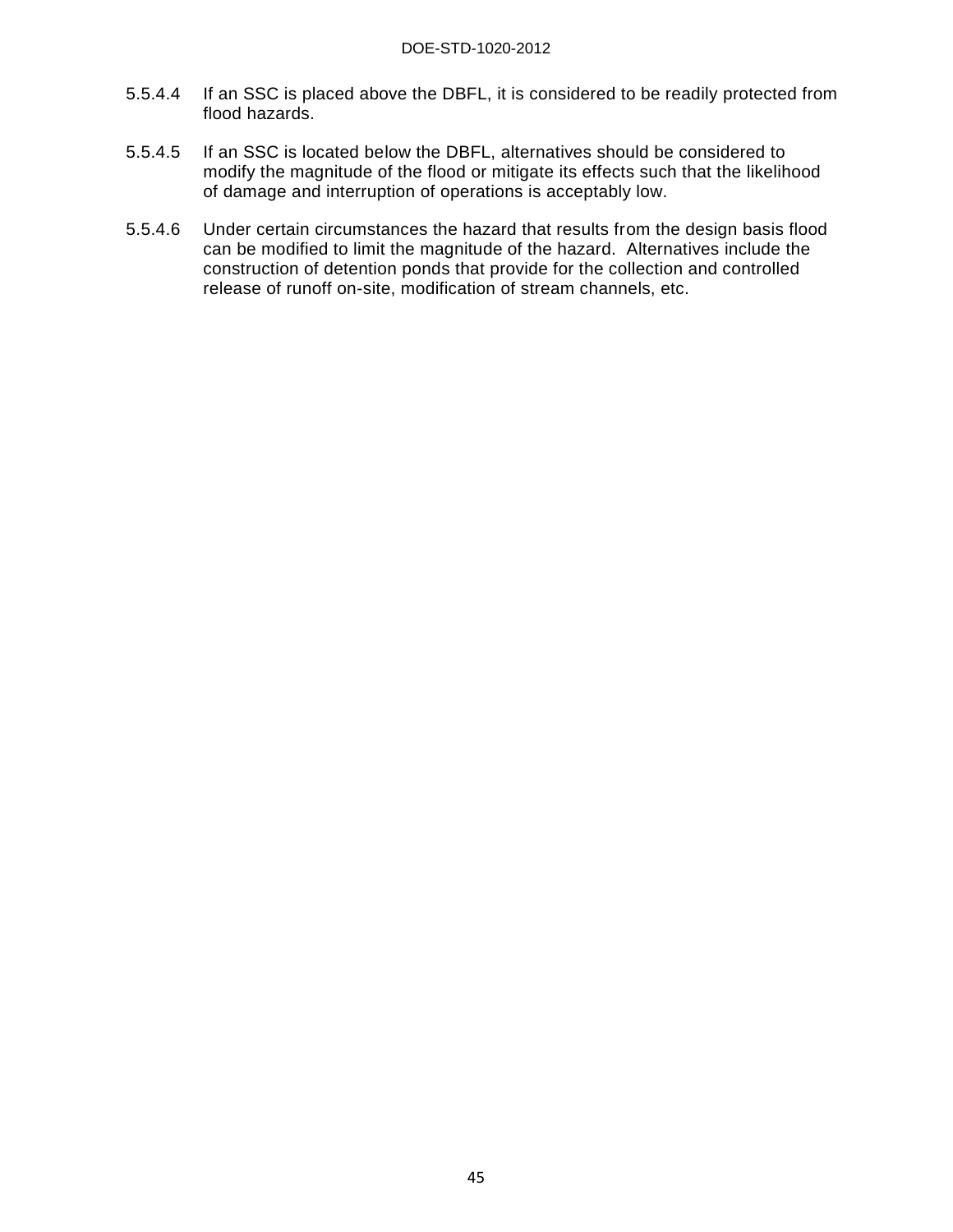5.5.4.4 If an SSC is placed above the DBFL, it is considered to be readily protected from flood hazards.

5.5.4.5 If an SSC is located below the DBFL, alternatives should be considered to modify the magnitude of the flood or mitigate its effects such that the likelihood of damage and interruption of operations is acceptably low.

5.5.4.6 Under certain circumstances the hazard that results from the design basis flood can be modified to limit the magnitude of the hazard. Alternatives include the construction of detention ponds that provide for the collection and controlled release of runoff on-site, modification of stream channels, etc.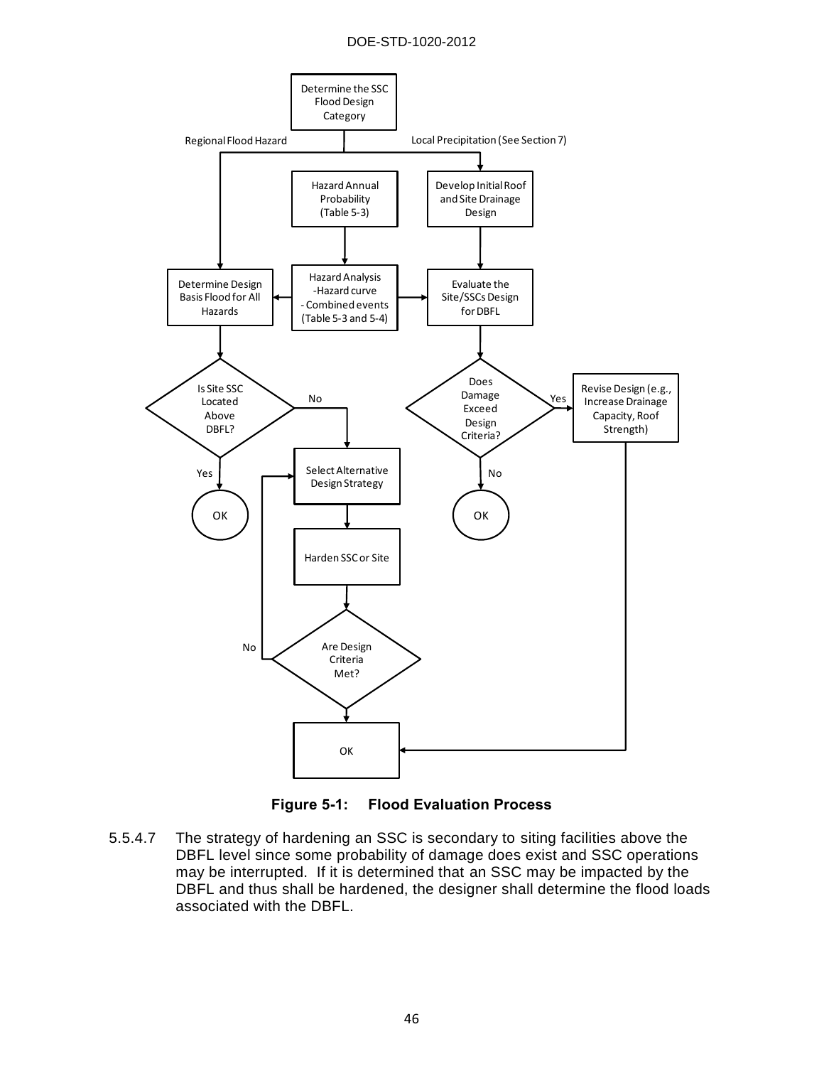Figure 5-1: Flood Evaluation Process

5.5.4.7 The strategy of hardening an SSC is secondary to siting facilities above the DBFL level since some probability of damage does exist and SSC operations may be interrupted. If it is determined that an SSC may be impacted by the DBFL and thus shall be hardened, the designer shall determine the flood loads associated with the DBFL.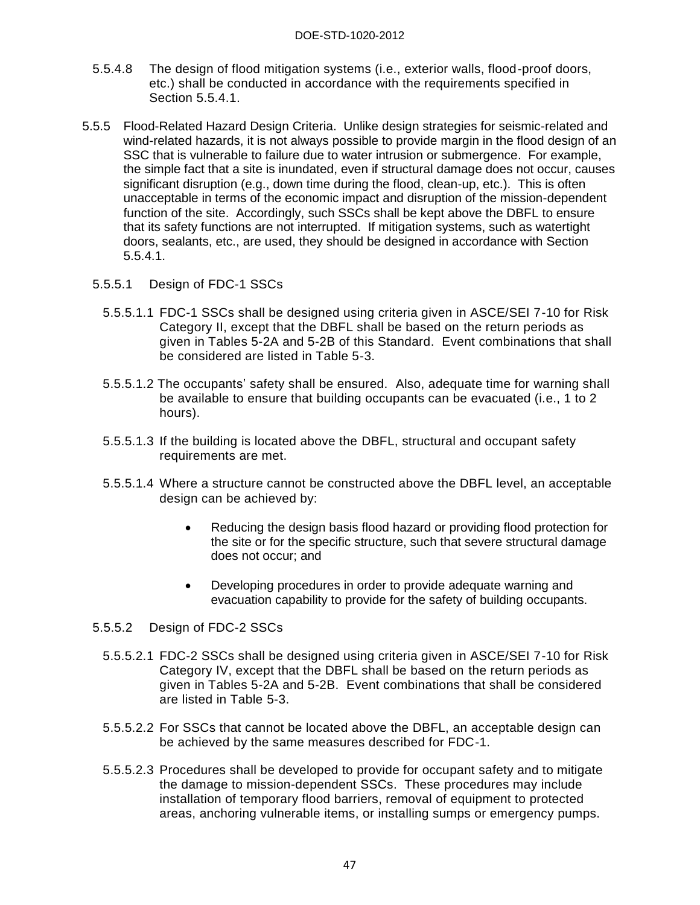5.5.4.8 The design of flood mitigation systems (i.e., exterior walls, flood-proof doors, etc.) shall be conducted in accordance with the requirements specified in Section 5.5.4.1.

5.5.5 Flood-Related Hazard Design Criteria. Unlike design strategies for seismic-related and wind-related hazards, it is not always possible to provide margin in the flood design of an SSC that is vulnerable to failure due to water intrusion or submergence. For example, the simple fact that a site is inundated, even if structural damage does not occur, causes significant disruption (e.g., down time during the flood, clean-up, etc.). This is often unacceptable in terms of the economic impact and disruption of the mission-dependent function of the site. Accordingly, such SSCs shall be kept above the DBFL to ensure that its safety functions are not interrupted. If mitigation systems, such as watertight doors, sealants, etc., are used, they should be designed in accordance with Section 5.5.4.1.

5.5.5.1 Design of FDC-1 SSCs

5.5.5.1.1 FDC-1 SSCs shall be designed using criteria given in ASCE/SEI 7-10 for Risk Category II, except that the DBFL shall be based on the return periods as given in Tables 5-2A and 5-2B of this Standard. Event combinations that shall be considered are listed in Table 5-3.

5.5.5.1.2 The occupants' safety shall be ensured. Also, adequate time for warning shall be available to ensure that building occupants can be evacuated (i.e., 1 to 2 hours).

5.5.5.1.3 If the building is located above the DBFL, structural and occupant safety requirements are met.

5.5.5.1.4 Where a structure cannot be constructed above the DBFL level, an acceptable design can be achieved by:

- Reducing the design basis flood hazard or providing flood protection for the site or for the specific structure, such that severe structural damage does not occur; and
- Developing procedures in order to provide adequate warning and evacuation capability to provide for the safety of building occupants.

5.5.5.2 Design of FDC-2 SSCs

5.5.5.2.1 FDC-2 SSCs shall be designed using criteria given in ASCE/SEI 7-10 for Risk Category IV, except that the DBFL shall be based on the return periods as given in Tables 5-2A and 5-2B. Event combinations that shall be considered are listed in Table 5-3.

5.5.5.2.2 For SSCs that cannot be located above the DBFL, an acceptable design can be achieved by the same measures described for FDC-1.

5.5.5.2.3 Procedures shall be developed to provide for occupant safety and to mitigate the damage to mission-dependent SSCs. These procedures may include installation of temporary flood barriers, removal of equipment to protected areas, anchoring vulnerable items, or installing sumps or emergency pumps.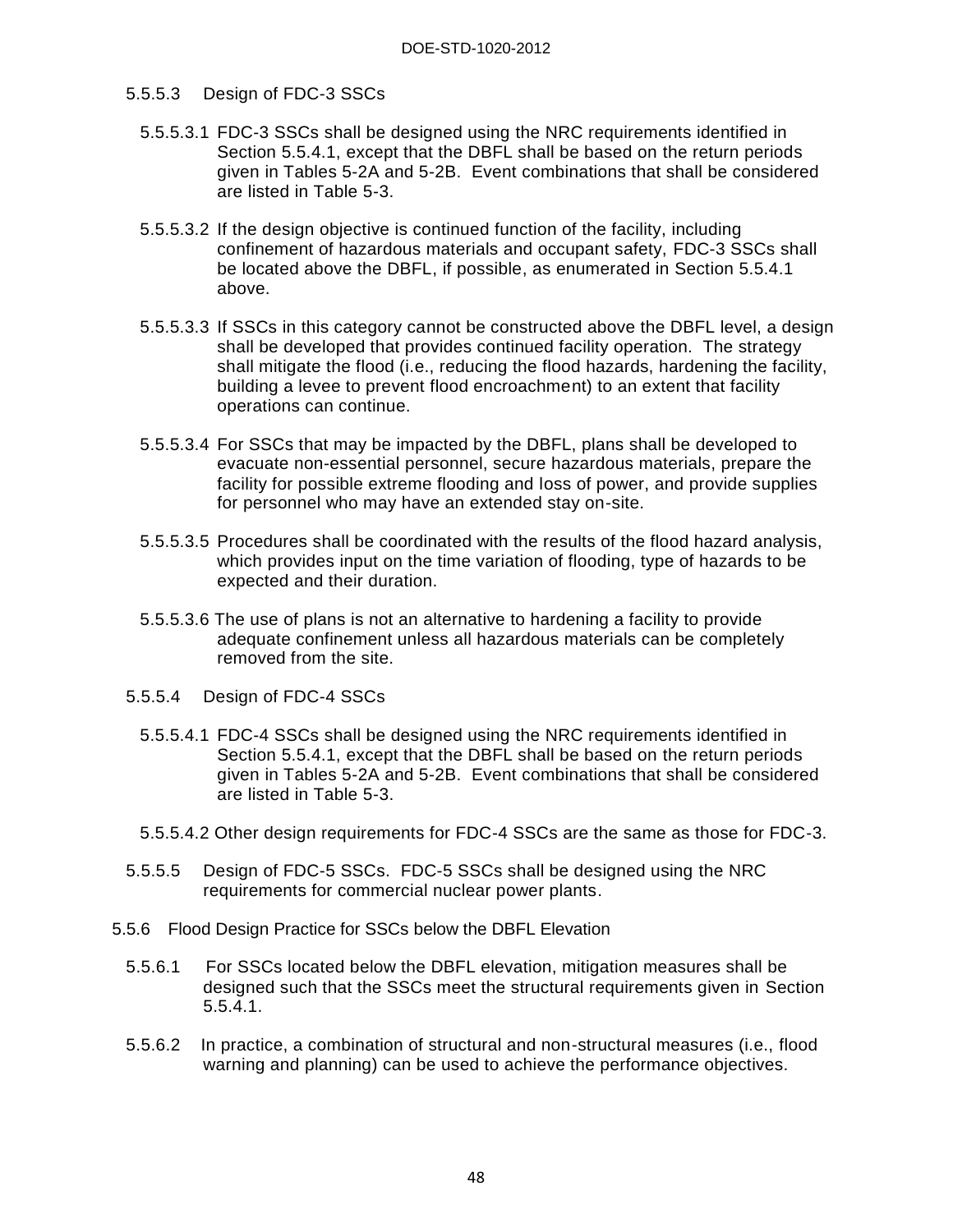#### 5.5.5.3 Design of FDC-3 SSCs

5.5.5.3.1 FDC-3 SSCs shall be designed using the NRC requirements identified in Section 5.5.4.1, except that the DBFL shall be based on the return periods given in Tables 5-2A and 5-2B. Event combinations that shall be considered are listed in Table 5-3.

5.5.5.3.2 If the design objective is continued function of the facility, including confinement of hazardous materials and occupant safety, FDC-3 SSCs shall be located above the DBFL, if possible, as enumerated in Section 5.5.4.1 above.

5.5.5.3.3 If SSCs in this category cannot be constructed above the DBFL level, a design shall be developed that provides continued facility operation. The strategy shall mitigate the flood (i.e., reducing the flood hazards, hardening the facility, building a levee to prevent flood encroachment) to an extent that facility operations can continue.

5.5.5.3.4 For SSCs that may be impacted by the DBFL, plans shall be developed to evacuate non-essential personnel, secure hazardous materials, prepare the facility for possible extreme flooding and loss of power, and provide supplies for personnel who may have an extended stay on-site.

5.5.5.3.5 Procedures shall be coordinated with the results of the flood hazard analysis, which provides input on the time variation of flooding, type of hazards to be expected and their duration.

5.5.5.3.6 The use of plans is not an alternative to hardening a facility to provide adequate confinement unless all hazardous materials can be completely removed from the site.

#### 5.5.5.4 Design of FDC-4 SSCs

5.5.5.4.1 FDC-4 SSCs shall be designed using the NRC requirements identified in Section 5.5.4.1, except that the DBFL shall be based on the return periods given in Tables 5-2A and 5-2B. Event combinations that shall be considered are listed in Table 5-3.

5.5.5.4.2 Other design requirements for FDC-4 SSCs are the same as those for FDC-3.

5.5.5.5 Design of FDC-5 SSCs. FDC-5 SSCs shall be designed using the NRC requirements for commercial nuclear power plants.

### 5.5.6 Flood Design Practice for SSCs below the DBFL Elevation

5.5.6.1 For SSCs located below the DBFL elevation, mitigation measures shall be designed such that the SSCs meet the structural requirements given in Section 5.5.4.1.

5.5.6.2 In practice, a combination of structural and non-structural measures (i.e., flood warning and planning) can be used to achieve the performance objectives.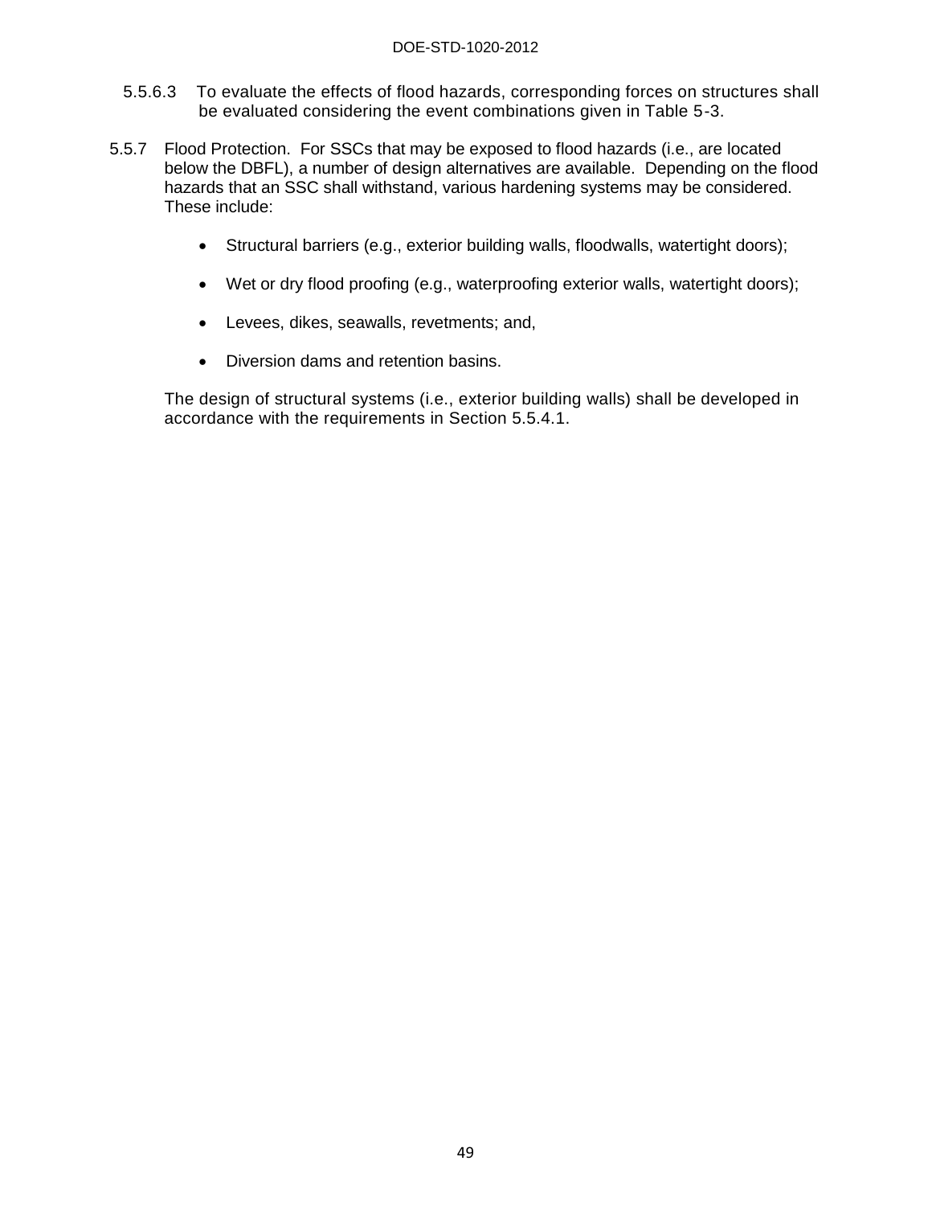5.5.6.3 To evaluate the effects of flood hazards, corresponding forces on structures shall be evaluated considering the event combinations given in Table 5-3.

5.5.7 Flood Protection. For SSCs that may be exposed to flood hazards (i.e., are located below the DBFL), a number of design alternatives are available. Depending on the flood hazards that an SSC shall withstand, various hardening systems may be considered. These include:

- Structural barriers (e.g., exterior building walls, floodwalls, watertight doors);
- Wet or dry flood proofing (e.g., waterproofing exterior walls, watertight doors);
- Levees, dikes, seawalls, revetments; and,
- Diversion dams and retention basins.

The design of structural systems (i.e., exterior building walls) shall be developed in accordance with the requirements in Section 5.5.4.1.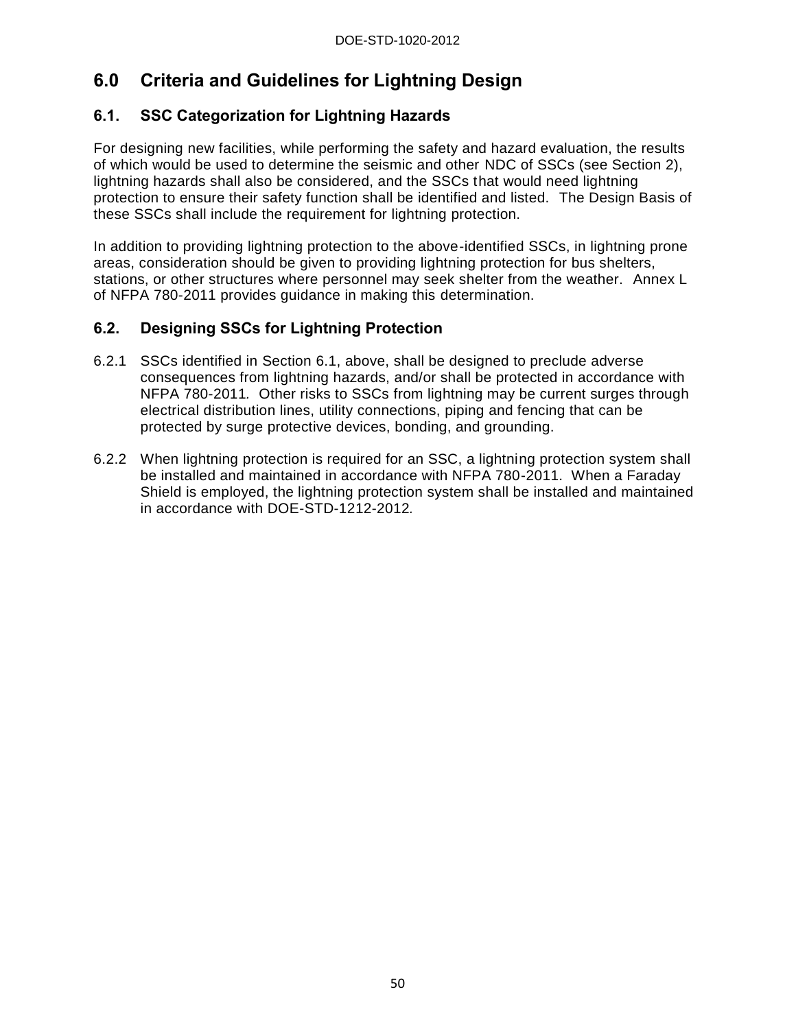# 6.0 Criteria and Guidelines for Lightning Design

## 6.1. SSC Categorization for Lightning Hazards

For designing new facilities, while performing the safety and hazard evaluation, the results of which would be used to determine the seismic and other NDC of SSCs (see Section 2), lightning hazards shall also be considered, and the SSCs that would need lightning protection to ensure their safety function shall be identified and listed. The Design Basis of these SSCs shall include the requirement for lightning protection.

In addition to providing lightning protection to the above-identified SSCs, in lightning prone areas, consideration should be given to providing lightning protection for bus shelters, stations, or other structures where personnel may seek shelter from the weather. Annex L of NFPA 780-2011 provides guidance in making this determination.

## 6.2. Designing SSCs for Lightning Protection

6.2.1 SSCs identified in Section 6.1, above, shall be designed to preclude adverse consequences from lightning hazards, and/or shall be protected in accordance with NFPA 780-2011. Other risks to SSCs from lightning may be current surges through electrical distribution lines, utility connections, piping and fencing that can be protected by surge protective devices, bonding, and grounding.

6.2.2 When lightning protection is required for an SSC, a lightning protection system shall be installed and maintained in accordance with NFPA 780-2011. When a Faraday Shield is employed, the lightning protection system shall be installed and maintained in accordance with DOE-STD-1212-2012.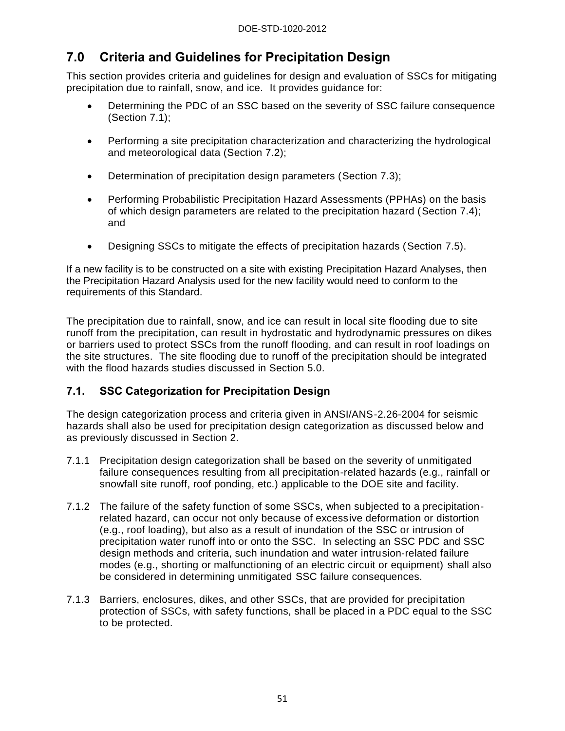## 7.0 Criteria and Guidelines for Precipitation Design

This section provides criteria and guidelines for design and evaluation of SSCs for mitigating precipitation due to rainfall, snow, and ice. It provides guidance for:

- Determining the PDC of an SSC based on the severity of SSC failure consequence (Section 7.1);
- Performing a site precipitation characterization and characterizing the hydrological and meteorological data (Section 7.2);
- Determination of precipitation design parameters (Section 7.3);
- Performing Probabilistic Precipitation Hazard Assessments (PPHAs) on the basis of which design parameters are related to the precipitation hazard (Section 7.4); and
- Designing SSCs to mitigate the effects of precipitation hazards (Section 7.5).

If a new facility is to be constructed on a site with existing Precipitation Hazard Analyses, then the Precipitation Hazard Analysis used for the new facility would need to conform to the requirements of this Standard.

The precipitation due to rainfall, snow, and ice can result in local site flooding due to site runoff from the precipitation, can result in hydrostatic and hydrodynamic pressures on dikes or barriers used to protect SSCs from the runoff flooding, and can result in roof loadings on the site structures. The site flooding due to runoff of the precipitation should be integrated with the flood hazards studies discussed in Section 5.0.

### 7.1. SSC Categorization for Precipitation Design

The design categorization process and criteria given in ANSI/ANS-2.26-2004 for seismic hazards shall also be used for precipitation design categorization as discussed below and as previously discussed in Section 2.

7.1.1 Precipitation design categorization shall be based on the severity of unmitigated failure consequences resulting from all precipitation-related hazards (e.g., rainfall or snowfall site runoff, roof ponding, etc.) applicable to the DOE site and facility.

7.1.2 The failure of the safety function of some SSCs, when subjected to a precipitation-related hazard, can occur not only because of excessive deformation or distortion (e.g., roof loading), but also as a result of inundation of the SSC or intrusion of precipitation water runoff into or onto the SSC. In selecting an SSC PDC and SSC design methods and criteria, such inundation and water intrusion-related failure modes (e.g., shorting or malfunctioning of an electric circuit or equipment) shall also be considered in determining unmitigated SSC failure consequences.

7.1.3 Barriers, enclosures, dikes, and other SSCs, that are provided for precipitation protection of SSCs, with safety functions, shall be placed in a PDC equal to the SSC to be protected.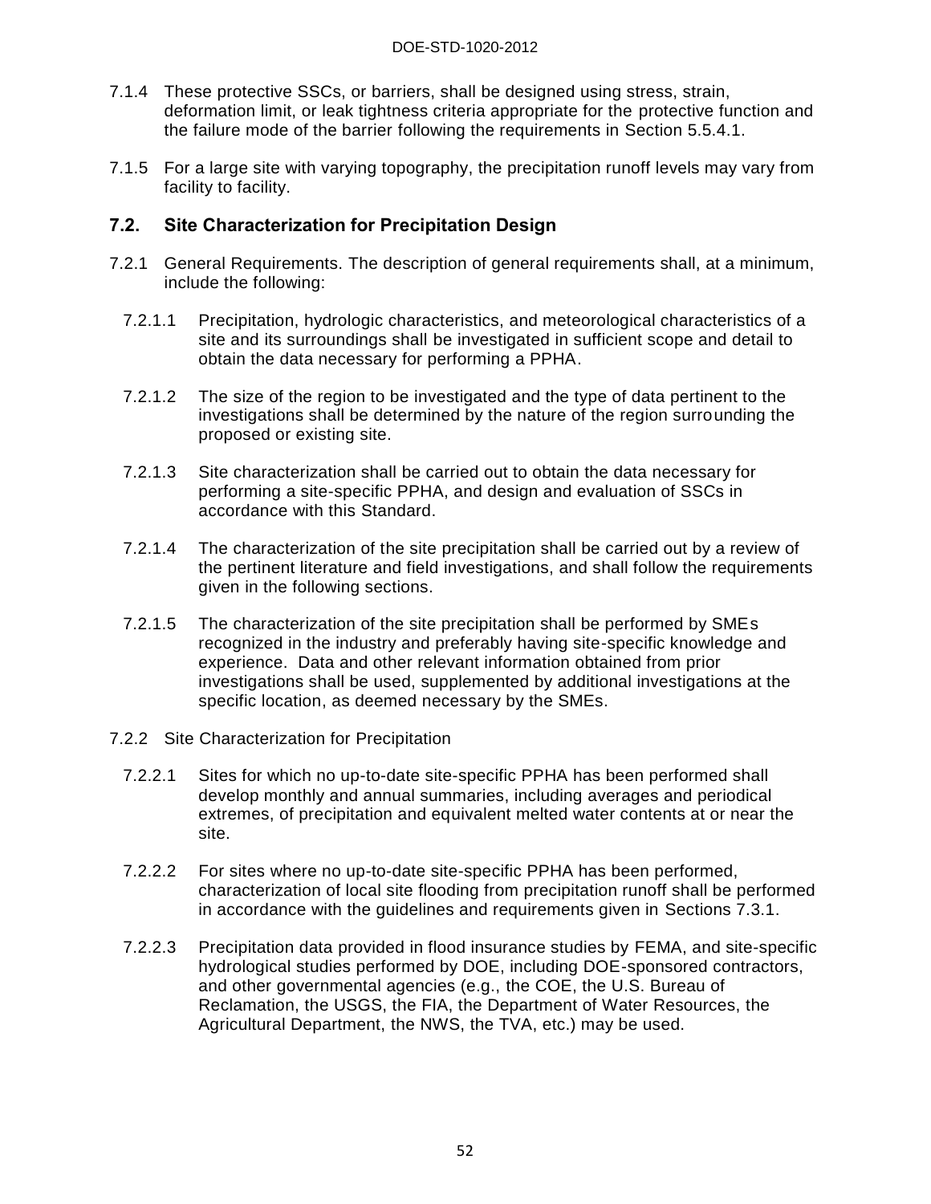7.1.4 These protective SSCs, or barriers, shall be designed using stress, strain, deformation limit, or leak tightness criteria appropriate for the protective function and the failure mode of the barrier following the requirements in Section 5.5.4.1.

7.1.5 For a large site with varying topography, the precipitation runoff levels may vary from facility to facility.

## 7.2. Site Characterization for Precipitation Design

7.2.1 General Requirements. The description of general requirements shall, at a minimum, include the following:

7.2.1.1 Precipitation, hydrologic characteristics, and meteorological characteristics of a site and its surroundings shall be investigated in sufficient scope and detail to obtain the data necessary for performing a PPHA.

7.2.1.2 The size of the region to be investigated and the type of data pertinent to the investigations shall be determined by the nature of the region surrounding the proposed or existing site.

7.2.1.3 Site characterization shall be carried out to obtain the data necessary for performing a site-specific PPHA, and design and evaluation of SSCs in accordance with this Standard.

7.2.1.4 The characterization of the site precipitation shall be carried out by a review of the pertinent literature and field investigations, and shall follow the requirements given in the following sections.

7.2.1.5 The characterization of the site precipitation shall be performed by SMEs recognized in the industry and preferably having site-specific knowledge and experience. Data and other relevant information obtained from prior investigations shall be used, supplemented by additional investigations at the specific location, as deemed necessary by the SMEs.

7.2.2 Site Characterization for Precipitation

7.2.2.1 Sites for which no up-to-date site-specific PPHA has been performed shall develop monthly and annual summaries, including averages and periodical extremes, of precipitation and equivalent melted water contents at or near the site.

7.2.2.2 For sites where no up-to-date site-specific PPHA has been performed, characterization of local site flooding from precipitation runoff shall be performed in accordance with the guidelines and requirements given in Sections 7.3.1.

7.2.2.3 Precipitation data provided in flood insurance studies by FEMA, and site-specific hydrological studies performed by DOE, including DOE-sponsored contractors, and other governmental agencies (e.g., the COE, the U.S. Bureau of Reclamation, the USGS, the FIA, the Department of Water Resources, the Agricultural Department, the NWS, the TVA, etc.) may be used.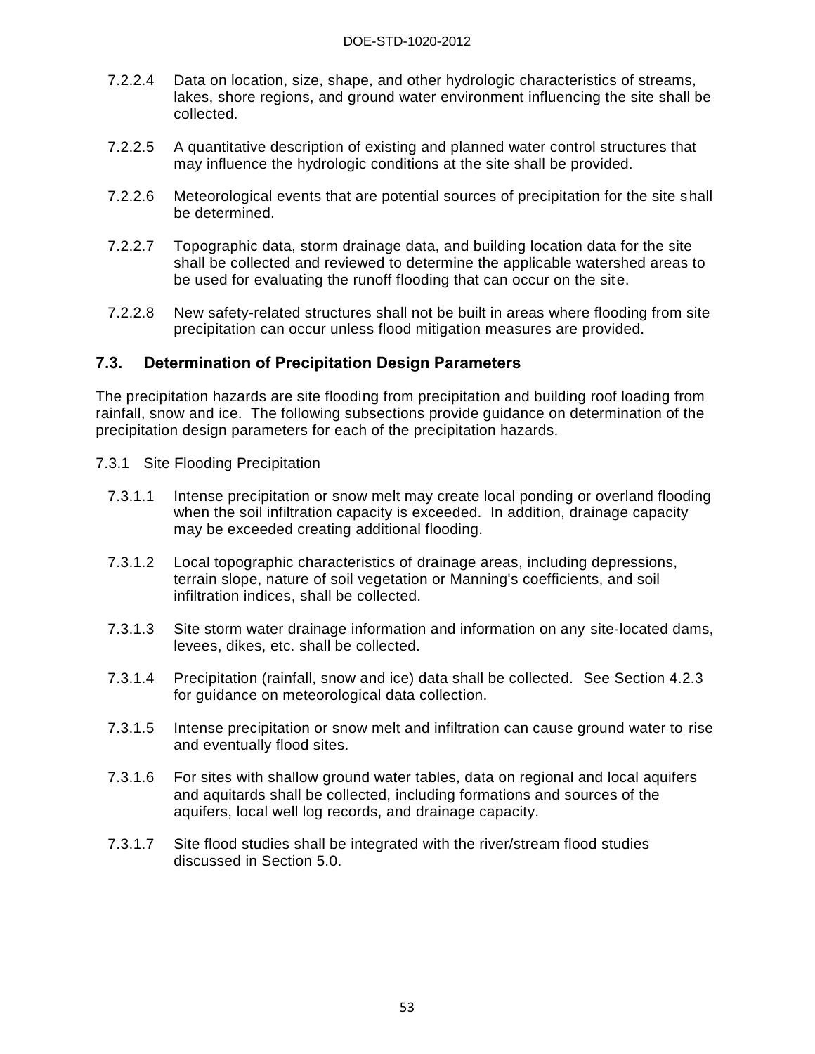7.2.2.4 Data on location, size, shape, and other hydrologic characteristics of streams, lakes, shore regions, and ground water environment influencing the site shall be collected.

7.2.2.5 A quantitative description of existing and planned water control structures that may influence the hydrologic conditions at the site shall be provided.

7.2.2.6 Meteorological events that are potential sources of precipitation for the site shall be determined.

7.2.2.7 Topographic data, storm drainage data, and building location data for the site shall be collected and reviewed to determine the applicable watershed areas to be used for evaluating the runoff flooding that can occur on the site.

7.2.2.8 New safety-related structures shall not be built in areas where flooding from site precipitation can occur unless flood mitigation measures are provided.

## 7.3. Determination of Precipitation Design Parameters

The precipitation hazards are site flooding from precipitation and building roof loading from rainfall, snow and ice. The following subsections provide guidance on determination of the precipitation design parameters for each of the precipitation hazards.

### 7.3.1 Site Flooding Precipitation

7.3.1.1 Intense precipitation or snow melt may create local ponding or overland flooding when the soil infiltration capacity is exceeded. In addition, drainage capacity may be exceeded creating additional flooding.

7.3.1.2 Local topographic characteristics of drainage areas, including depressions, terrain slope, nature of soil vegetation or Manning's coefficients, and soil infiltration indices, shall be collected.

7.3.1.3 Site storm water drainage information and information on any site-located dams, levees, dikes, etc. shall be collected.

7.3.1.4 Precipitation (rainfall, snow and ice) data shall be collected. See Section 4.2.3 for guidance on meteorological data collection.

7.3.1.5 Intense precipitation or snow melt and infiltration can cause ground water to rise and eventually flood sites.

7.3.1.6 For sites with shallow ground water tables, data on regional and local aquifers and aquitards shall be collected, including formations and sources of the aquifers, local well log records, and drainage capacity.

7.3.1.7 Site flood studies shall be integrated with the river/stream flood studies discussed in Section 5.0.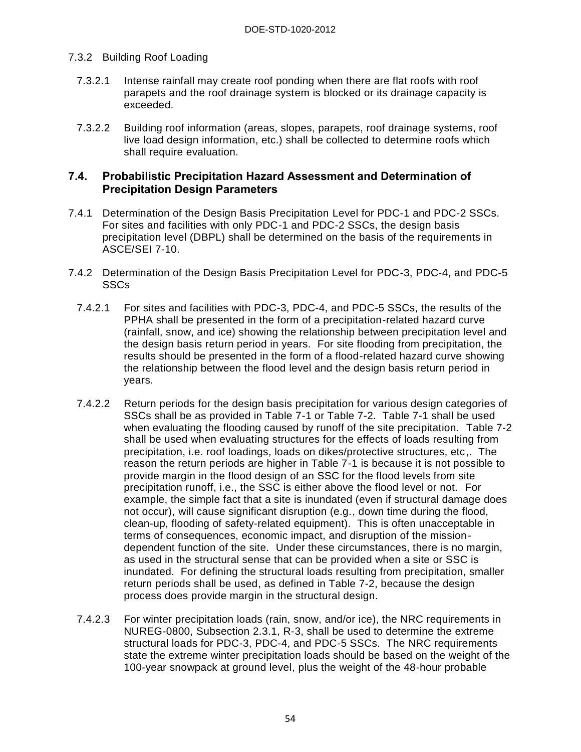7.3.2 Building Roof Loading

7.3.2.1 Intense rainfall may create roof ponding when there are flat roofs with roof parapets and the roof drainage system is blocked or its drainage capacity is exceeded.

7.3.2.2 Building roof information (areas, slopes, parapets, roof drainage systems, roof live load design information, etc.) shall be collected to determine roofs which shall require evaluation.

## 7.4. Probabilistic Precipitation Hazard Assessment and Determination of Precipitation Design Parameters

7.4.1 Determination of the Design Basis Precipitation Level for PDC-1 and PDC-2 SSCs. For sites and facilities with only PDC-1 and PDC-2 SSCs, the design basis precipitation level (DBPL) shall be determined on the basis of the requirements in ASCE/SEI 7-10.

7.4.2 Determination of the Design Basis Precipitation Level for PDC-3, PDC-4, and PDC-5 SSCs

7.4.2.1 For sites and facilities with PDC-3, PDC-4, and PDC-5 SSCs, the results of the PPHA shall be presented in the form of a precipitation-related hazard curve (rainfall, snow, and ice) showing the relationship between precipitation level and the design basis return period in years. For site flooding from precipitation, the results should be presented in the form of a flood-related hazard curve showing the relationship between the flood level and the design basis return period in years.

7.4.2.2 Return periods for the design basis precipitation for various design categories of SSCs shall be as provided in Table 7-1 or Table 7-2. Table 7-1 shall be used when evaluating the flooding caused by runoff of the site precipitation. Table 7-2 shall be used when evaluating structures for the effects of loads resulting from precipitation, i.e. roof loadings, loads on dikes/protective structures, etc,. The reason the return periods are higher in Table 7-1 is because it is not possible to provide margin in the flood design of an SSC for the flood levels from site precipitation runoff, i.e., the SSC is either above the flood level or not. For example, the simple fact that a site is inundated (even if structural damage does not occur), will cause significant disruption (e.g., down time during the flood, clean-up, flooding of safety-related equipment). This is often unacceptable in terms of consequences, economic impact, and disruption of the mission-dependent function of the site. Under these circumstances, there is no margin, as used in the structural sense that can be provided when a site or SSC is inundated. For defining the structural loads resulting from precipitation, smaller return periods shall be used, as defined in Table 7-2, because the design process does provide margin in the structural design.

7.4.2.3 For winter precipitation loads (rain, snow, and/or ice), the NRC requirements in NUREG-0800, Subsection 2.3.1, R-3, shall be used to determine the extreme structural loads for PDC-3, PDC-4, and PDC-5 SSCs. The NRC requirements state the extreme winter precipitation loads should be based on the weight of the 100-year snowpack at ground level, plus the weight of the 48-hour probable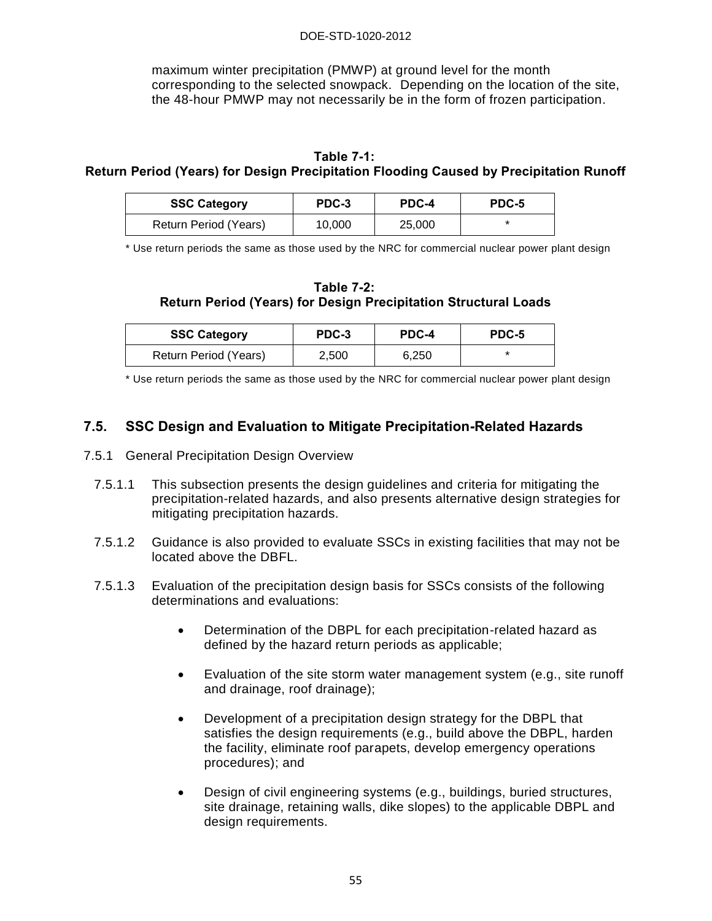maximum winter precipitation (PMWP) at ground level for the month corresponding to the selected snowpack. Depending on the location of the site, the 48-hour PMWP may not necessarily be in the form of frozen participation.

**Table 7-1:**
**Return Period (Years) for Design Precipitation Flooding Caused by Precipitation Runoff**

| SSC Category | PDC-3 | PDC-4 | PDC-5 |
|---|---|---|---|
| Return Period (Years) | 10,000 | 25,000 | * |

* Use return periods the same as those used by the NRC for commercial nuclear power plant design

**Table 7-2:**
**Return Period (Years) for Design Precipitation Structural Loads**

| SSC Category | PDC-3 | PDC-4 | PDC-5 |
|---|---|---|---|
| Return Period (Years) | 2,500 | 6,250 | * |

* Use return periods the same as those used by the NRC for commercial nuclear power plant design

## 7.5. SSC Design and Evaluation to Mitigate Precipitation-Related Hazards

7.5.1 General Precipitation Design Overview

7.5.1.1 This subsection presents the design guidelines and criteria for mitigating the precipitation-related hazards, and also presents alternative design strategies for mitigating precipitation hazards.

7.5.1.2 Guidance is also provided to evaluate SSCs in existing facilities that may not be located above the DBFL.

7.5.1.3 Evaluation of the precipitation design basis for SSCs consists of the following determinations and evaluations:

- Determination of the DBPL for each precipitation-related hazard as defined by the hazard return periods as applicable;
- Evaluation of the site storm water management system (e.g., site runoff and drainage, roof drainage);
- Development of a precipitation design strategy for the DBPL that satisfies the design requirements (e.g., build above the DBPL, harden the facility, eliminate roof parapets, develop emergency operations procedures); and
- Design of civil engineering systems (e.g., buildings, buried structures, site drainage, retaining walls, dike slopes) to the applicable DBPL and design requirements.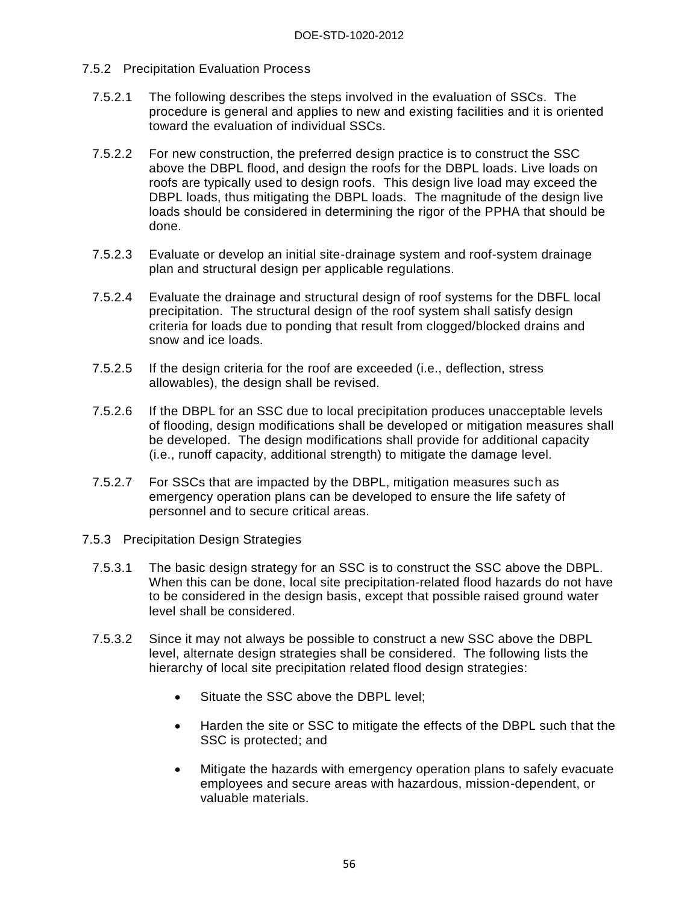### 7.5.2 Precipitation Evaluation Process

7.5.2.1 The following describes the steps involved in the evaluation of SSCs. The procedure is general and applies to new and existing facilities and it is oriented toward the evaluation of individual SSCs.

7.5.2.2 For new construction, the preferred design practice is to construct the SSC above the DBPL flood, and design the roofs for the DBPL loads. Live loads on roofs are typically used to design roofs. This design live load may exceed the DBPL loads, thus mitigating the DBPL loads. The magnitude of the design live loads should be considered in determining the rigor of the PPHA that should be done.

7.5.2.3 Evaluate or develop an initial site-drainage system and roof-system drainage plan and structural design per applicable regulations.

7.5.2.4 Evaluate the drainage and structural design of roof systems for the DBFL local precipitation. The structural design of the roof system shall satisfy design criteria for loads due to ponding that result from clogged/blocked drains and snow and ice loads.

7.5.2.5 If the design criteria for the roof are exceeded (i.e., deflection, stress allowables), the design shall be revised.

7.5.2.6 If the DBPL for an SSC due to local precipitation produces unacceptable levels of flooding, design modifications shall be developed or mitigation measures shall be developed. The design modifications shall provide for additional capacity (i.e., runoff capacity, additional strength) to mitigate the damage level.

7.5.2.7 For SSCs that are impacted by the DBPL, mitigation measures such as emergency operation plans can be developed to ensure the life safety of personnel and to secure critical areas.

### 7.5.3 Precipitation Design Strategies

7.5.3.1 The basic design strategy for an SSC is to construct the SSC above the DBPL. When this can be done, local site precipitation-related flood hazards do not have to be considered in the design basis, except that possible raised ground water level shall be considered.

7.5.3.2 Since it may not always be possible to construct a new SSC above the DBPL level, alternate design strategies shall be considered. The following lists the hierarchy of local site precipitation related flood design strategies:

- Situate the SSC above the DBPL level;
- Harden the site or SSC to mitigate the effects of the DBPL such that the SSC is protected; and
- Mitigate the hazards with emergency operation plans to safely evacuate employees and secure areas with hazardous, mission-dependent, or valuable materials.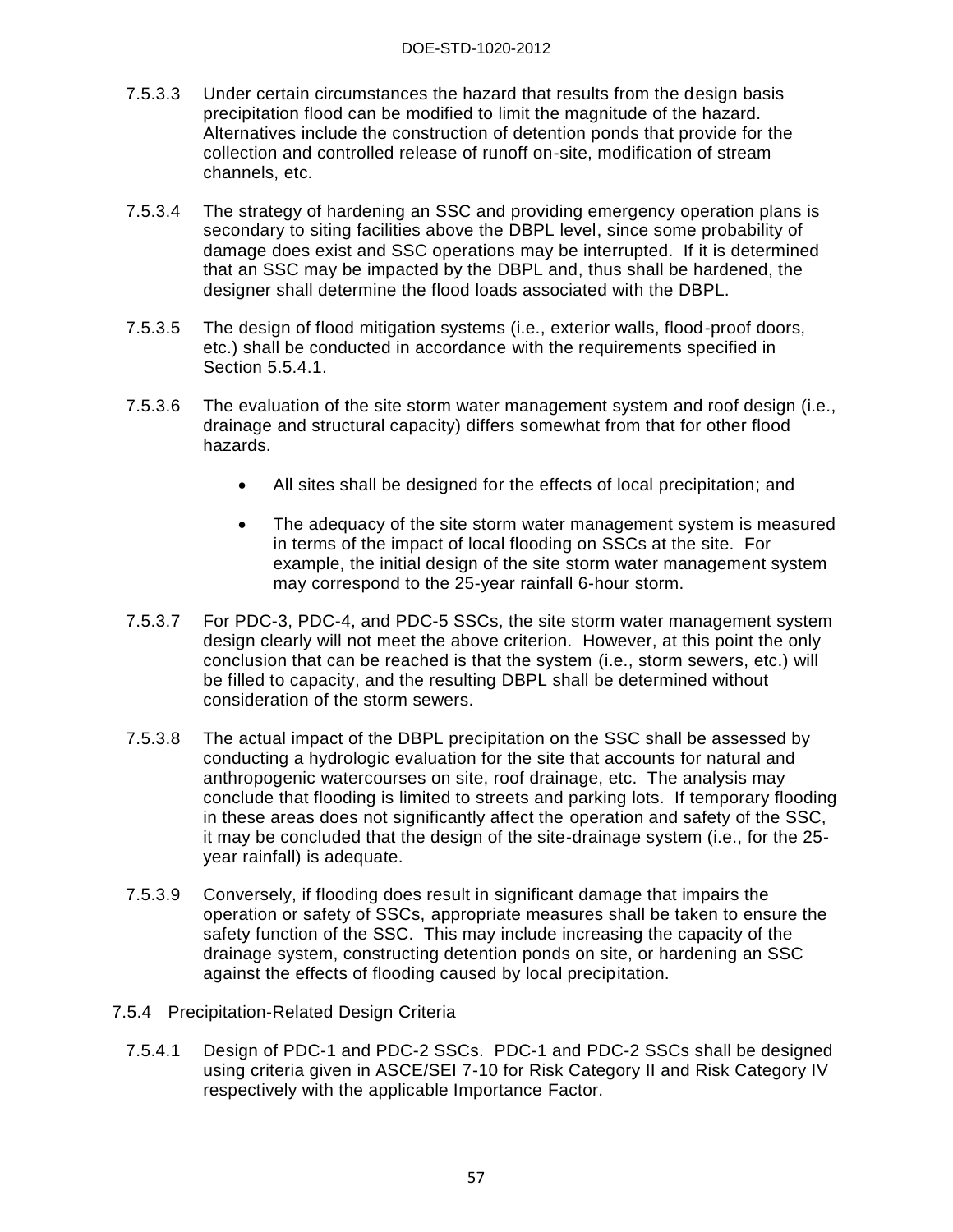7.5.3.3 Under certain circumstances the hazard that results from the design basis precipitation flood can be modified to limit the magnitude of the hazard. Alternatives include the construction of detention ponds that provide for the collection and controlled release of runoff on-site, modification of stream channels, etc.

7.5.3.4 The strategy of hardening an SSC and providing emergency operation plans is secondary to siting facilities above the DBPL level, since some probability of damage does exist and SSC operations may be interrupted. If it is determined that an SSC may be impacted by the DBPL and, thus shall be hardened, the designer shall determine the flood loads associated with the DBPL.

7.5.3.5 The design of flood mitigation systems (i.e., exterior walls, flood-proof doors, etc.) shall be conducted in accordance with the requirements specified in Section 5.5.4.1.

7.5.3.6 The evaluation of the site storm water management system and roof design (i.e., drainage and structural capacity) differs somewhat from that for other flood hazards.

- All sites shall be designed for the effects of local precipitation; and
- The adequacy of the site storm water management system is measured in terms of the impact of local flooding on SSCs at the site. For example, the initial design of the site storm water management system may correspond to the 25-year rainfall 6-hour storm.

7.5.3.7 For PDC-3, PDC-4, and PDC-5 SSCs, the site storm water management system design clearly will not meet the above criterion. However, at this point the only conclusion that can be reached is that the system (i.e., storm sewers, etc.) will be filled to capacity, and the resulting DBPL shall be determined without consideration of the storm sewers.

7.5.3.8 The actual impact of the DBPL precipitation on the SSC shall be assessed by conducting a hydrologic evaluation for the site that accounts for natural and anthropogenic watercourses on site, roof drainage, etc. The analysis may conclude that flooding is limited to streets and parking lots. If temporary flooding in these areas does not significantly affect the operation and safety of the SSC, it may be concluded that the design of the site-drainage system (i.e., for the 25-year rainfall) is adequate.

7.5.3.9 Conversely, if flooding does result in significant damage that impairs the operation or safety of SSCs, appropriate measures shall be taken to ensure the safety function of the SSC. This may include increasing the capacity of the drainage system, constructing detention ponds on site, or hardening an SSC against the effects of flooding caused by local precipitation.

### 7.5.4 Precipitation-Related Design Criteria

7.5.4.1 Design of PDC-1 and PDC-2 SSCs. PDC-1 and PDC-2 SSCs shall be designed using criteria given in ASCE/SEI 7-10 for Risk Category II and Risk Category IV respectively with the applicable Importance Factor.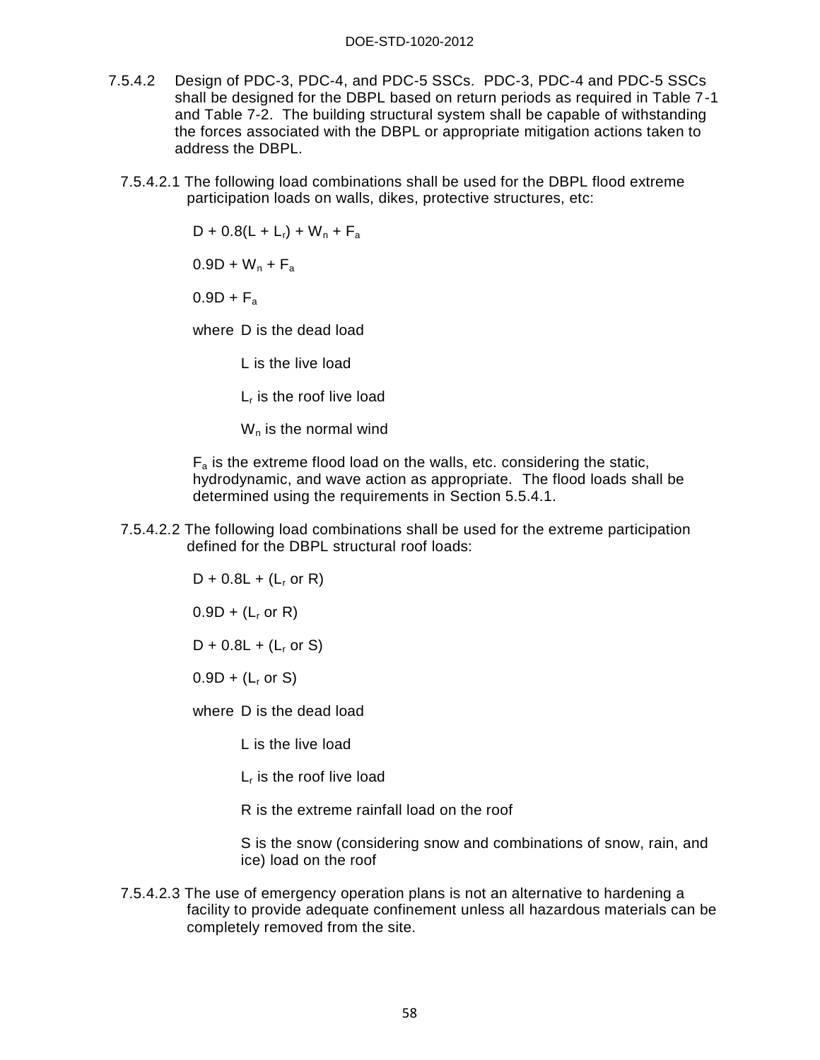7.5.4.2 Design of PDC-3, PDC-4, and PDC-5 SSCs. PDC-3, PDC-4 and PDC-5 SSCs shall be designed for the DBPL based on return periods as required in Table 7-1 and Table 7-2. The building structural system shall be capable of withstanding the forces associated with the DBPL or appropriate mitigation actions taken to address the DBPL.

7.5.4.2.1 The following load combinations shall be used for the DBPL flood extreme participation loads on walls, dikes, protective structures, etc:

$$D + 0.8(L + L_r) + W_n + F_a$$

$$0.9D + W_n + F_a$$

$$0.9D + F_a$$

where D is the dead load

L is the live load

$L_r$ is the roof live load

$W_n$ is the normal wind

$F_a$ is the extreme flood load on the walls, etc. considering the static, hydrodynamic, and wave action as appropriate. The flood loads shall be determined using the requirements in Section 5.5.4.1.

7.5.4.2.2 The following load combinations shall be used for the extreme participation defined for the DBPL structural roof loads:

$$D + 0.8L + (L_r \text{ or } R)$$

$$0.9D + (L_r \text{ or } R)$$

$$D + 0.8L + (L_r \text{ or } S)$$

$$0.9D + (L_r \text{ or } S)$$

where D is the dead load

L is the live load

$L_r$ is the roof live load

R is the extreme rainfall load on the roof

S is the snow (considering snow and combinations of snow, rain, and ice) load on the roof

7.5.4.2.3 The use of emergency operation plans is not an alternative to hardening a facility to provide adequate confinement unless all hazardous materials can be completely removed from the site.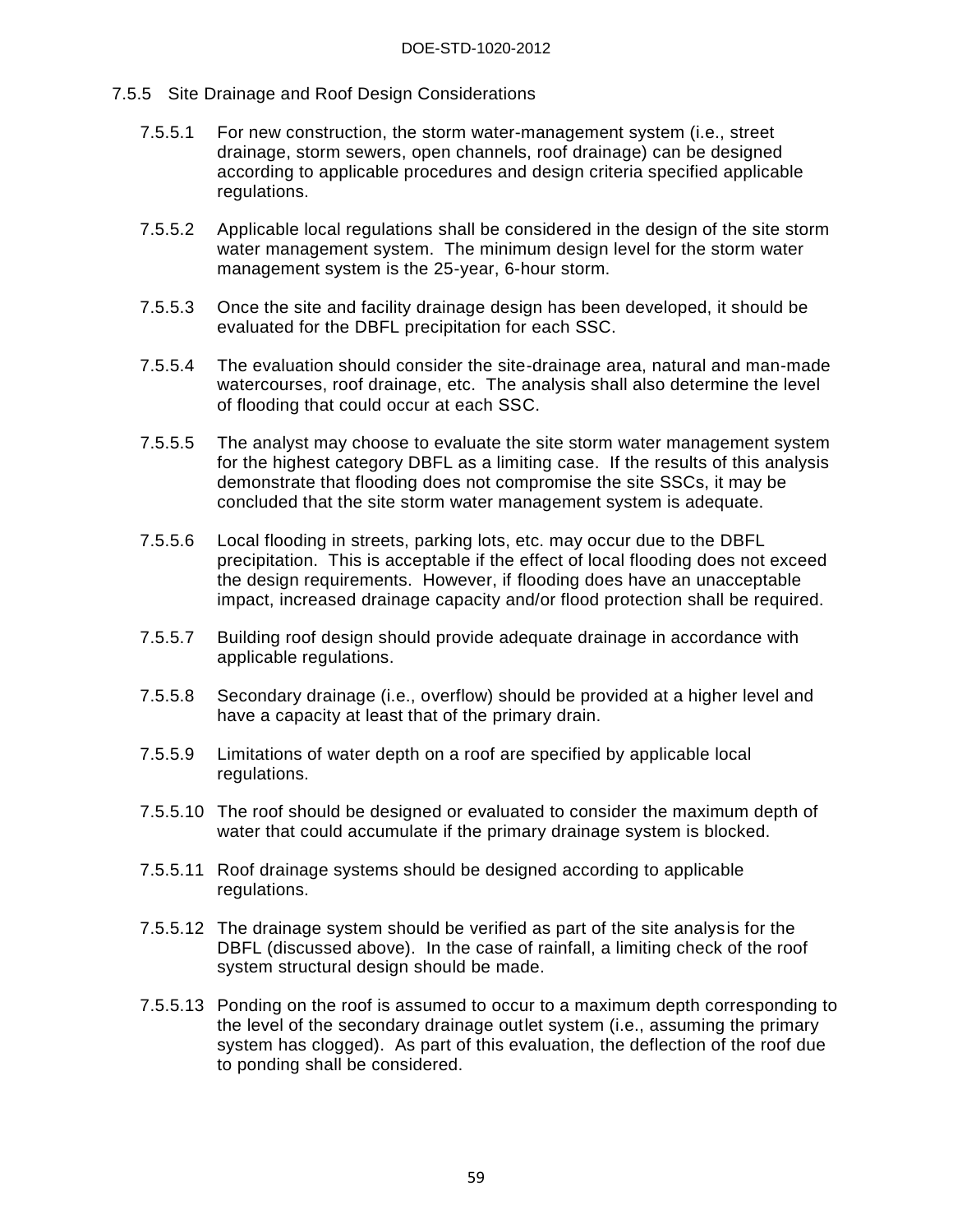### 7.5.5 Site Drainage and Roof Design Considerations

7.5.5.1 For new construction, the storm water-management system (i.e., street drainage, storm sewers, open channels, roof drainage) can be designed according to applicable procedures and design criteria specified applicable regulations.

7.5.5.2 Applicable local regulations shall be considered in the design of the site storm water management system. The minimum design level for the storm water management system is the 25-year, 6-hour storm.

7.5.5.3 Once the site and facility drainage design has been developed, it should be evaluated for the DBFL precipitation for each SSC.

7.5.5.4 The evaluation should consider the site-drainage area, natural and man-made watercourses, roof drainage, etc. The analysis shall also determine the level of flooding that could occur at each SSC.

7.5.5.5 The analyst may choose to evaluate the site storm water management system for the highest category DBFL as a limiting case. If the results of this analysis demonstrate that flooding does not compromise the site SSCs, it may be concluded that the site storm water management system is adequate.

7.5.5.6 Local flooding in streets, parking lots, etc. may occur due to the DBFL precipitation. This is acceptable if the effect of local flooding does not exceed the design requirements. However, if flooding does have an unacceptable impact, increased drainage capacity and/or flood protection shall be required.

7.5.5.7 Building roof design should provide adequate drainage in accordance with applicable regulations.

7.5.5.8 Secondary drainage (i.e., overflow) should be provided at a higher level and have a capacity at least that of the primary drain.

7.5.5.9 Limitations of water depth on a roof are specified by applicable local regulations.

7.5.5.10 The roof should be designed or evaluated to consider the maximum depth of water that could accumulate if the primary drainage system is blocked.

7.5.5.11 Roof drainage systems should be designed according to applicable regulations.

7.5.5.12 The drainage system should be verified as part of the site analysis for the DBFL (discussed above). In the case of rainfall, a limiting check of the roof system structural design should be made.

7.5.5.13 Ponding on the roof is assumed to occur to a maximum depth corresponding to the level of the secondary drainage outlet system (i.e., assuming the primary system has clogged). As part of this evaluation, the deflection of the roof due to ponding shall be considered.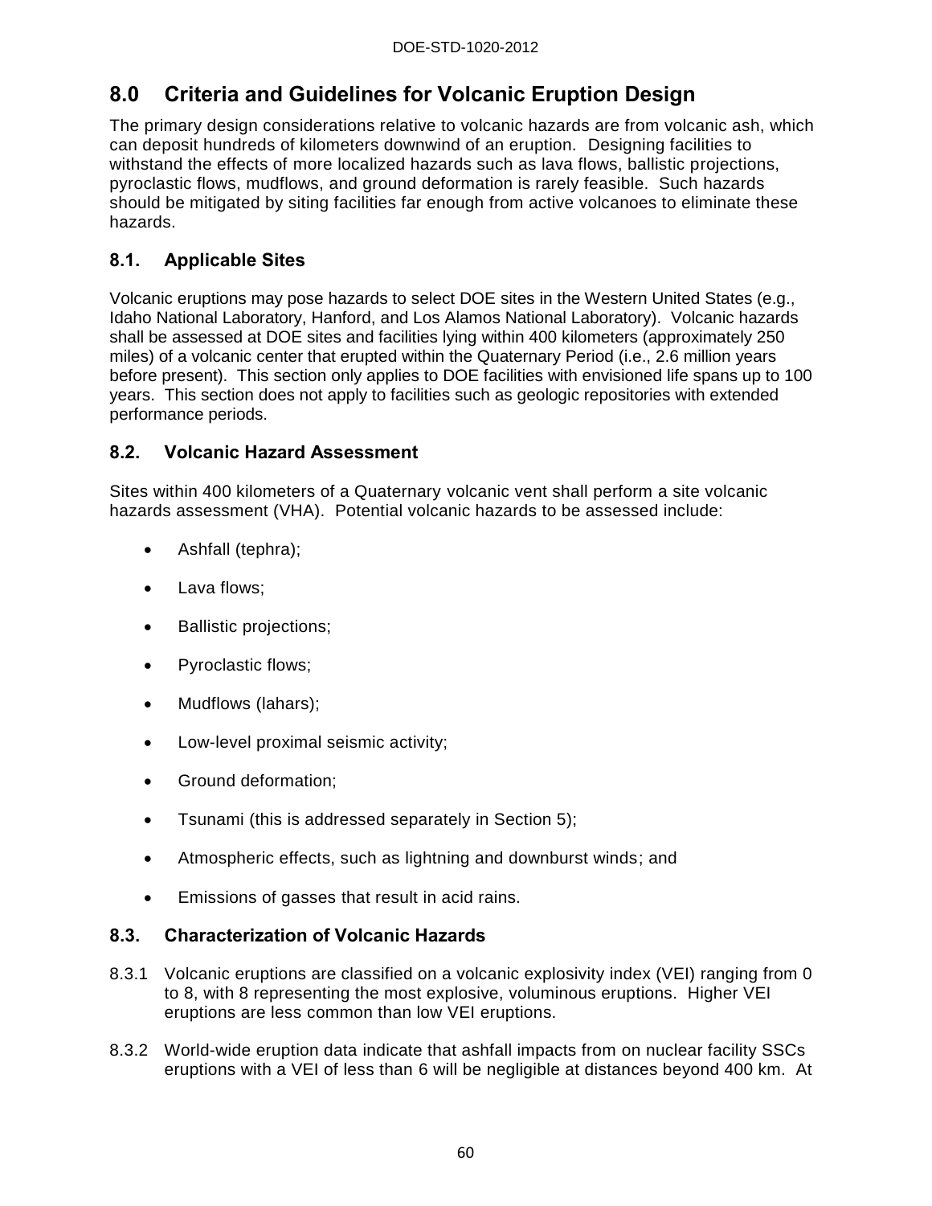# 8.0 Criteria and Guidelines for Volcanic Eruption Design

The primary design considerations relative to volcanic hazards are from volcanic ash, which can deposit hundreds of kilometers downwind of an eruption. Designing facilities to withstand the effects of more localized hazards such as lava flows, ballistic projections, pyroclastic flows, mudflows, and ground deformation is rarely feasible. Such hazards should be mitigated by siting facilities far enough from active volcanoes to eliminate these hazards.

## 8.1. Applicable Sites

Volcanic eruptions may pose hazards to select DOE sites in the Western United States (e.g., Idaho National Laboratory, Hanford, and Los Alamos National Laboratory). Volcanic hazards shall be assessed at DOE sites and facilities lying within 400 kilometers (approximately 250 miles) of a volcanic center that erupted within the Quaternary Period (i.e., 2.6 million years before present). This section only applies to DOE facilities with envisioned life spans up to 100 years. This section does not apply to facilities such as geologic repositories with extended performance periods.

## 8.2. Volcanic Hazard Assessment

Sites within 400 kilometers of a Quaternary volcanic vent shall perform a site volcanic hazards assessment (VHA). Potential volcanic hazards to be assessed include:

- Ashfall (tephra);
- Lava flows;
- Ballistic projections;
- Pyroclastic flows;
- Mudflows (lahars);
- Low-level proximal seismic activity;
- Ground deformation;
- Tsunami (this is addressed separately in Section 5);
- Atmospheric effects, such as lightning and downburst winds; and
- Emissions of gasses that result in acid rains.

## 8.3. Characterization of Volcanic Hazards

8.3.1 Volcanic eruptions are classified on a volcanic explosivity index (VEI) ranging from 0 to 8, with 8 representing the most explosive, voluminous eruptions. Higher VEI eruptions are less common than low VEI eruptions.

8.3.2 World-wide eruption data indicate that ashfall impacts from on nuclear facility SSCs eruptions with a VEI of less than 6 will be negligible at distances beyond 400 km. At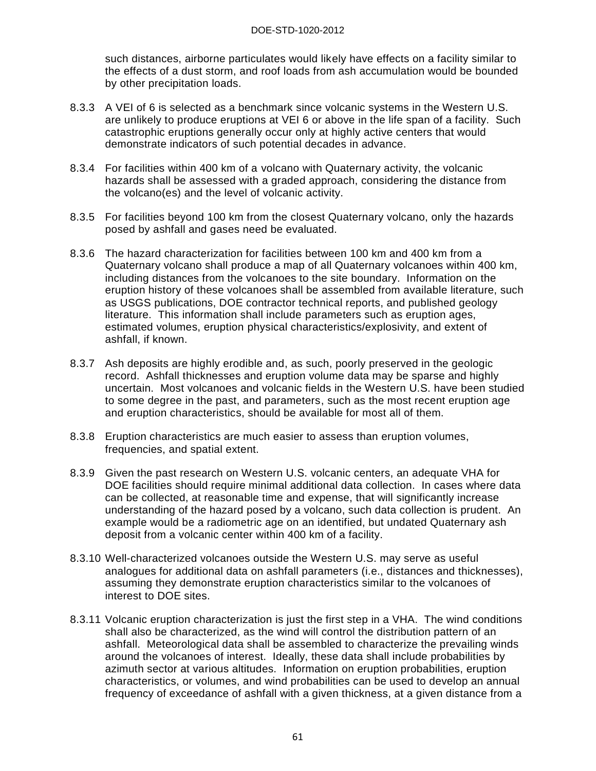such distances, airborne particulates would likely have effects on a facility similar to the effects of a dust storm, and roof loads from ash accumulation would be bounded by other precipitation loads.

8.3.3 A VEI of 6 is selected as a benchmark since volcanic systems in the Western U.S. are unlikely to produce eruptions at VEI 6 or above in the life span of a facility. Such catastrophic eruptions generally occur only at highly active centers that would demonstrate indicators of such potential decades in advance.

8.3.4 For facilities within 400 km of a volcano with Quaternary activity, the volcanic hazards shall be assessed with a graded approach, considering the distance from the volcano(es) and the level of volcanic activity.

8.3.5 For facilities beyond 100 km from the closest Quaternary volcano, only the hazards posed by ashfall and gases need be evaluated.

8.3.6 The hazard characterization for facilities between 100 km and 400 km from a Quaternary volcano shall produce a map of all Quaternary volcanoes within 400 km, including distances from the volcanoes to the site boundary. Information on the eruption history of these volcanoes shall be assembled from available literature, such as USGS publications, DOE contractor technical reports, and published geology literature. This information shall include parameters such as eruption ages, estimated volumes, eruption physical characteristics/explosivity, and extent of ashfall, if known.

8.3.7 Ash deposits are highly erodible and, as such, poorly preserved in the geologic record. Ashfall thicknesses and eruption volume data may be sparse and highly uncertain. Most volcanoes and volcanic fields in the Western U.S. have been studied to some degree in the past, and parameters, such as the most recent eruption age and eruption characteristics, should be available for most all of them.

8.3.8 Eruption characteristics are much easier to assess than eruption volumes, frequencies, and spatial extent.

8.3.9 Given the past research on Western U.S. volcanic centers, an adequate VHA for DOE facilities should require minimal additional data collection. In cases where data can be collected, at reasonable time and expense, that will significantly increase understanding of the hazard posed by a volcano, such data collection is prudent. An example would be a radiometric age on an identified, but undated Quaternary ash deposit from a volcanic center within 400 km of a facility.

8.3.10 Well-characterized volcanoes outside the Western U.S. may serve as useful analogues for additional data on ashfall parameters (i.e., distances and thicknesses), assuming they demonstrate eruption characteristics similar to the volcanoes of interest to DOE sites.

8.3.11 Volcanic eruption characterization is just the first step in a VHA. The wind conditions shall also be characterized, as the wind will control the distribution pattern of an ashfall. Meteorological data shall be assembled to characterize the prevailing winds around the volcanoes of interest. Ideally, these data shall include probabilities by azimuth sector at various altitudes. Information on eruption probabilities, eruption characteristics, or volumes, and wind probabilities can be used to develop an annual frequency of exceedance of ashfall with a given thickness, at a given distance from a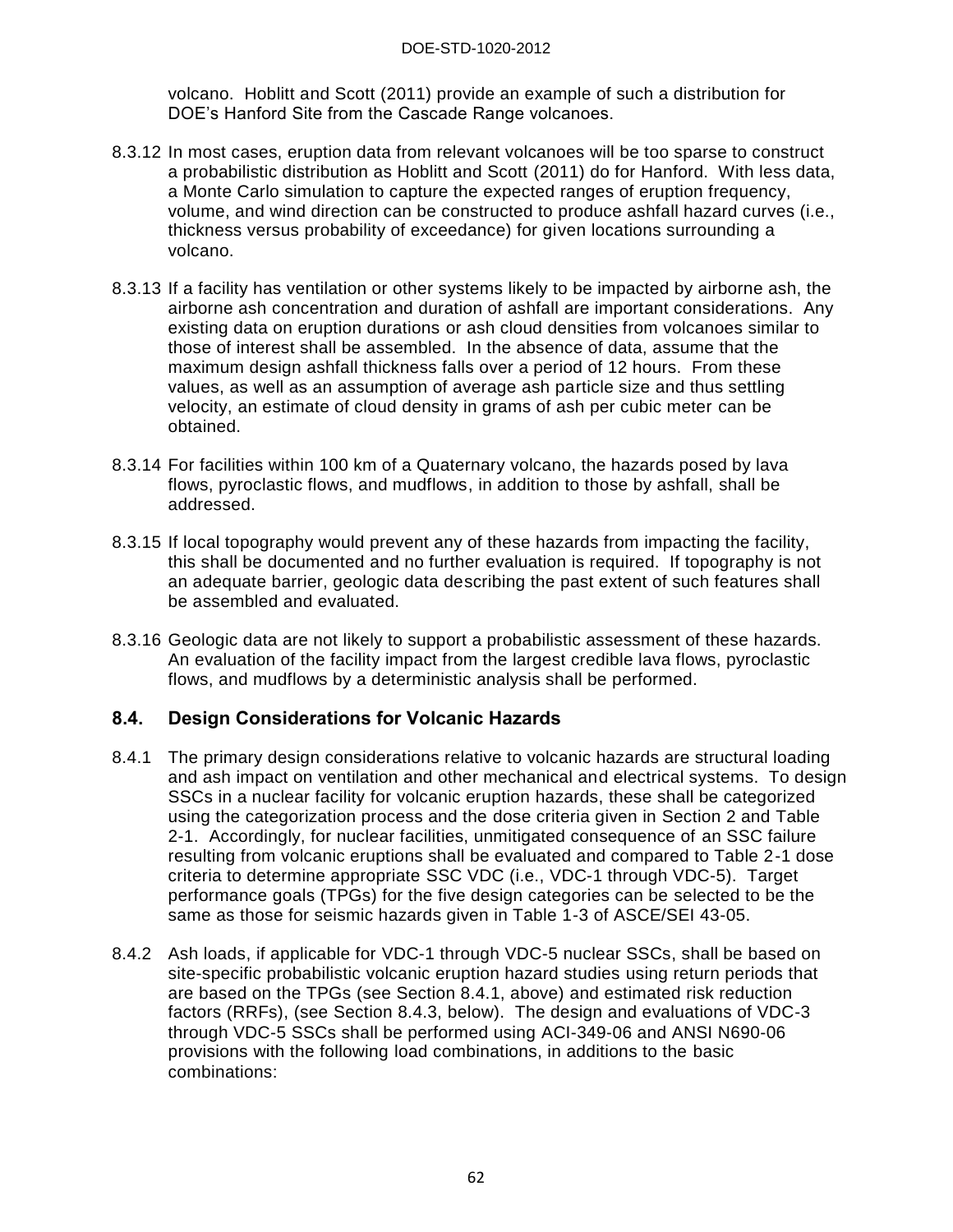volcano. Hoblitt and Scott (2011) provide an example of such a distribution for DOE's Hanford Site from the Cascade Range volcanoes.

8.3.12 In most cases, eruption data from relevant volcanoes will be too sparse to construct a probabilistic distribution as Hoblitt and Scott (2011) do for Hanford. With less data, a Monte Carlo simulation to capture the expected ranges of eruption frequency, volume, and wind direction can be constructed to produce ashfall hazard curves (i.e., thickness versus probability of exceedance) for given locations surrounding a volcano.

8.3.13 If a facility has ventilation or other systems likely to be impacted by airborne ash, the airborne ash concentration and duration of ashfall are important considerations. Any existing data on eruption durations or ash cloud densities from volcanoes similar to those of interest shall be assembled. In the absence of data, assume that the maximum design ashfall thickness falls over a period of 12 hours. From these values, as well as an assumption of average ash particle size and thus settling velocity, an estimate of cloud density in grams of ash per cubic meter can be obtained.

8.3.14 For facilities within 100 km of a Quaternary volcano, the hazards posed by lava flows, pyroclastic flows, and mudflows, in addition to those by ashfall, shall be addressed.

8.3.15 If local topography would prevent any of these hazards from impacting the facility, this shall be documented and no further evaluation is required. If topography is not an adequate barrier, geologic data describing the past extent of such features shall be assembled and evaluated.

8.3.16 Geologic data are not likely to support a probabilistic assessment of these hazards. An evaluation of the facility impact from the largest credible lava flows, pyroclastic flows, and mudflows by a deterministic analysis shall be performed.

## 8.4. Design Considerations for Volcanic Hazards

8.4.1 The primary design considerations relative to volcanic hazards are structural loading and ash impact on ventilation and other mechanical and electrical systems. To design SSCs in a nuclear facility for volcanic eruption hazards, these shall be categorized using the categorization process and the dose criteria given in Section 2 and Table 2-1. Accordingly, for nuclear facilities, unmitigated consequence of an SSC failure resulting from volcanic eruptions shall be evaluated and compared to Table 2-1 dose criteria to determine appropriate SSC VDC (i.e., VDC-1 through VDC-5). Target performance goals (TPGs) for the five design categories can be selected to be the same as those for seismic hazards given in Table 1-3 of ASCE/SEI 43-05.

8.4.2 Ash loads, if applicable for VDC-1 through VDC-5 nuclear SSCs, shall be based on site-specific probabilistic volcanic eruption hazard studies using return periods that are based on the TPGs (see Section 8.4.1, above) and estimated risk reduction factors (RRFs), (see Section 8.4.3, below). The design and evaluations of VDC-3 through VDC-5 SSCs shall be performed using ACI-349-06 and ANSI N690-06 provisions with the following load combinations, in additions to the basic combinations: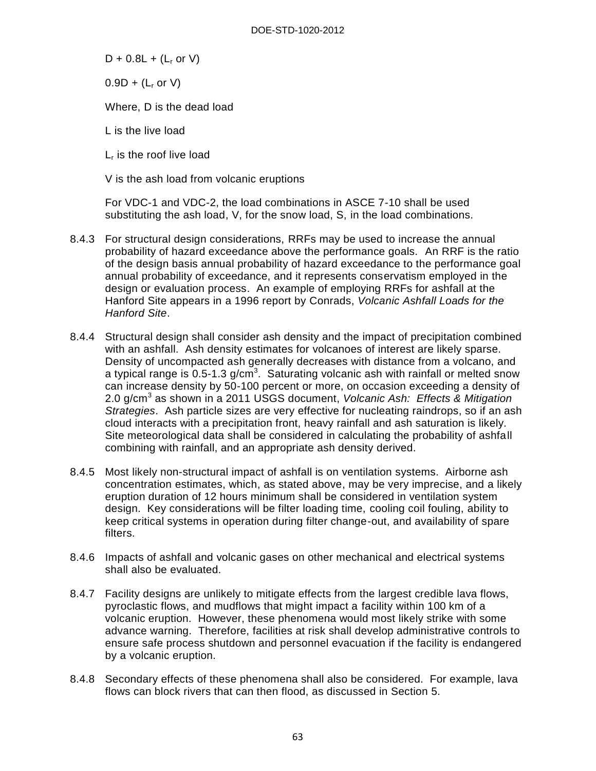$D + 0.8L + (L_r \text{ or } V)$

$0.9D + (L_r \text{ or } V)$

Where, D is the dead load

L is the live load

$L_r$ is the roof live load

V is the ash load from volcanic eruptions

For VDC-1 and VDC-2, the load combinations in ASCE 7-10 shall be used substituting the ash load, V, for the snow load, S, in the load combinations.

8.4.3 For structural design considerations, RRFs may be used to increase the annual probability of hazard exceedance above the performance goals. An RRF is the ratio of the design basis annual probability of hazard exceedance to the performance goal annual probability of exceedance, and it represents conservatism employed in the design or evaluation process. An example of employing RRFs for ashfall at the Hanford Site appears in a 1996 report by Conrads, *Volcanic Ashfall Loads for the Hanford Site*.

8.4.4 Structural design shall consider ash density and the impact of precipitation combined with an ashfall. Ash density estimates for volcanoes of interest are likely sparse. Density of uncompacted ash generally decreases with distance from a volcano, and a typical range is 0.5-1.3 g/cm$^3$. Saturating volcanic ash with rainfall or melted snow can increase density by 50-100 percent or more, on occasion exceeding a density of 2.0 g/cm$^3$ as shown in a 2011 USGS document, *Volcanic Ash: Effects & Mitigation Strategies*. Ash particle sizes are very effective for nucleating raindrops, so if an ash cloud interacts with a precipitation front, heavy rainfall and ash saturation is likely. Site meteorological data shall be considered in calculating the probability of ashfall combining with rainfall, and an appropriate ash density derived.

8.4.5 Most likely non-structural impact of ashfall is on ventilation systems. Airborne ash concentration estimates, which, as stated above, may be very imprecise, and a likely eruption duration of 12 hours minimum shall be considered in ventilation system design. Key considerations will be filter loading time, cooling coil fouling, ability to keep critical systems in operation during filter change-out, and availability of spare filters.

8.4.6 Impacts of ashfall and volcanic gases on other mechanical and electrical systems shall also be evaluated.

8.4.7 Facility designs are unlikely to mitigate effects from the largest credible lava flows, pyroclastic flows, and mudflows that might impact a facility within 100 km of a volcanic eruption. However, these phenomena would most likely strike with some advance warning. Therefore, facilities at risk shall develop administrative controls to ensure safe process shutdown and personnel evacuation if the facility is endangered by a volcanic eruption.

8.4.8 Secondary effects of these phenomena shall also be considered. For example, lava flows can block rivers that can then flood, as discussed in Section 5.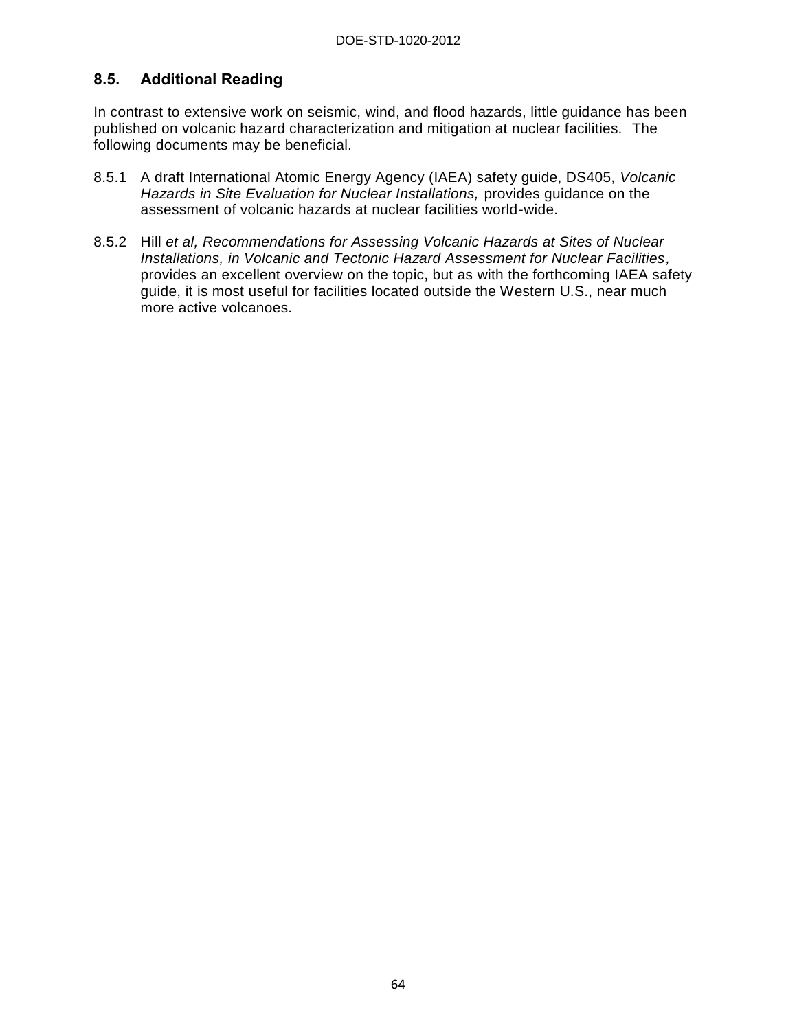## 8.5. Additional Reading

In contrast to extensive work on seismic, wind, and flood hazards, little guidance has been published on volcanic hazard characterization and mitigation at nuclear facilities. The following documents may be beneficial.

8.5.1 A draft International Atomic Energy Agency (IAEA) safety guide, DS405, *Volcanic Hazards in Site Evaluation for Nuclear Installations,* provides guidance on the assessment of volcanic hazards at nuclear facilities world-wide.

8.5.2 Hill *et al, Recommendations for Assessing Volcanic Hazards at Sites of Nuclear Installations, in Volcanic and Tectonic Hazard Assessment for Nuclear Facilities,* provides an excellent overview on the topic, but as with the forthcoming IAEA safety guide, it is most useful for facilities located outside the Western U.S., near much more active volcanoes.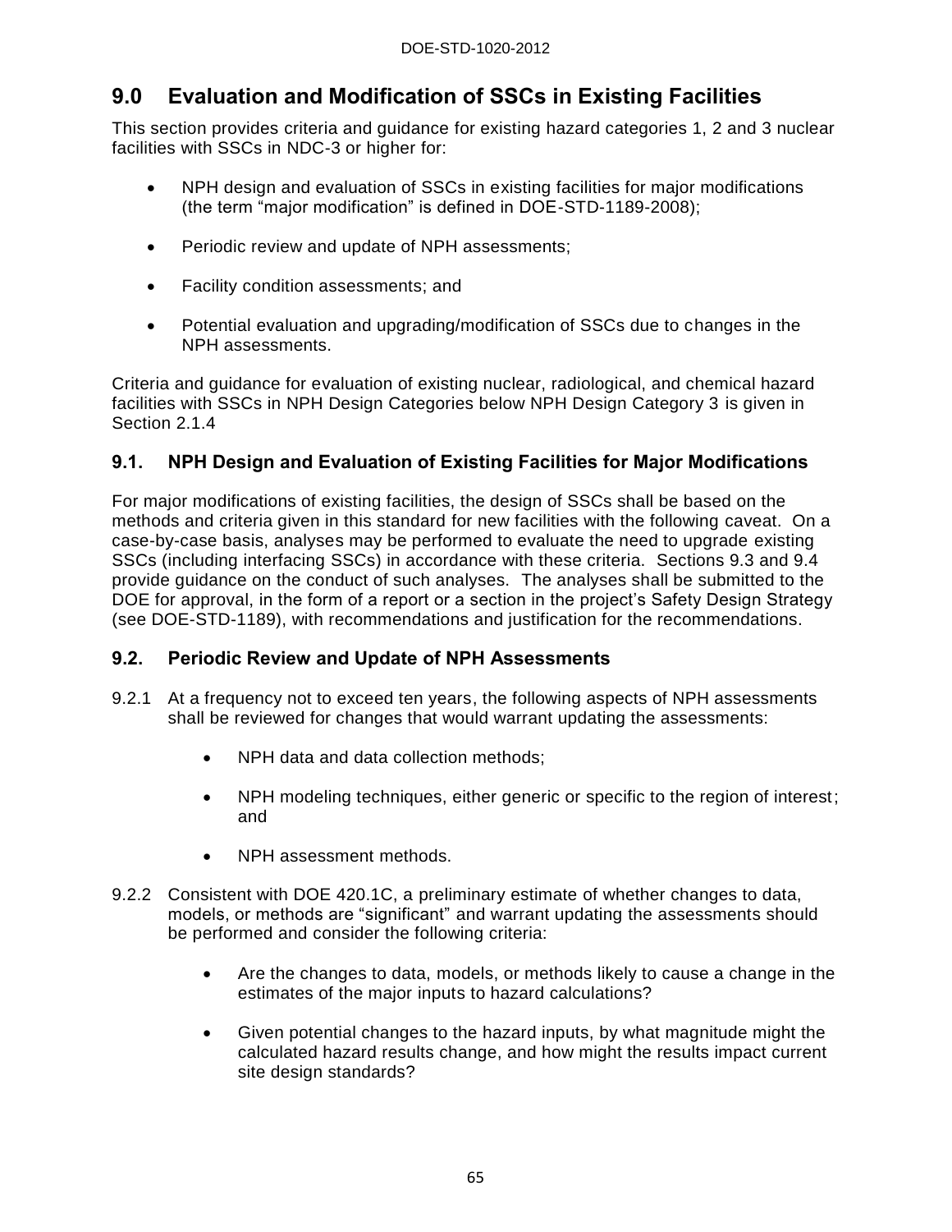# 9.0 Evaluation and Modification of SSCs in Existing Facilities

This section provides criteria and guidance for existing hazard categories 1, 2 and 3 nuclear facilities with SSCs in NDC-3 or higher for:

- NPH design and evaluation of SSCs in existing facilities for major modifications (the term "major modification" is defined in DOE-STD-1189-2008);
- Periodic review and update of NPH assessments;
- Facility condition assessments; and
- Potential evaluation and upgrading/modification of SSCs due to changes in the NPH assessments.

Criteria and guidance for evaluation of existing nuclear, radiological, and chemical hazard facilities with SSCs in NPH Design Categories below NPH Design Category 3 is given in Section 2.1.4

## 9.1. NPH Design and Evaluation of Existing Facilities for Major Modifications

For major modifications of existing facilities, the design of SSCs shall be based on the methods and criteria given in this standard for new facilities with the following caveat. On a case-by-case basis, analyses may be performed to evaluate the need to upgrade existing SSCs (including interfacing SSCs) in accordance with these criteria. Sections 9.3 and 9.4 provide guidance on the conduct of such analyses. The analyses shall be submitted to the DOE for approval, in the form of a report or a section in the project's Safety Design Strategy (see DOE-STD-1189), with recommendations and justification for the recommendations.

## 9.2. Periodic Review and Update of NPH Assessments

9.2.1 At a frequency not to exceed ten years, the following aspects of NPH assessments shall be reviewed for changes that would warrant updating the assessments:

- NPH data and data collection methods;
- NPH modeling techniques, either generic or specific to the region of interest; and
- NPH assessment methods.

9.2.2 Consistent with DOE 420.1C, a preliminary estimate of whether changes to data, models, or methods are "significant" and warrant updating the assessments should be performed and consider the following criteria:

- Are the changes to data, models, or methods likely to cause a change in the estimates of the major inputs to hazard calculations?
- Given potential changes to the hazard inputs, by what magnitude might the calculated hazard results change, and how might the results impact current site design standards?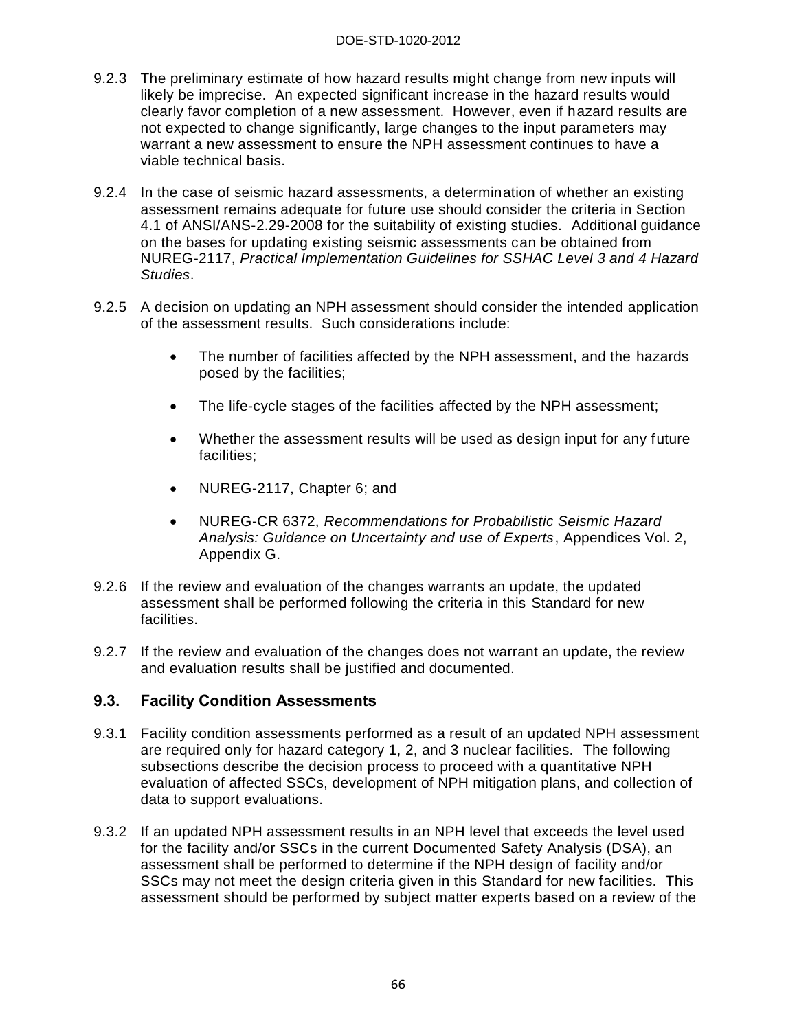9.2.3 The preliminary estimate of how hazard results might change from new inputs will likely be imprecise. An expected significant increase in the hazard results would clearly favor completion of a new assessment. However, even if hazard results are not expected to change significantly, large changes to the input parameters may warrant a new assessment to ensure the NPH assessment continues to have a viable technical basis.

9.2.4 In the case of seismic hazard assessments, a determination of whether an existing assessment remains adequate for future use should consider the criteria in Section 4.1 of ANSI/ANS-2.29-2008 for the suitability of existing studies. Additional guidance on the bases for updating existing seismic assessments can be obtained from NUREG-2117, *Practical Implementation Guidelines for SSHAC Level 3 and 4 Hazard Studies*.

9.2.5 A decision on updating an NPH assessment should consider the intended application of the assessment results. Such considerations include:

- The number of facilities affected by the NPH assessment, and the hazards posed by the facilities;
- The life-cycle stages of the facilities affected by the NPH assessment;
- Whether the assessment results will be used as design input for any future facilities;
- NUREG-2117, Chapter 6; and
- NUREG-CR 6372, *Recommendations for Probabilistic Seismic Hazard Analysis: Guidance on Uncertainty and use of Experts*, Appendices Vol. 2, Appendix G.

9.2.6 If the review and evaluation of the changes warrants an update, the updated assessment shall be performed following the criteria in this Standard for new facilities.

9.2.7 If the review and evaluation of the changes does not warrant an update, the review and evaluation results shall be justified and documented.

## 9.3. Facility Condition Assessments

9.3.1 Facility condition assessments performed as a result of an updated NPH assessment are required only for hazard category 1, 2, and 3 nuclear facilities. The following subsections describe the decision process to proceed with a quantitative NPH evaluation of affected SSCs, development of NPH mitigation plans, and collection of data to support evaluations.

9.3.2 If an updated NPH assessment results in an NPH level that exceeds the level used for the facility and/or SSCs in the current Documented Safety Analysis (DSA), an assessment shall be performed to determine if the NPH design of facility and/or SSCs may not meet the design criteria given in this Standard for new facilities. This assessment should be performed by subject matter experts based on a review of the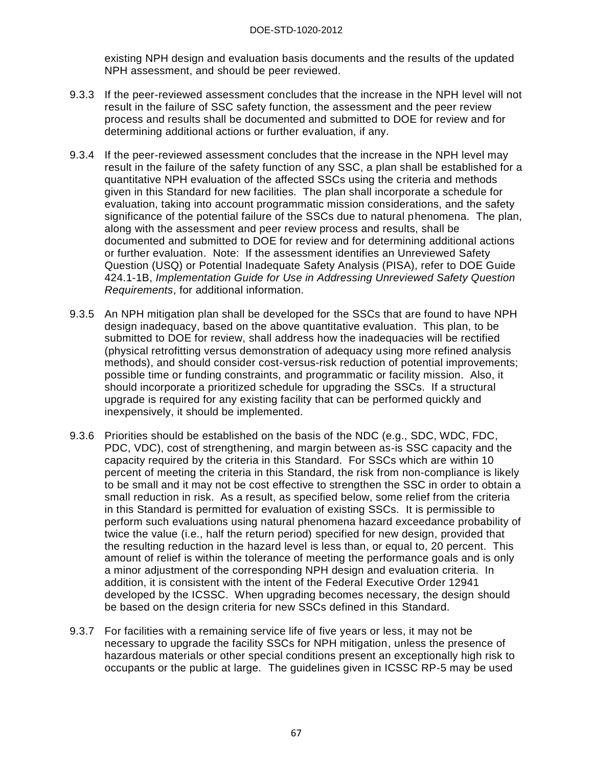existing NPH design and evaluation basis documents and the results of the updated NPH assessment, and should be peer reviewed.

9.3.3 If the peer-reviewed assessment concludes that the increase in the NPH level will not result in the failure of SSC safety function, the assessment and the peer review process and results shall be documented and submitted to DOE for review and for determining additional actions or further evaluation, if any.

9.3.4 If the peer-reviewed assessment concludes that the increase in the NPH level may result in the failure of the safety function of any SSC, a plan shall be established for a quantitative NPH evaluation of the affected SSCs using the criteria and methods given in this Standard for new facilities. The plan shall incorporate a schedule for evaluation, taking into account programmatic mission considerations, and the safety significance of the potential failure of the SSCs due to natural phenomena. The plan, along with the assessment and peer review process and results, shall be documented and submitted to DOE for review and for determining additional actions or further evaluation. Note: If the assessment identifies an Unreviewed Safety Question (USQ) or Potential Inadequate Safety Analysis (PISA), refer to DOE Guide 424.1-1B, *Implementation Guide for Use in Addressing Unreviewed Safety Question Requirements*, for additional information.

9.3.5 An NPH mitigation plan shall be developed for the SSCs that are found to have NPH design inadequacy, based on the above quantitative evaluation. This plan, to be submitted to DOE for review, shall address how the inadequacies will be rectified (physical retrofitting versus demonstration of adequacy using more refined analysis methods), and should consider cost-versus-risk reduction of potential improvements; possible time or funding constraints, and programmatic or facility mission. Also, it should incorporate a prioritized schedule for upgrading the SSCs. If a structural upgrade is required for any existing facility that can be performed quickly and inexpensively, it should be implemented.

9.3.6 Priorities should be established on the basis of the NDC (e.g., SDC, WDC, FDC, PDC, VDC), cost of strengthening, and margin between as-is SSC capacity and the capacity required by the criteria in this Standard. For SSCs which are within 10 percent of meeting the criteria in this Standard, the risk from non-compliance is likely to be small and it may not be cost effective to strengthen the SSC in order to obtain a small reduction in risk. As a result, as specified below, some relief from the criteria in this Standard is permitted for evaluation of existing SSCs. It is permissible to perform such evaluations using natural phenomena hazard exceedance probability of twice the value (i.e., half the return period) specified for new design, provided that the resulting reduction in the hazard level is less than, or equal to, 20 percent. This amount of relief is within the tolerance of meeting the performance goals and is only a minor adjustment of the corresponding NPH design and evaluation criteria. In addition, it is consistent with the intent of the Federal Executive Order 12941 developed by the ICSSC. When upgrading becomes necessary, the design should be based on the design criteria for new SSCs defined in this Standard.

9.3.7 For facilities with a remaining service life of five years or less, it may not be necessary to upgrade the facility SSCs for NPH mitigation, unless the presence of hazardous materials or other special conditions present an exceptionally high risk to occupants or the public at large. The guidelines given in ICSSC RP-5 may be used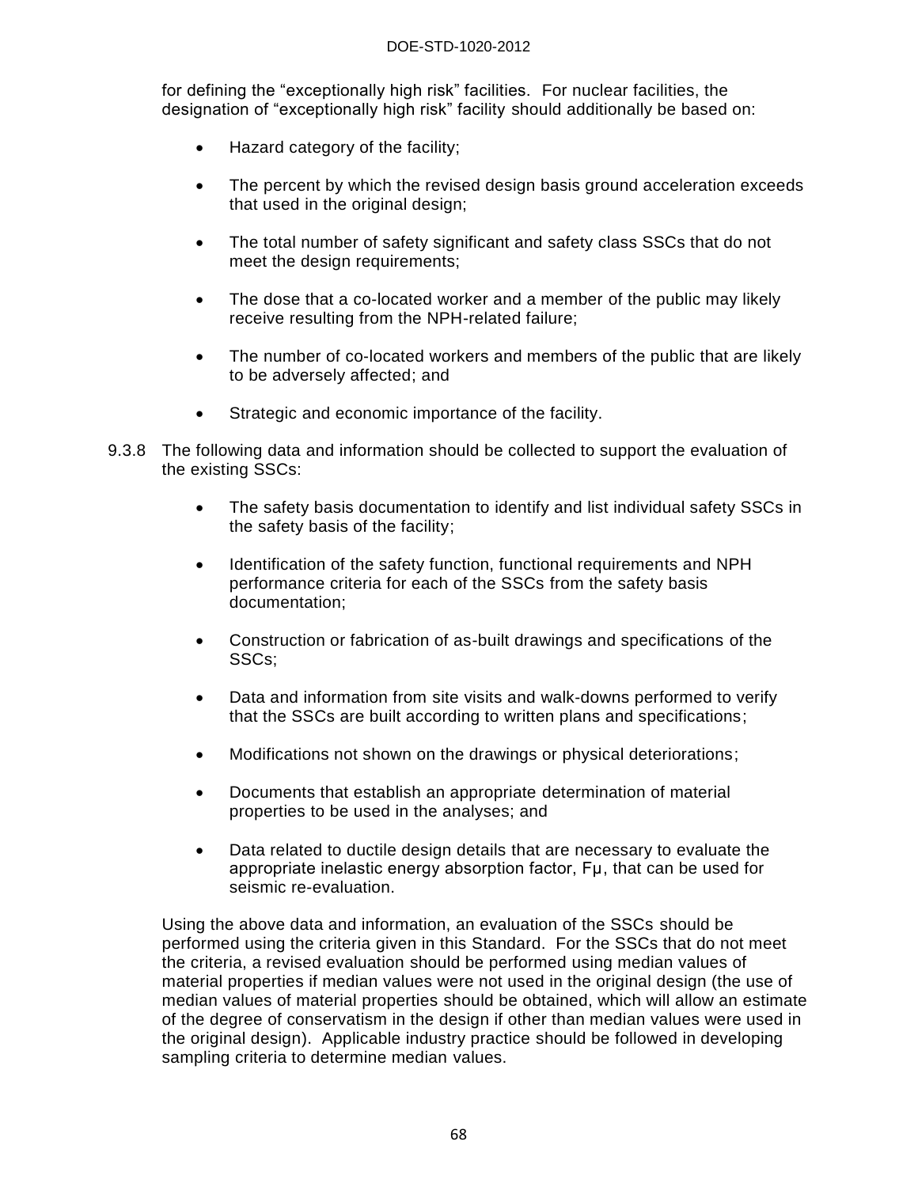for defining the "exceptionally high risk" facilities. For nuclear facilities, the designation of "exceptionally high risk" facility should additionally be based on:

- Hazard category of the facility;
- The percent by which the revised design basis ground acceleration exceeds that used in the original design;
- The total number of safety significant and safety class SSCs that do not meet the design requirements;
- The dose that a co-located worker and a member of the public may likely receive resulting from the NPH-related failure;
- The number of co-located workers and members of the public that are likely to be adversely affected; and
- Strategic and economic importance of the facility.

9.3.8 The following data and information should be collected to support the evaluation of the existing SSCs:

- The safety basis documentation to identify and list individual safety SSCs in the safety basis of the facility;
- Identification of the safety function, functional requirements and NPH performance criteria for each of the SSCs from the safety basis documentation;
- Construction or fabrication of as-built drawings and specifications of the SSCs;
- Data and information from site visits and walk-downs performed to verify that the SSCs are built according to written plans and specifications;
- Modifications not shown on the drawings or physical deteriorations;
- Documents that establish an appropriate determination of material properties to be used in the analyses; and
- Data related to ductile design details that are necessary to evaluate the appropriate inelastic energy absorption factor, $F_\mu$, that can be used for seismic re-evaluation.

Using the above data and information, an evaluation of the SSCs should be performed using the criteria given in this Standard. For the SSCs that do not meet the criteria, a revised evaluation should be performed using median values of material properties if median values were not used in the original design (the use of median values of material properties should be obtained, which will allow an estimate of the degree of conservatism in the design if other than median values were used in the original design). Applicable industry practice should be followed in developing sampling criteria to determine median values.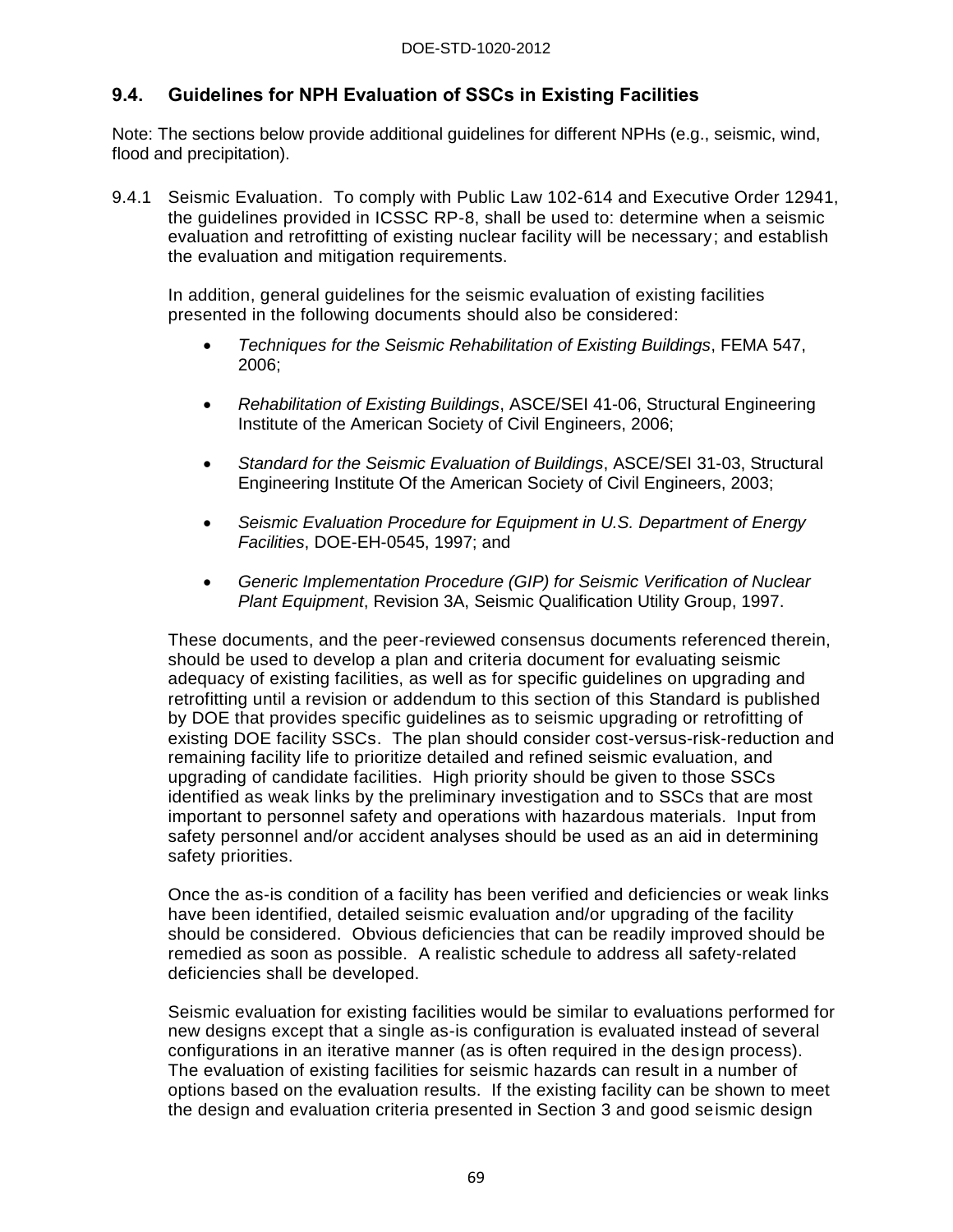## 9.4. Guidelines for NPH Evaluation of SSCs in Existing Facilities

Note: The sections below provide additional guidelines for different NPHs (e.g., seismic, wind, flood and precipitation).

9.4.1 Seismic Evaluation. To comply with Public Law 102-614 and Executive Order 12941, the guidelines provided in ICSSC RP-8, shall be used to: determine when a seismic evaluation and retrofitting of existing nuclear facility will be necessary; and establish the evaluation and mitigation requirements.

In addition, general guidelines for the seismic evaluation of existing facilities presented in the following documents should also be considered:

- *Techniques for the Seismic Rehabilitation of Existing Buildings*, FEMA 547, 2006;
- *Rehabilitation of Existing Buildings*, ASCE/SEI 41-06, Structural Engineering Institute of the American Society of Civil Engineers, 2006;
- *Standard for the Seismic Evaluation of Buildings*, ASCE/SEI 31-03, Structural Engineering Institute Of the American Society of Civil Engineers, 2003;
- *Seismic Evaluation Procedure for Equipment in U.S. Department of Energy Facilities*, DOE-EH-0545, 1997; and
- *Generic Implementation Procedure (GIP) for Seismic Verification of Nuclear Plant Equipment*, Revision 3A, Seismic Qualification Utility Group, 1997.

These documents, and the peer-reviewed consensus documents referenced therein, should be used to develop a plan and criteria document for evaluating seismic adequacy of existing facilities, as well as for specific guidelines on upgrading and retrofitting until a revision or addendum to this section of this Standard is published by DOE that provides specific guidelines as to seismic upgrading or retrofitting of existing DOE facility SSCs. The plan should consider cost-versus-risk-reduction and remaining facility life to prioritize detailed and refined seismic evaluation, and upgrading of candidate facilities. High priority should be given to those SSCs identified as weak links by the preliminary investigation and to SSCs that are most important to personnel safety and operations with hazardous materials. Input from safety personnel and/or accident analyses should be used as an aid in determining safety priorities.

Once the as-is condition of a facility has been verified and deficiencies or weak links have been identified, detailed seismic evaluation and/or upgrading of the facility should be considered. Obvious deficiencies that can be readily improved should be remedied as soon as possible. A realistic schedule to address all safety-related deficiencies shall be developed.

Seismic evaluation for existing facilities would be similar to evaluations performed for new designs except that a single as-is configuration is evaluated instead of several configurations in an iterative manner (as is often required in the design process). The evaluation of existing facilities for seismic hazards can result in a number of options based on the evaluation results. If the existing facility can be shown to meet the design and evaluation criteria presented in Section 3 and good seismic design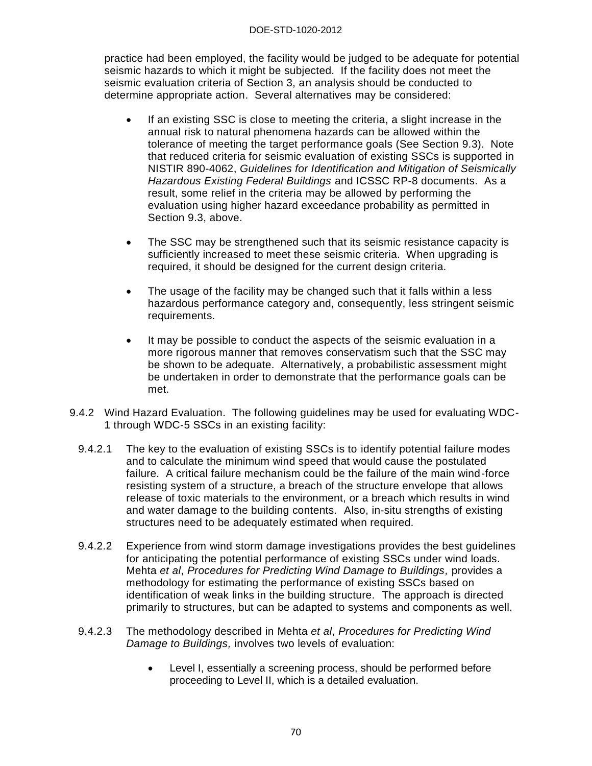practice had been employed, the facility would be judged to be adequate for potential seismic hazards to which it might be subjected. If the facility does not meet the seismic evaluation criteria of Section 3, an analysis should be conducted to determine appropriate action. Several alternatives may be considered:

- If an existing SSC is close to meeting the criteria, a slight increase in the annual risk to natural phenomena hazards can be allowed within the tolerance of meeting the target performance goals (See Section 9.3). Note that reduced criteria for seismic evaluation of existing SSCs is supported in NISTIR 890-4062, *Guidelines for Identification and Mitigation of Seismically Hazardous Existing Federal Buildings* and ICSSC RP-8 documents. As a result, some relief in the criteria may be allowed by performing the evaluation using higher hazard exceedance probability as permitted in Section 9.3, above.

- The SSC may be strengthened such that its seismic resistance capacity is sufficiently increased to meet these seismic criteria. When upgrading is required, it should be designed for the current design criteria.

- The usage of the facility may be changed such that it falls within a less hazardous performance category and, consequently, less stringent seismic requirements.

- It may be possible to conduct the aspects of the seismic evaluation in a more rigorous manner that removes conservatism such that the SSC may be shown to be adequate. Alternatively, a probabilistic assessment might be undertaken in order to demonstrate that the performance goals can be met.

9.4.2 Wind Hazard Evaluation. The following guidelines may be used for evaluating WDC-1 through WDC-5 SSCs in an existing facility:

9.4.2.1 The key to the evaluation of existing SSCs is to identify potential failure modes and to calculate the minimum wind speed that would cause the postulated failure. A critical failure mechanism could be the failure of the main wind-force resisting system of a structure, a breach of the structure envelope that allows release of toxic materials to the environment, or a breach which results in wind and water damage to the building contents. Also, in-situ strengths of existing structures need to be adequately estimated when required.

9.4.2.2 Experience from wind storm damage investigations provides the best guidelines for anticipating the potential performance of existing SSCs under wind loads. Mehta *et al*, *Procedures for Predicting Wind Damage to Buildings,* provides a methodology for estimating the performance of existing SSCs based on identification of weak links in the building structure. The approach is directed primarily to structures, but can be adapted to systems and components as well.

9.4.2.3 The methodology described in Mehta *et al*, *Procedures for Predicting Wind Damage to Buildings,* involves two levels of evaluation:

- Level I, essentially a screening process, should be performed before proceeding to Level II, which is a detailed evaluation.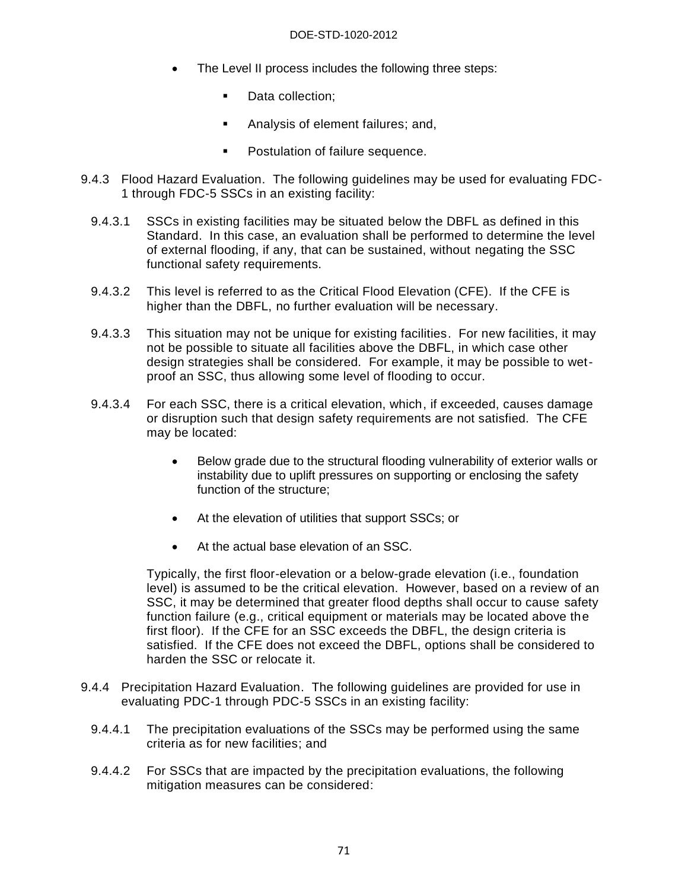- The Level II process includes the following three steps:
  - Data collection;
  - Analysis of element failures; and,
  - Postulation of failure sequence.

9.4.3 Flood Hazard Evaluation. The following guidelines may be used for evaluating FDC-1 through FDC-5 SSCs in an existing facility:

9.4.3.1 SSCs in existing facilities may be situated below the DBFL as defined in this Standard. In this case, an evaluation shall be performed to determine the level of external flooding, if any, that can be sustained, without negating the SSC functional safety requirements.

9.4.3.2 This level is referred to as the Critical Flood Elevation (CFE). If the CFE is higher than the DBFL, no further evaluation will be necessary.

9.4.3.3 This situation may not be unique for existing facilities. For new facilities, it may not be possible to situate all facilities above the DBFL, in which case other design strategies shall be considered. For example, it may be possible to wet-proof an SSC, thus allowing some level of flooding to occur.

9.4.3.4 For each SSC, there is a critical elevation, which, if exceeded, causes damage or disruption such that design safety requirements are not satisfied. The CFE may be located:

- Below grade due to the structural flooding vulnerability of exterior walls or instability due to uplift pressures on supporting or enclosing the safety function of the structure;
- At the elevation of utilities that support SSCs; or
- At the actual base elevation of an SSC.

Typically, the first floor-elevation or a below-grade elevation (i.e., foundation level) is assumed to be the critical elevation. However, based on a review of an SSC, it may be determined that greater flood depths shall occur to cause safety function failure (e.g., critical equipment or materials may be located above the first floor). If the CFE for an SSC exceeds the DBFL, the design criteria is satisfied. If the CFE does not exceed the DBFL, options shall be considered to harden the SSC or relocate it.

9.4.4 Precipitation Hazard Evaluation. The following guidelines are provided for use in evaluating PDC-1 through PDC-5 SSCs in an existing facility:

9.4.4.1 The precipitation evaluations of the SSCs may be performed using the same criteria as for new facilities; and

9.4.4.2 For SSCs that are impacted by the precipitation evaluations, the following mitigation measures can be considered: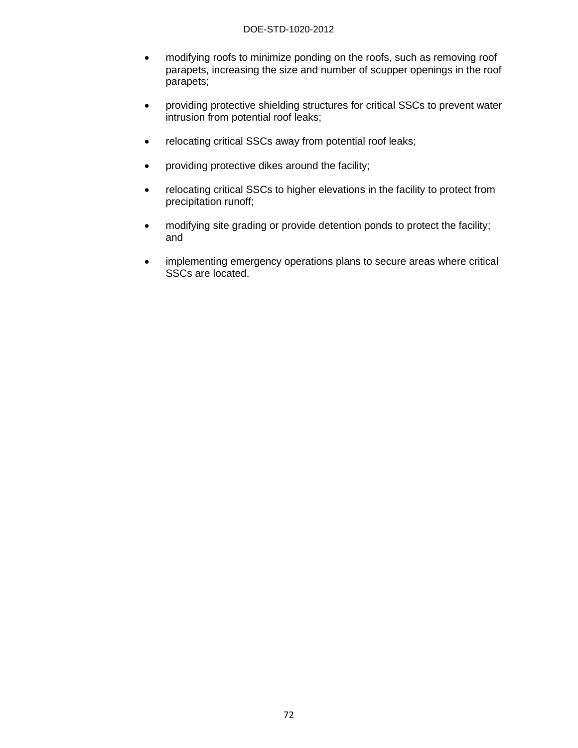- modifying roofs to minimize ponding on the roofs, such as removing roof parapets, increasing the size and number of scupper openings in the roof parapets;

- providing protective shielding structures for critical SSCs to prevent water intrusion from potential roof leaks;

- relocating critical SSCs away from potential roof leaks;

- providing protective dikes around the facility;

- relocating critical SSCs to higher elevations in the facility to protect from precipitation runoff;

- modifying site grading or provide detention ponds to protect the facility; and

- implementing emergency operations plans to secure areas where critical SSCs are located.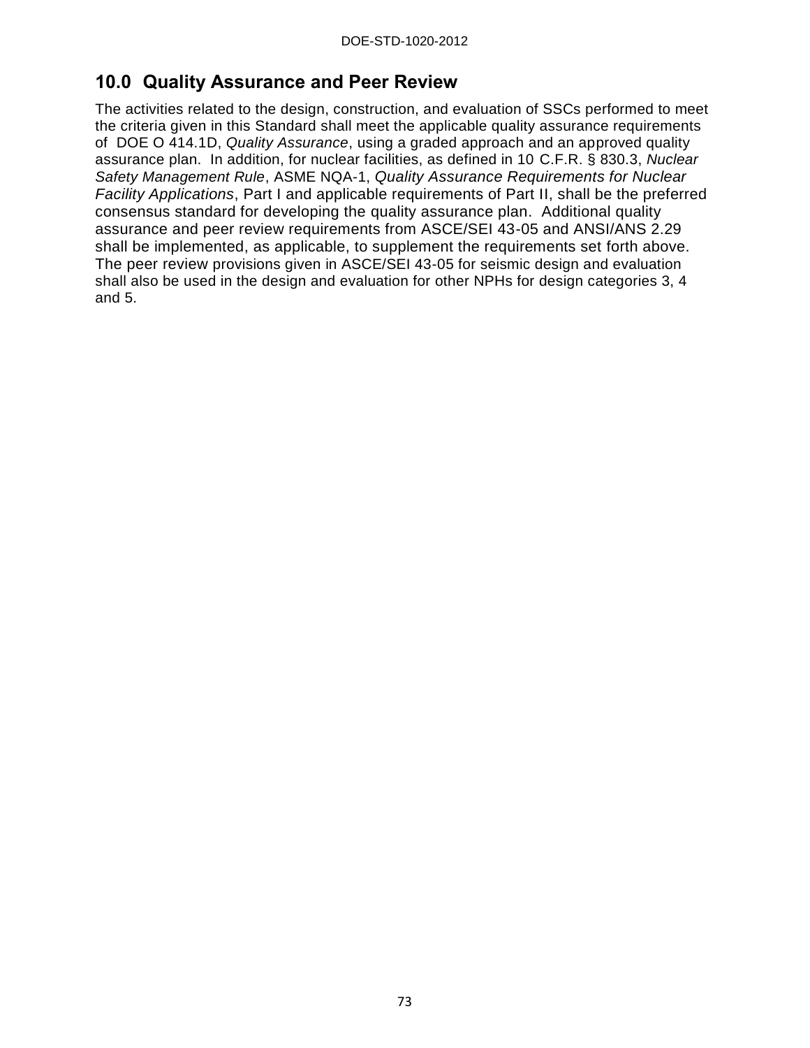## 10.0 Quality Assurance and Peer Review

The activities related to the design, construction, and evaluation of SSCs performed to meet the criteria given in this Standard shall meet the applicable quality assurance requirements of DOE O 414.1D, *Quality Assurance*, using a graded approach and an approved quality assurance plan. In addition, for nuclear facilities, as defined in 10 C.F.R. § 830.3, *Nuclear Safety Management Rule*, ASME NQA-1, *Quality Assurance Requirements for Nuclear Facility Applications*, Part I and applicable requirements of Part II, shall be the preferred consensus standard for developing the quality assurance plan. Additional quality assurance and peer review requirements from ASCE/SEI 43-05 and ANSI/ANS 2.29 shall be implemented, as applicable, to supplement the requirements set forth above. The peer review provisions given in ASCE/SEI 43-05 for seismic design and evaluation shall also be used in the design and evaluation for other NPHs for design categories 3, 4 and 5.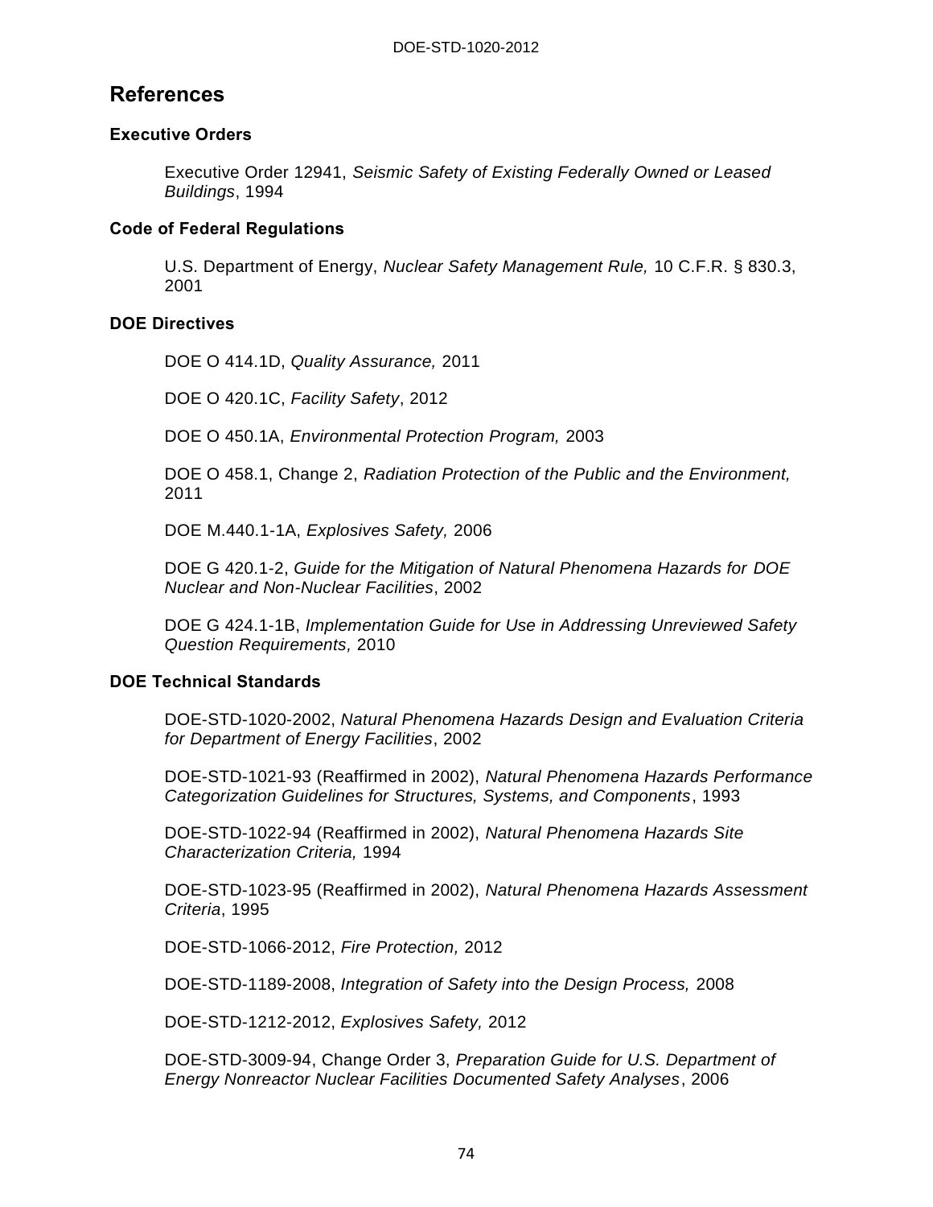## References

### Executive Orders

Executive Order 12941, *Seismic Safety of Existing Federally Owned or Leased Buildings*, 1994

### Code of Federal Regulations

U.S. Department of Energy, *Nuclear Safety Management Rule,* 10 C.F.R. § 830.3, 2001

### DOE Directives

DOE O 414.1D, *Quality Assurance,* 2011

DOE O 420.1C, *Facility Safety*, 2012

DOE O 450.1A, *Environmental Protection Program,* 2003

DOE O 458.1, Change 2, *Radiation Protection of the Public and the Environment,* 2011

DOE M.440.1-1A, *Explosives Safety,* 2006

DOE G 420.1-2, *Guide for the Mitigation of Natural Phenomena Hazards for DOE Nuclear and Non-Nuclear Facilities*, 2002

DOE G 424.1-1B, *Implementation Guide for Use in Addressing Unreviewed Safety Question Requirements,* 2010

### DOE Technical Standards

DOE-STD-1020-2002, *Natural Phenomena Hazards Design and Evaluation Criteria for Department of Energy Facilities*, 2002

DOE-STD-1021-93 (Reaffirmed in 2002), *Natural Phenomena Hazards Performance Categorization Guidelines for Structures, Systems, and Components*, 1993

DOE-STD-1022-94 (Reaffirmed in 2002), *Natural Phenomena Hazards Site Characterization Criteria,* 1994

DOE-STD-1023-95 (Reaffirmed in 2002), *Natural Phenomena Hazards Assessment Criteria*, 1995

DOE-STD-1066-2012, *Fire Protection,* 2012

DOE-STD-1189-2008, *Integration of Safety into the Design Process,* 2008

DOE-STD-1212-2012, *Explosives Safety,* 2012

DOE-STD-3009-94, Change Order 3, *Preparation Guide for U.S. Department of Energy Nonreactor Nuclear Facilities Documented Safety Analyses*, 2006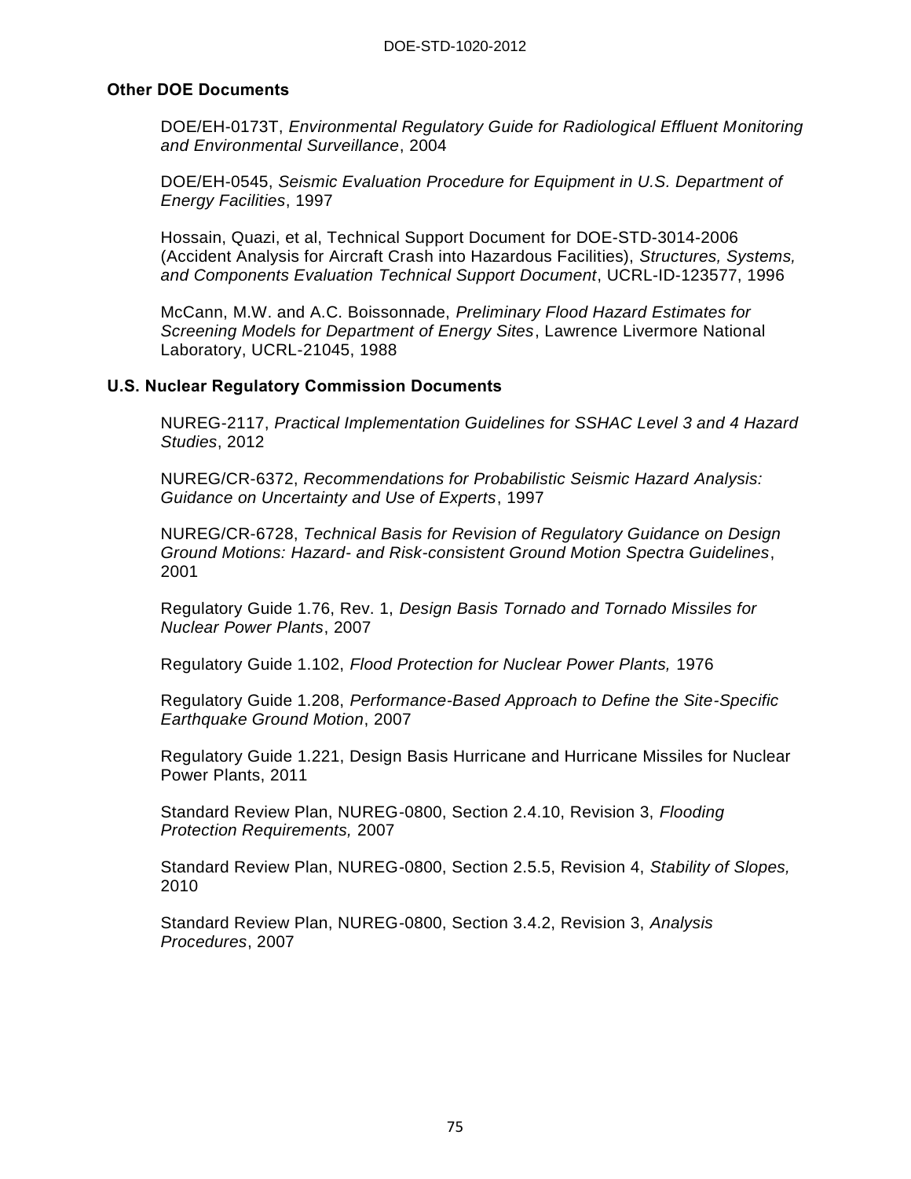### Other DOE Documents

DOE/EH-0173T, *Environmental Regulatory Guide for Radiological Effluent Monitoring and Environmental Surveillance*, 2004

DOE/EH-0545, *Seismic Evaluation Procedure for Equipment in U.S. Department of Energy Facilities*, 1997

Hossain, Quazi, et al, Technical Support Document for DOE-STD-3014-2006 (Accident Analysis for Aircraft Crash into Hazardous Facilities), *Structures, Systems, and Components Evaluation Technical Support Document*, UCRL-ID-123577, 1996

McCann, M.W. and A.C. Boissonnade, *Preliminary Flood Hazard Estimates for Screening Models for Department of Energy Sites*, Lawrence Livermore National Laboratory, UCRL-21045, 1988

### U.S. Nuclear Regulatory Commission Documents

NUREG-2117, *Practical Implementation Guidelines for SSHAC Level 3 and 4 Hazard Studies*, 2012

NUREG/CR-6372, *Recommendations for Probabilistic Seismic Hazard Analysis: Guidance on Uncertainty and Use of Experts*, 1997

NUREG/CR-6728, *Technical Basis for Revision of Regulatory Guidance on Design Ground Motions: Hazard- and Risk-consistent Ground Motion Spectra Guidelines*, 2001

Regulatory Guide 1.76, Rev. 1, *Design Basis Tornado and Tornado Missiles for Nuclear Power Plants*, 2007

Regulatory Guide 1.102, *Flood Protection for Nuclear Power Plants,* 1976

Regulatory Guide 1.208, *Performance-Based Approach to Define the Site-Specific Earthquake Ground Motion*, 2007

Regulatory Guide 1.221, Design Basis Hurricane and Hurricane Missiles for Nuclear Power Plants, 2011

Standard Review Plan, NUREG-0800, Section 2.4.10, Revision 3, *Flooding Protection Requirements,* 2007

Standard Review Plan, NUREG-0800, Section 2.5.5, Revision 4, *Stability of Slopes,* 2010

Standard Review Plan, NUREG-0800, Section 3.4.2, Revision 3, *Analysis Procedures*, 2007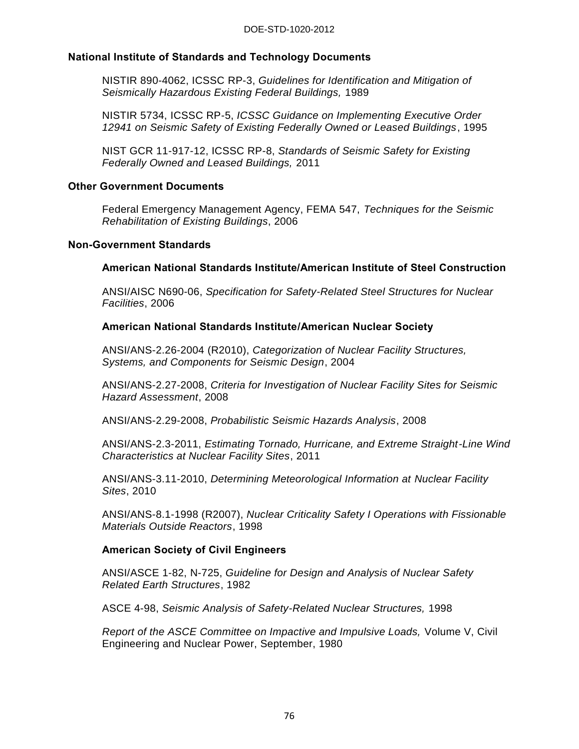**National Institute of Standards and Technology Documents**

NISTIR 890-4062, ICSSC RP-3, *Guidelines for Identification and Mitigation of Seismically Hazardous Existing Federal Buildings,* 1989

NISTIR 5734, ICSSC RP-5, *ICSSC Guidance on Implementing Executive Order 12941 on Seismic Safety of Existing Federally Owned or Leased Buildings*, 1995

NIST GCR 11-917-12, ICSSC RP-8, *Standards of Seismic Safety for Existing Federally Owned and Leased Buildings,* 2011

**Other Government Documents**

Federal Emergency Management Agency, FEMA 547, *Techniques for the Seismic Rehabilitation of Existing Buildings*, 2006

**Non-Government Standards**

**American National Standards Institute/American Institute of Steel Construction**

ANSI/AISC N690-06, *Specification for Safety-Related Steel Structures for Nuclear Facilities*, 2006

**American National Standards Institute/American Nuclear Society**

ANSI/ANS-2.26-2004 (R2010), *Categorization of Nuclear Facility Structures, Systems, and Components for Seismic Design*, 2004

ANSI/ANS-2.27-2008, *Criteria for Investigation of Nuclear Facility Sites for Seismic Hazard Assessment*, 2008

ANSI/ANS-2.29-2008, *Probabilistic Seismic Hazards Analysis*, 2008

ANSI/ANS-2.3-2011, *Estimating Tornado, Hurricane, and Extreme Straight-Line Wind Characteristics at Nuclear Facility Sites*, 2011

ANSI/ANS-3.11-2010, *Determining Meteorological Information at Nuclear Facility Sites*, 2010

ANSI/ANS-8.1-1998 (R2007), *Nuclear Criticality Safety I Operations with Fissionable Materials Outside Reactors*, 1998

**American Society of Civil Engineers**

ANSI/ASCE 1-82, N-725, *Guideline for Design and Analysis of Nuclear Safety Related Earth Structures*, 1982

ASCE 4-98, *Seismic Analysis of Safety-Related Nuclear Structures,* 1998

*Report of the ASCE Committee on Impactive and Impulsive Loads,* Volume V, Civil Engineering and Nuclear Power, September, 1980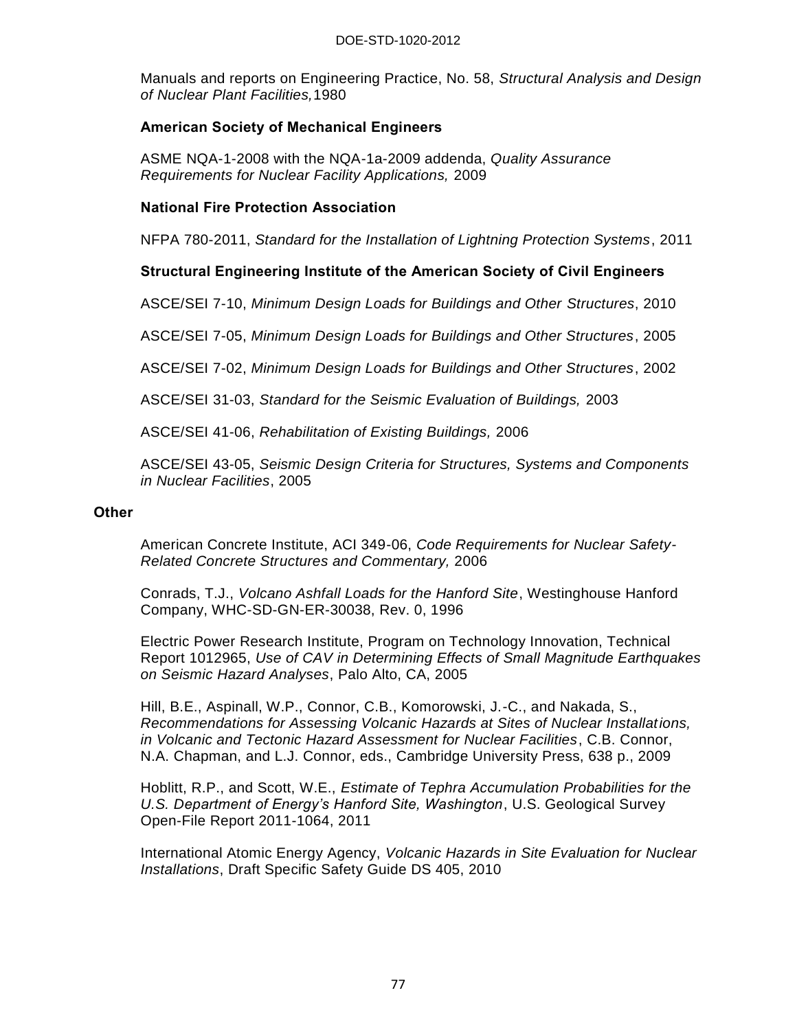Manuals and reports on Engineering Practice, No. 58, *Structural Analysis and Design of Nuclear Plant Facilities,* 1980

**American Society of Mechanical Engineers**

ASME NQA-1-2008 with the NQA-1a-2009 addenda, *Quality Assurance Requirements for Nuclear Facility Applications,* 2009

**National Fire Protection Association**

NFPA 780-2011, *Standard for the Installation of Lightning Protection Systems*, 2011

**Structural Engineering Institute of the American Society of Civil Engineers**

ASCE/SEI 7-10, *Minimum Design Loads for Buildings and Other Structures*, 2010

ASCE/SEI 7-05, *Minimum Design Loads for Buildings and Other Structures*, 2005

ASCE/SEI 7-02, *Minimum Design Loads for Buildings and Other Structures*, 2002

ASCE/SEI 31-03, *Standard for the Seismic Evaluation of Buildings,* 2003

ASCE/SEI 41-06, *Rehabilitation of Existing Buildings,* 2006

ASCE/SEI 43-05, *Seismic Design Criteria for Structures, Systems and Components in Nuclear Facilities*, 2005

**Other**

American Concrete Institute, ACI 349-06, *Code Requirements for Nuclear Safety-Related Concrete Structures and Commentary,* 2006

Conrads, T.J., *Volcano Ashfall Loads for the Hanford Site*, Westinghouse Hanford Company, WHC-SD-GN-ER-30038, Rev. 0, 1996

Electric Power Research Institute, Program on Technology Innovation, Technical Report 1012965, *Use of CAV in Determining Effects of Small Magnitude Earthquakes on Seismic Hazard Analyses*, Palo Alto, CA, 2005

Hill, B.E., Aspinall, W.P., Connor, C.B., Komorowski, J.-C., and Nakada, S., *Recommendations for Assessing Volcanic Hazards at Sites of Nuclear Installations, in Volcanic and Tectonic Hazard Assessment for Nuclear Facilities*, C.B. Connor, N.A. Chapman, and L.J. Connor, eds., Cambridge University Press, 638 p., 2009

Hoblitt, R.P., and Scott, W.E., *Estimate of Tephra Accumulation Probabilities for the U.S. Department of Energy's Hanford Site, Washington*, U.S. Geological Survey Open-File Report 2011-1064, 2011

International Atomic Energy Agency, *Volcanic Hazards in Site Evaluation for Nuclear Installations*, Draft Specific Safety Guide DS 405, 2010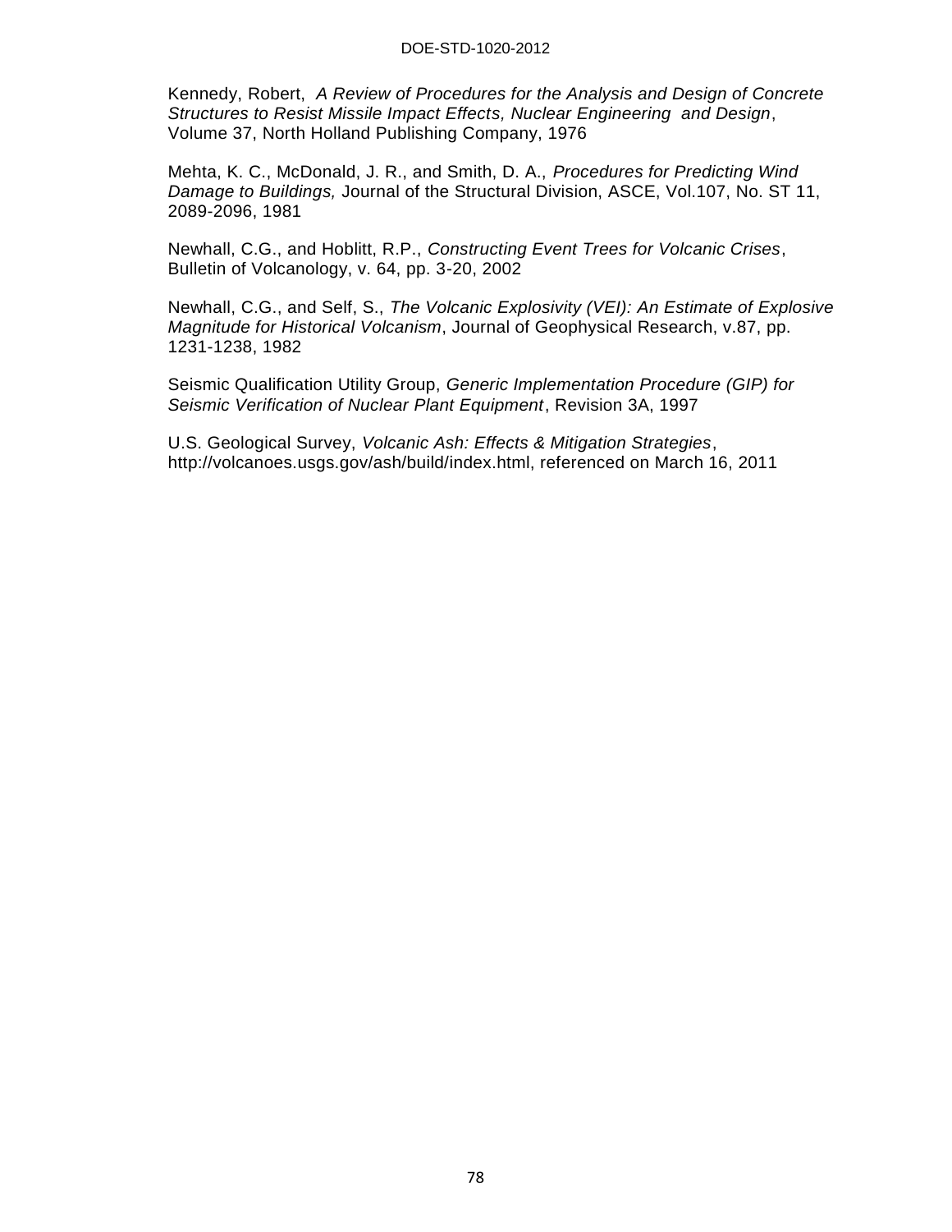Kennedy, Robert, *A Review of Procedures for the Analysis and Design of Concrete Structures to Resist Missile Impact Effects, Nuclear Engineering and Design*, Volume 37, North Holland Publishing Company, 1976

Mehta, K. C., McDonald, J. R., and Smith, D. A., *Procedures for Predicting Wind Damage to Buildings,* Journal of the Structural Division, ASCE, Vol.107, No. ST 11, 2089-2096, 1981

Newhall, C.G., and Hoblitt, R.P., *Constructing Event Trees for Volcanic Crises*, Bulletin of Volcanology, v. 64, pp. 3-20, 2002

Newhall, C.G., and Self, S., *The Volcanic Explosivity (VEI): An Estimate of Explosive Magnitude for Historical Volcanism*, Journal of Geophysical Research, v.87, pp. 1231-1238, 1982

Seismic Qualification Utility Group, *Generic Implementation Procedure (GIP) for Seismic Verification of Nuclear Plant Equipment*, Revision 3A, 1997

U.S. Geological Survey, *Volcanic Ash: Effects & Mitigation Strategies*, http://volcanoes.usgs.gov/ash/build/index.html, referenced on March 16, 2011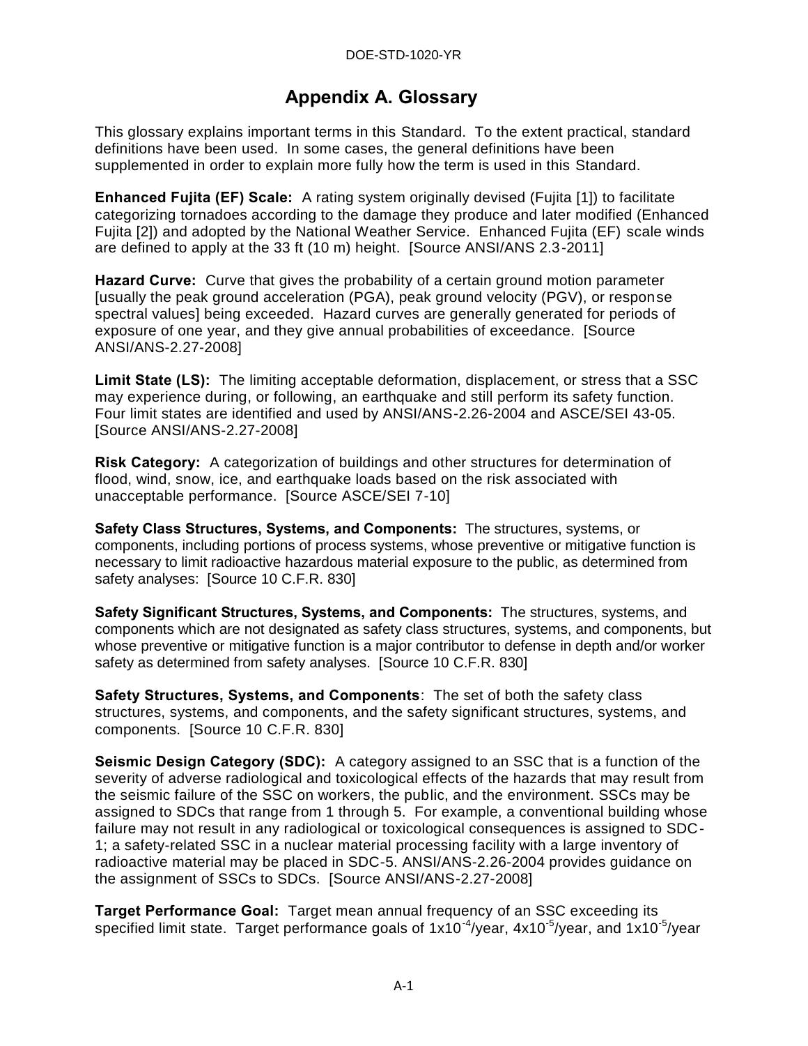# Appendix A. Glossary

This glossary explains important terms in this Standard. To the extent practical, standard definitions have been used. In some cases, the general definitions have been supplemented in order to explain more fully how the term is used in this Standard.

**Enhanced Fujita (EF) Scale:** A rating system originally devised (Fujita [1]) to facilitate categorizing tornadoes according to the damage they produce and later modified (Enhanced Fujita [2]) and adopted by the National Weather Service. Enhanced Fujita (EF) scale winds are defined to apply at the 33 ft (10 m) height. [Source ANSI/ANS 2.3-2011]

**Hazard Curve:** Curve that gives the probability of a certain ground motion parameter [usually the peak ground acceleration (PGA), peak ground velocity (PGV), or response spectral values] being exceeded. Hazard curves are generally generated for periods of exposure of one year, and they give annual probabilities of exceedance. [Source ANSI/ANS-2.27-2008]

**Limit State (LS):** The limiting acceptable deformation, displacement, or stress that a SSC may experience during, or following, an earthquake and still perform its safety function. Four limit states are identified and used by ANSI/ANS-2.26-2004 and ASCE/SEI 43-05. [Source ANSI/ANS-2.27-2008]

**Risk Category:** A categorization of buildings and other structures for determination of flood, wind, snow, ice, and earthquake loads based on the risk associated with unacceptable performance. [Source ASCE/SEI 7-10]

**Safety Class Structures, Systems, and Components:** The structures, systems, or components, including portions of process systems, whose preventive or mitigative function is necessary to limit radioactive hazardous material exposure to the public, as determined from safety analyses: [Source 10 C.F.R. 830]

**Safety Significant Structures, Systems, and Components:** The structures, systems, and components which are not designated as safety class structures, systems, and components, but whose preventive or mitigative function is a major contributor to defense in depth and/or worker safety as determined from safety analyses. [Source 10 C.F.R. 830]

**Safety Structures, Systems, and Components**: The set of both the safety class structures, systems, and components, and the safety significant structures, systems, and components. [Source 10 C.F.R. 830]

**Seismic Design Category (SDC):** A category assigned to an SSC that is a function of the severity of adverse radiological and toxicological effects of the hazards that may result from the seismic failure of the SSC on workers, the public, and the environment. SSCs may be assigned to SDCs that range from 1 through 5. For example, a conventional building whose failure may not result in any radiological or toxicological consequences is assigned to SDC-1; a safety-related SSC in a nuclear material processing facility with a large inventory of radioactive material may be placed in SDC-5. ANSI/ANS-2.26-2004 provides guidance on the assignment of SSCs to SDCs. [Source ANSI/ANS-2.27-2008]

**Target Performance Goal:** Target mean annual frequency of an SSC exceeding its specified limit state. Target performance goals of $1x10^{-4}$/year, $4x10^{-5}$/year, and $1x10^{-5}$/year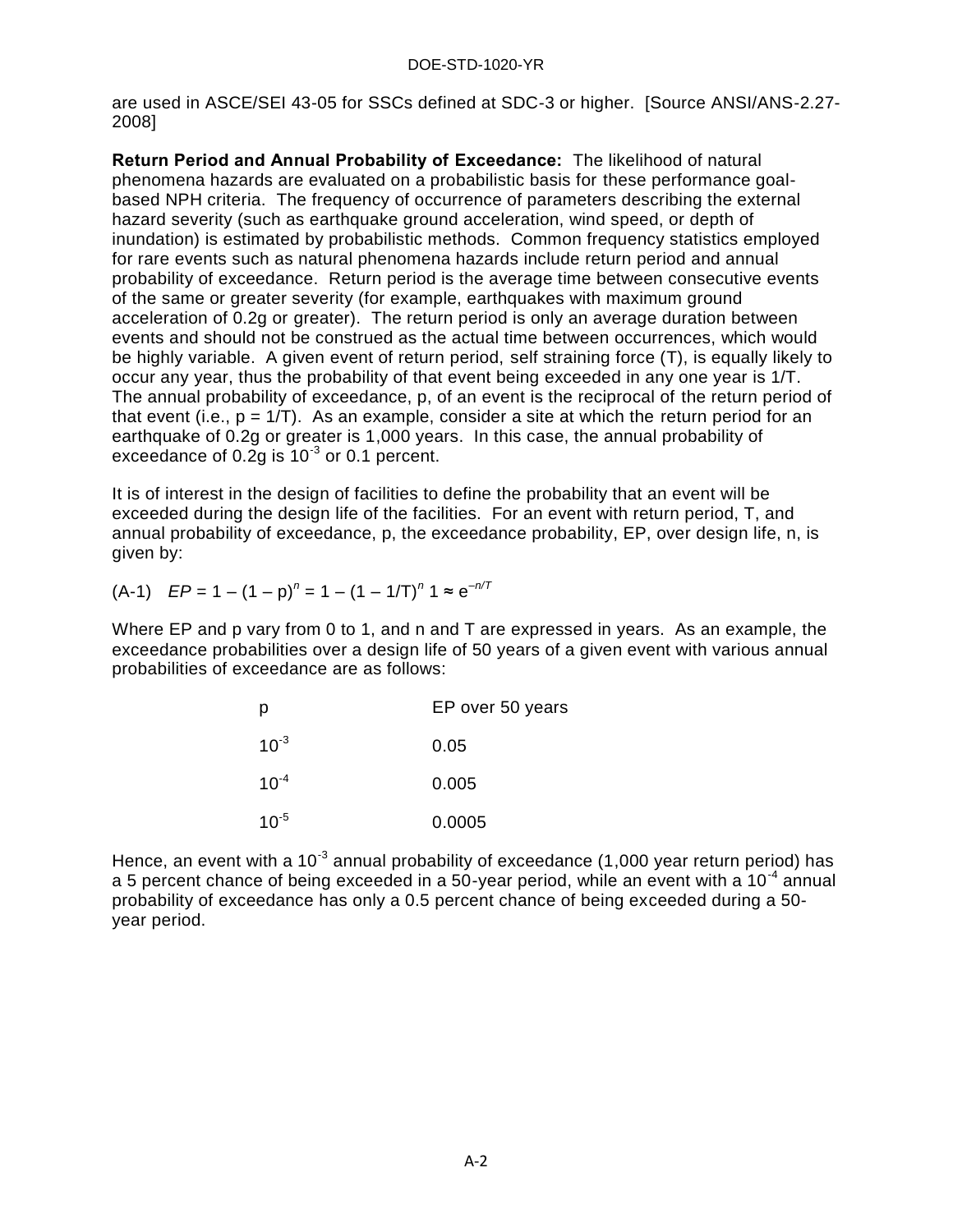are used in ASCE/SEI 43-05 for SSCs defined at SDC-3 or higher. [Source ANSI/ANS-2.27-2008]

**Return Period and Annual Probability of Exceedance:** The likelihood of natural phenomena hazards are evaluated on a probabilistic basis for these performance goal-based NPH criteria. The frequency of occurrence of parameters describing the external hazard severity (such as earthquake ground acceleration, wind speed, or depth of inundation) is estimated by probabilistic methods. Common frequency statistics employed for rare events such as natural phenomena hazards include return period and annual probability of exceedance. Return period is the average time between consecutive events of the same or greater severity (for example, earthquakes with maximum ground acceleration of 0.2g or greater). The return period is only an average duration between events and should not be construed as the actual time between occurrences, which would be highly variable. A given event of return period, self straining force (T), is equally likely to occur any year, thus the probability of that event being exceeded in any one year is 1/T. The annual probability of exceedance, p, of an event is the reciprocal of the return period of that event (i.e., $p = 1/T$). As an example, consider a site at which the return period for an earthquake of 0.2g or greater is 1,000 years. In this case, the annual probability of exceedance of 0.2g is $10^{-3}$ or 0.1 percent.

It is of interest in the design of facilities to define the probability that an event will be exceeded during the design life of the facilities. For an event with return period, T, and annual probability of exceedance, p, the exceedance probability, EP, over design life, n, is given by:

(A-1) $EP = 1 - (1 - p)^n = 1 - (1 - 1/T)^n \; 1 \approx e^{-n/T}$

Where EP and p vary from 0 to 1, and n and T are expressed in years. As an example, the exceedance probabilities over a design life of 50 years of a given event with various annual probabilities of exceedance are as follows:

| p | EP over 50 years |
|---|---|
| $10^{-3}$ | 0.05 |
| $10^{-4}$ | 0.005 |
| $10^{-5}$ | 0.0005 |

Hence, an event with a $10^{-3}$ annual probability of exceedance (1,000 year return period) has a 5 percent chance of being exceeded in a 50-year period, while an event with a $10^{-4}$ annual probability of exceedance has only a 0.5 percent chance of being exceeded during a 50-year period.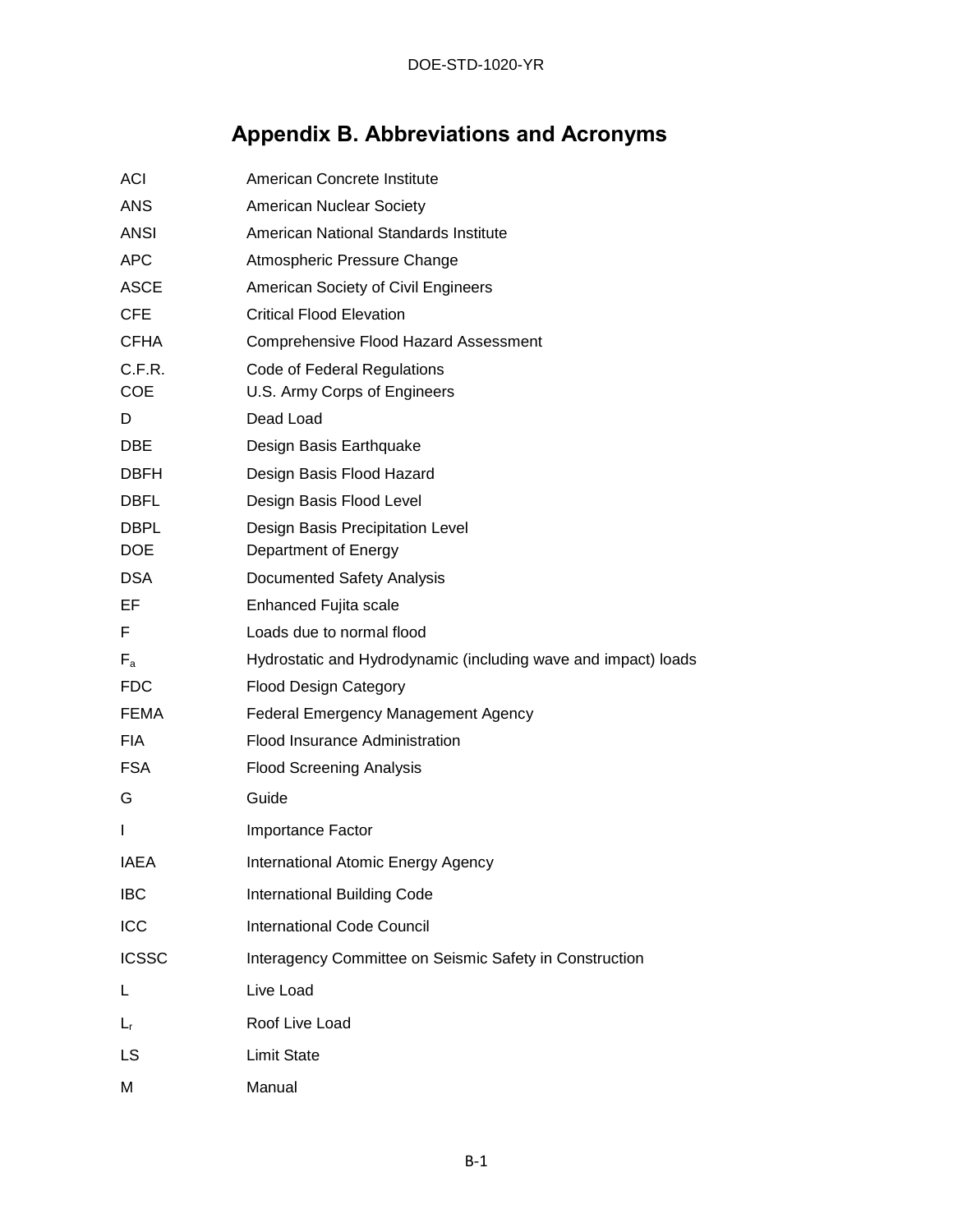# Appendix B. Abbreviations and Acronyms

| | |
|---|---|
| ACI | American Concrete Institute |
| ANS | American Nuclear Society |
| ANSI | American National Standards Institute |
| APC | Atmospheric Pressure Change |
| ASCE | American Society of Civil Engineers |
| CFE | Critical Flood Elevation |
| CFHA | Comprehensive Flood Hazard Assessment |
| C.F.R. | Code of Federal Regulations |
| COE | U.S. Army Corps of Engineers |
| D | Dead Load |
| DBE | Design Basis Earthquake |
| DBFH | Design Basis Flood Hazard |
| DBFL | Design Basis Flood Level |
| DBPL | Design Basis Precipitation Level |
| DOE | Department of Energy |
| DSA | Documented Safety Analysis |
| EF | Enhanced Fujita scale |
| F | Loads due to normal flood |
| $F_a$ | Hydrostatic and Hydrodynamic (including wave and impact) loads |
| FDC | Flood Design Category |
| FEMA | Federal Emergency Management Agency |
| FIA | Flood Insurance Administration |
| FSA | Flood Screening Analysis |
| G | Guide |
| I | Importance Factor |
| IAEA | International Atomic Energy Agency |
| IBC | International Building Code |
| ICC | International Code Council |
| ICSSC | Interagency Committee on Seismic Safety in Construction |
| L | Live Load |
| $L_r$ | Roof Live Load |
| LS | Limit State |
| M | Manual |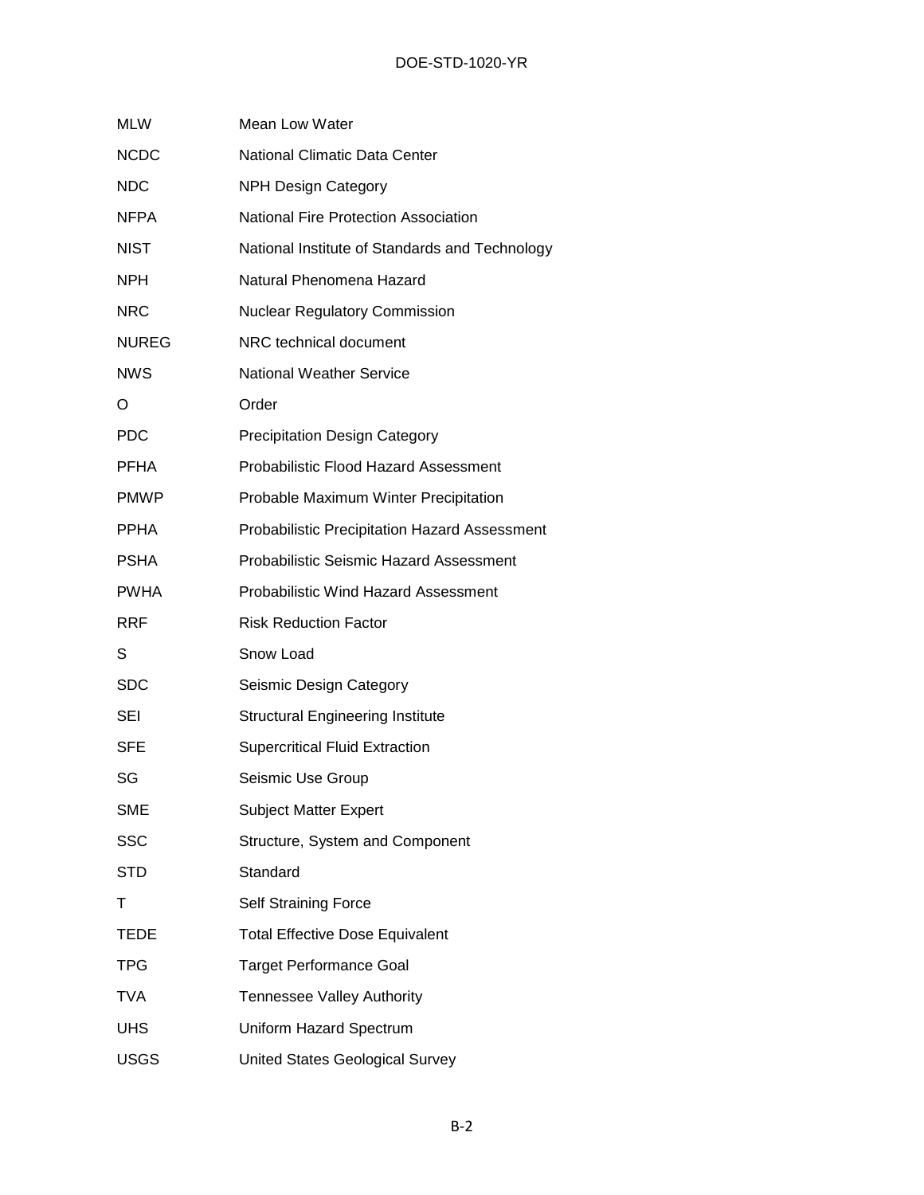| | |
|---|---|
| MLW | Mean Low Water |
| NCDC | National Climatic Data Center |
| NDC | NPH Design Category |
| NFPA | National Fire Protection Association |
| NIST | National Institute of Standards and Technology |
| NPH | Natural Phenomena Hazard |
| NRC | Nuclear Regulatory Commission |
| NUREG | NRC technical document |
| NWS | National Weather Service |
| O | Order |
| PDC | Precipitation Design Category |
| PFHA | Probabilistic Flood Hazard Assessment |
| PMWP | Probable Maximum Winter Precipitation |
| PPHA | Probabilistic Precipitation Hazard Assessment |
| PSHA | Probabilistic Seismic Hazard Assessment |
| PWHA | Probabilistic Wind Hazard Assessment |
| RRF | Risk Reduction Factor |
| S | Snow Load |
| SDC | Seismic Design Category |
| SEI | Structural Engineering Institute |
| SFE | Supercritical Fluid Extraction |
| SG | Seismic Use Group |
| SME | Subject Matter Expert |
| SSC | Structure, System and Component |
| STD | Standard |
| T | Self Straining Force |
| TEDE | Total Effective Dose Equivalent |
| TPG | Target Performance Goal |
| TVA | Tennessee Valley Authority |
| UHS | Uniform Hazard Spectrum |
| USGS | United States Geological Survey |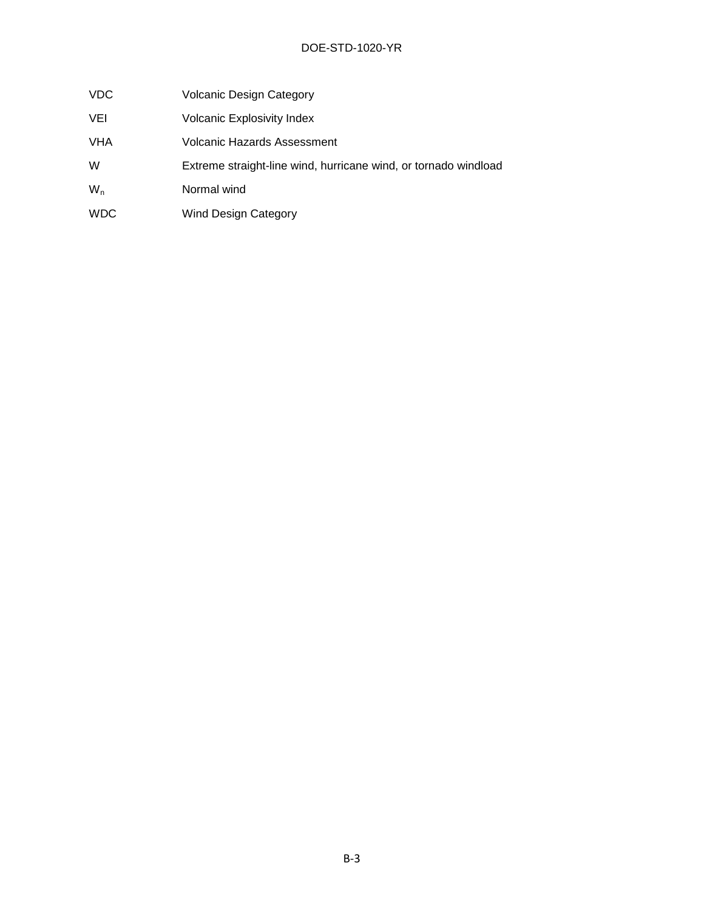| | |
|---|---|
| VDC | Volcanic Design Category |
| VEI | Volcanic Explosivity Index |
| VHA | Volcanic Hazards Assessment |
| W | Extreme straight-line wind, hurricane wind, or tornado windload |
| $W_n$ | Normal wind |
| WDC | Wind Design Category |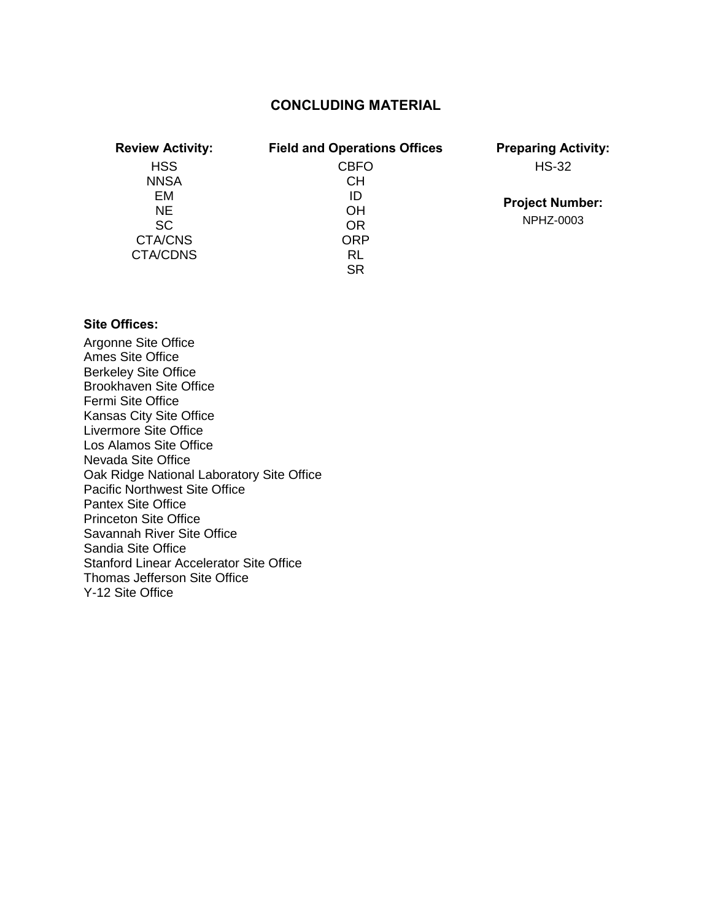# CONCLUDING MATERIAL

| Review Activity: | Field and Operations Offices | Preparing Activity: |
|---|---|---|
| HSS | CBFO | HS-32 |
| NNSA | CH | |
| EM | ID | **Project Number:** |
| NE | OH | NPHZ-0003 |
| SC | OR | |
| CTA/CNS | ORP | |
| CTA/CDNS | RL | |
| | SR | |

**Site Offices:**

Argonne Site Office
Ames Site Office
Berkeley Site Office
Brookhaven Site Office
Fermi Site Office
Kansas City Site Office
Livermore Site Office
Los Alamos Site Office
Nevada Site Office
Oak Ridge National Laboratory Site Office
Pacific Northwest Site Office
Pantex Site Office
Princeton Site Office
Savannah River Site Office
Sandia Site Office
Stanford Linear Accelerator Site Office
Thomas Jefferson Site Office
Y-12 Site Office